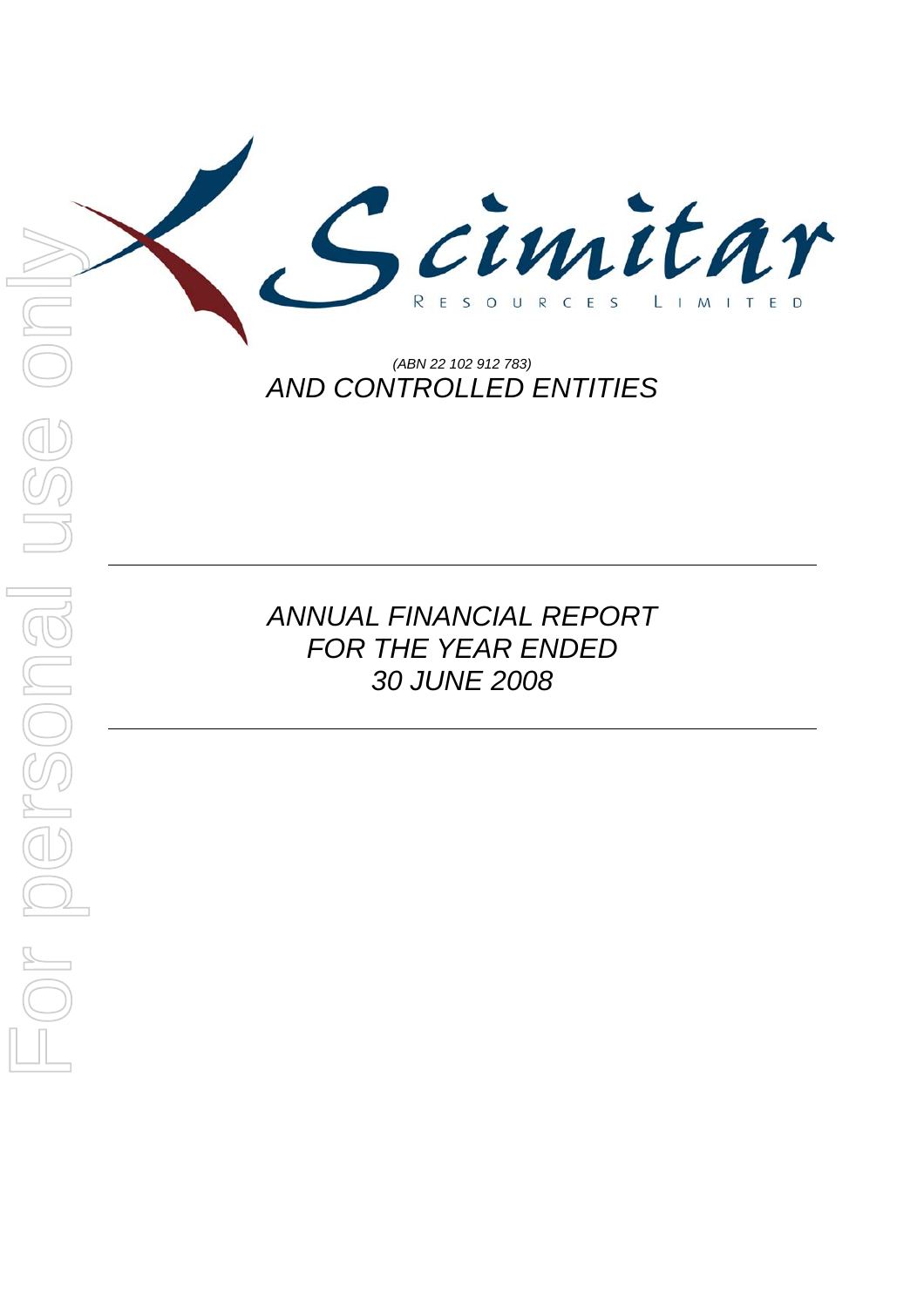Scimitar Resources Limited

*(ABN 22 102 912 783)*

*AND CONTROLLED ENTITIES*

---

# *ANNUAL FINANCIAL REPORT FOR THE YEAR ENDED 30 JUNE 2008*

---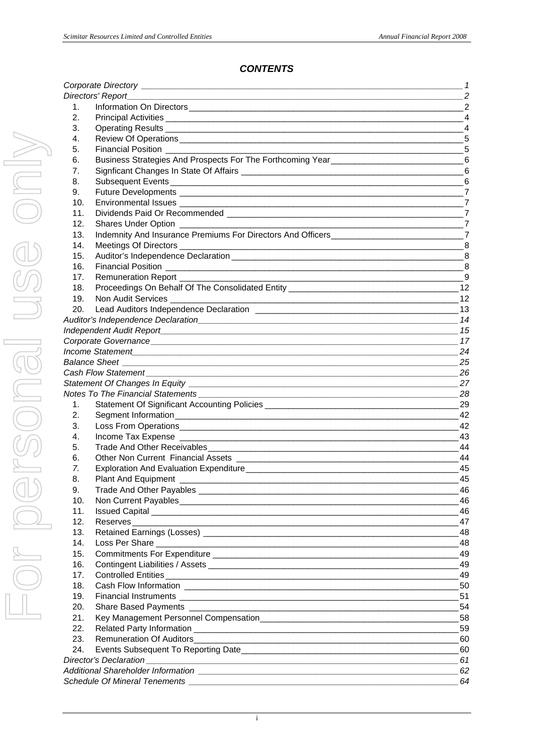## *CONTENTS*

| | | |
|---|---|---|
| *Corporate Directory* | | *1* |
| *Directors' Report* | | *2* |
| 1. | Information On Directors | 2 |
| 2. | Principal Activities | 4 |
| 3. | Operating Results | 4 |
| 4. | Review Of Operations | 5 |
| 5. | Financial Position | 5 |
| 6. | Business Strategies And Prospects For The Forthcoming Year | 6 |
| 7. | Signficant Changes In State Of Affairs | 6 |
| 8. | Subsequent Events | 6 |
| 9. | Future Developments | 7 |
| 10. | Environmental Issues | 7 |
| 11. | Dividends Paid Or Recommended | 7 |
| 12. | Shares Under Option | 7 |
| 13. | Indemnity And Insurance Premiums For Directors And Officers | 7 |
| 14. | Meetings Of Directors | 8 |
| 15. | Auditor's Independence Declaration | 8 |
| 16. | Financial Position | 8 |
| 17. | Remuneration Report | 9 |
| 18. | Proceedings On Behalf Of The Consolidated Entity | 12 |
| 19. | Non Audit Services | 12 |
| 20. | Lead Auditors Independence Declaration | 13 |
| *Auditor's Independence Declaration* | | *14* |
| *Independent Audit Report* | | *15* |
| *Corporate Governance* | | *17* |
| *Income Statement* | | *24* |
| *Balance Sheet* | | *25* |
| *Cash Flow Statement* | | *26* |
| *Statement Of Changes In Equity* | | *27* |
| *Notes To The Financial Statements* | | *28* |
| 1. | Statement Of Significant Accounting Policies | 29 |
| 2. | Segment Information | 42 |
| 3. | Loss From Operations | 42 |
| 4. | Income Tax Expense | 43 |
| 5. | Trade And Other Receivables | 44 |
| 6. | Other Non Current Financial Assets | 44 |
| 7. | Exploration And Evaluation Expenditure | 45 |
| 8. | Plant And Equipment | 45 |
| 9. | Trade And Other Payables | 46 |
| 10. | Non Current Payables | 46 |
| 11. | Issued Capital | 46 |
| 12. | Reserves | 47 |
| 13. | Retained Earnings (Losses) | 48 |
| 14. | Loss Per Share | 48 |
| 15. | Commitments For Expenditure | 49 |
| 16. | Contingent Liabilities / Assets | 49 |
| 17. | Controlled Entities | 49 |
| 18. | Cash Flow Information | 50 |
| 19. | Financial Instruments | 51 |
| 20. | Share Based Payments | 54 |
| 21. | Key Management Personnel Compensation | 58 |
| 22. | Related Party Information | 59 |
| 23. | Remuneration Of Auditors | 60 |
| 24. | Events Subsequent To Reporting Date | 60 |
| *Director's Declaration* | | *61* |
| *Additional Shareholder Information* | | *62* |
| *Schedule Of Mineral Tenements* | | *64* |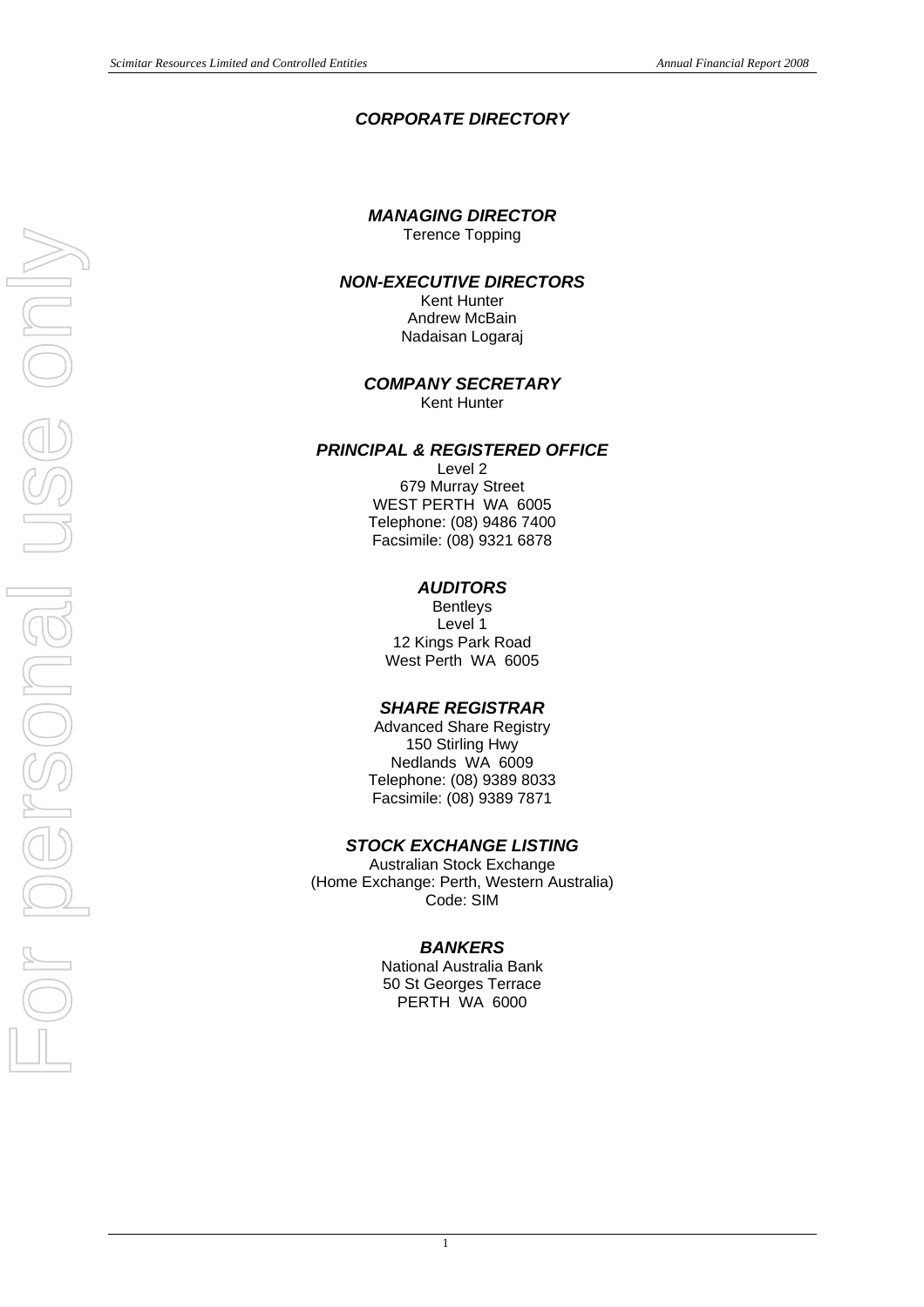# *CORPORATE DIRECTORY*

### *MANAGING DIRECTOR*
Terence Topping

### *NON-EXECUTIVE DIRECTORS*
Kent Hunter
Andrew McBain
Nadaisan Logaraj

### *COMPANY SECRETARY*
Kent Hunter

### *PRINCIPAL & REGISTERED OFFICE*
Level 2
679 Murray Street
WEST PERTH WA 6005
Telephone: (08) 9486 7400
Facsimile: (08) 9321 6878

### *AUDITORS*
Bentleys
Level 1
12 Kings Park Road
West Perth WA 6005

### *SHARE REGISTRAR*
Advanced Share Registry
150 Stirling Hwy
Nedlands WA 6009
Telephone: (08) 9389 8033
Facsimile: (08) 9389 7871

### *STOCK EXCHANGE LISTING*
Australian Stock Exchange
(Home Exchange: Perth, Western Australia)
Code: SIM

### *BANKERS*
National Australia Bank
50 St Georges Terrace
PERTH WA 6000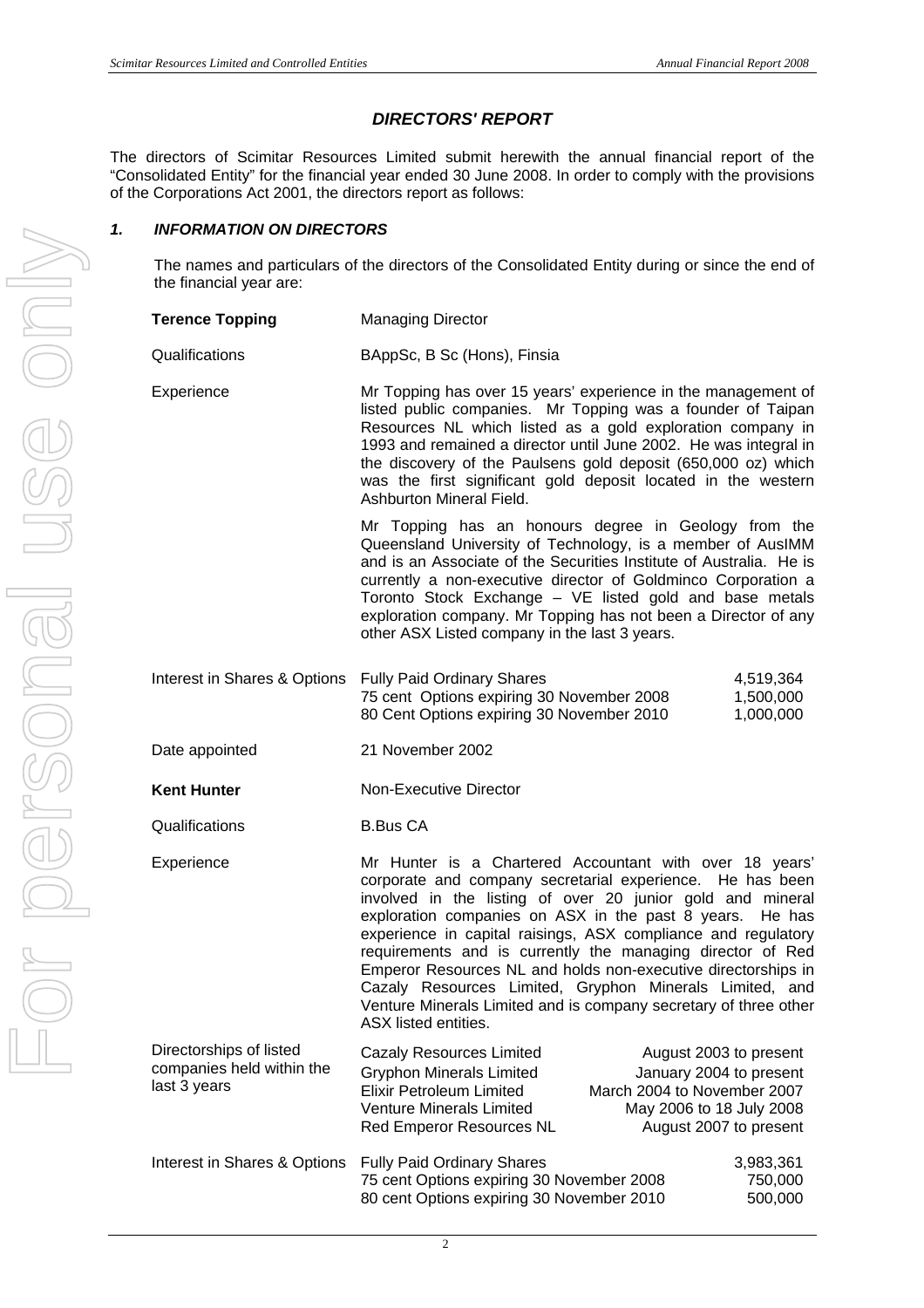## DIRECTORS' REPORT

The directors of Scimitar Resources Limited submit herewith the annual financial report of the "Consolidated Entity" for the financial year ended 30 June 2008. In order to comply with the provisions of the Corporations Act 2001, the directors report as follows:

### 1. INFORMATION ON DIRECTORS

The names and particulars of the directors of the Consolidated Entity during or since the end of the financial year are:

**Terence Topping** — Managing Director

Qualifications: BAppSc, B Sc (Hons), Finsia

Experience: Mr Topping has over 15 years' experience in the management of listed public companies. Mr Topping was a founder of Taipan Resources NL which listed as a gold exploration company in 1993 and remained a director until June 2002. He was integral in the discovery of the Paulsens gold deposit (650,000 oz) which was the first significant gold deposit located in the western Ashburton Mineral Field.

Mr Topping has an honours degree in Geology from the Queensland University of Technology, is a member of AusIMM and is an Associate of the Securities Institute of Australia. He is currently a non-executive director of Goldminco Corporation a Toronto Stock Exchange – VE listed gold and base metals exploration company. Mr Topping has not been a Director of any other ASX Listed company in the last 3 years.

Interest in Shares & Options:

| | |
|---|---|
| Fully Paid Ordinary Shares | 4,519,364 |
| 75 cent Options expiring 30 November 2008 | 1,500,000 |
| 80 Cent Options expiring 30 November 2010 | 1,000,000 |

Date appointed: 21 November 2002

**Kent Hunter** — Non-Executive Director

Qualifications: B.Bus CA

Experience: Mr Hunter is a Chartered Accountant with over 18 years' corporate and company secretarial experience. He has been involved in the listing of over 20 junior gold and mineral exploration companies on ASX in the past 8 years. He has experience in capital raisings, ASX compliance and regulatory requirements and is currently the managing director of Red Emperor Resources NL and holds non-executive directorships in Cazaly Resources Limited, Gryphon Minerals Limited, and Venture Minerals Limited and is company secretary of three other ASX listed entities.

Directorships of listed companies held within the last 3 years:

| | |
|---|---|
| Cazaly Resources Limited | August 2003 to present |
| Gryphon Minerals Limited | January 2004 to present |
| Elixir Petroleum Limited | March 2004 to November 2007 |
| Venture Minerals Limited | May 2006 to 18 July 2008 |
| Red Emperor Resources NL | August 2007 to present |

Interest in Shares & Options:

| | |
|---|---|
| Fully Paid Ordinary Shares | 3,983,361 |
| 75 cent Options expiring 30 November 2008 | 750,000 |
| 80 cent Options expiring 30 November 2010 | 500,000 |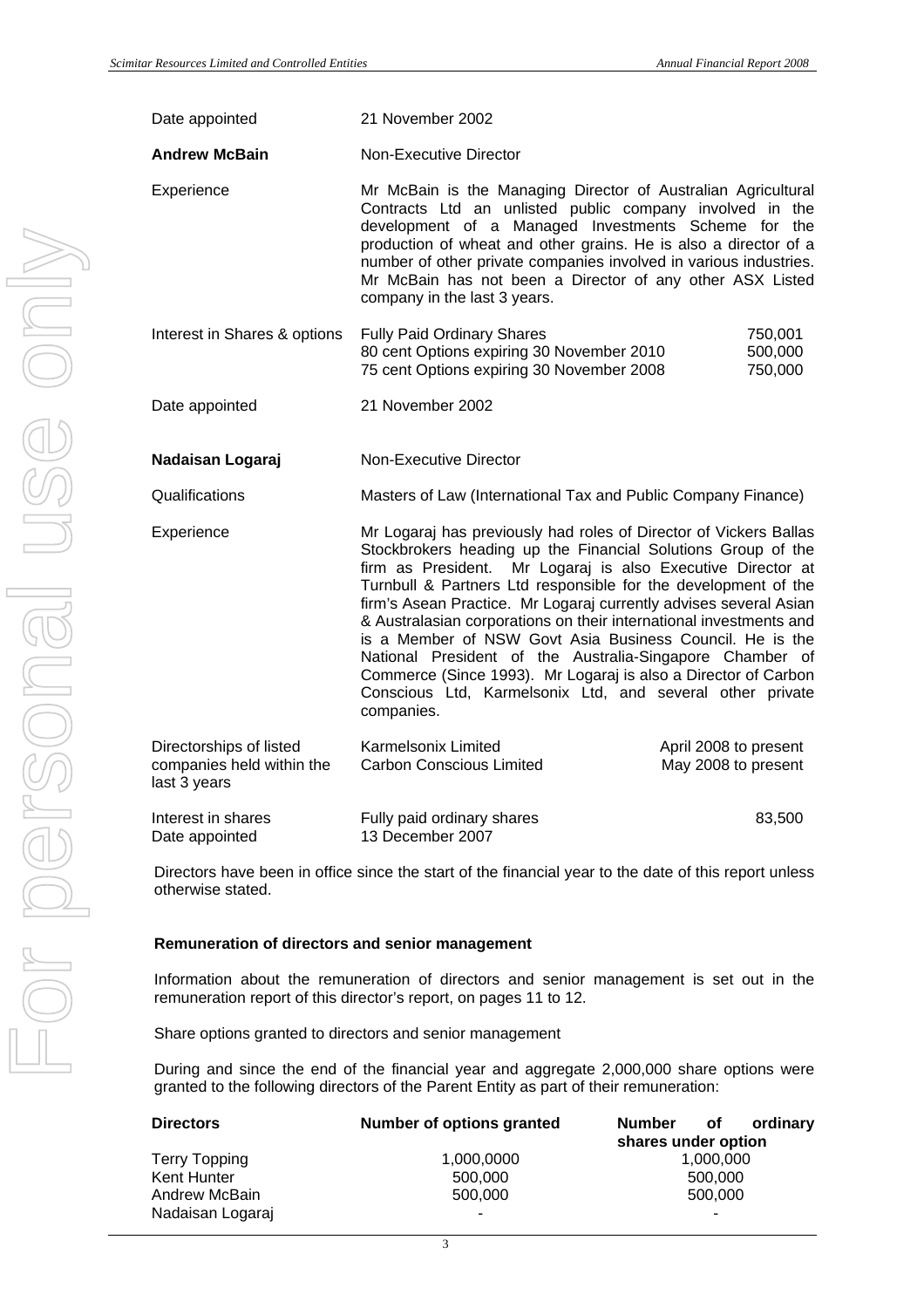| | |
|---|---|
| Date appointed | 21 November 2002 |

| | |
|---|---|
| **Andrew McBain** | Non-Executive Director |
| Experience | Mr McBain is the Managing Director of Australian Agricultural Contracts Ltd an unlisted public company involved in the development of a Managed Investments Scheme for the production of wheat and other grains. He is also a director of a number of other private companies involved in various industries. Mr McBain has not been a Director of any other ASX Listed company in the last 3 years. |

| | | |
|---|---|---|
| Interest in Shares & options | Fully Paid Ordinary Shares | 750,001 |
| | 80 cent Options expiring 30 November 2010 | 500,000 |
| | 75 cent Options expiring 30 November 2008 | 750,000 |
| Date appointed | 21 November 2002 | |

| | |
|---|---|
| **Nadaisan Logaraj** | Non-Executive Director |
| Qualifications | Masters of Law (International Tax and Public Company Finance) |
| Experience | Mr Logaraj has previously had roles of Director of Vickers Ballas Stockbrokers heading up the Financial Solutions Group of the firm as President. Mr Logaraj is also Executive Director at Turnbull & Partners Ltd responsible for the development of the firm's Asean Practice. Mr Logaraj currently advises several Asian & Australasian corporations on their international investments and is a Member of NSW Govt Asia Business Council. He is the National President of the Australia-Singapore Chamber of Commerce (Since 1993). Mr Logaraj is also a Director of Carbon Conscious Ltd, Karmelsonix Ltd, and several other private companies. |

| | | |
|---|---|---|
| Directorships of listed companies held within the last 3 years | Karmelsonix Limited | April 2008 to present |
| | Carbon Conscious Limited | May 2008 to present |
| Interest in shares | Fully paid ordinary shares | 83,500 |
| Date appointed | 13 December 2007 | |

Directors have been in office since the start of the financial year to the date of this report unless otherwise stated.

**Remuneration of directors and senior management**

Information about the remuneration of directors and senior management is set out in the remuneration report of this director's report, on pages 11 to 12.

Share options granted to directors and senior management

During and since the end of the financial year and aggregate 2,000,000 share options were granted to the following directors of the Parent Entity as part of their remuneration:

| Directors | Number of options granted | Number of ordinary shares under option |
|---|---|---|
| Terry Topping | 1,000,0000 | 1,000,000 |
| Kent Hunter | 500,000 | 500,000 |
| Andrew McBain | 500,000 | 500,000 |
| Nadaisan Logaraj | - | - |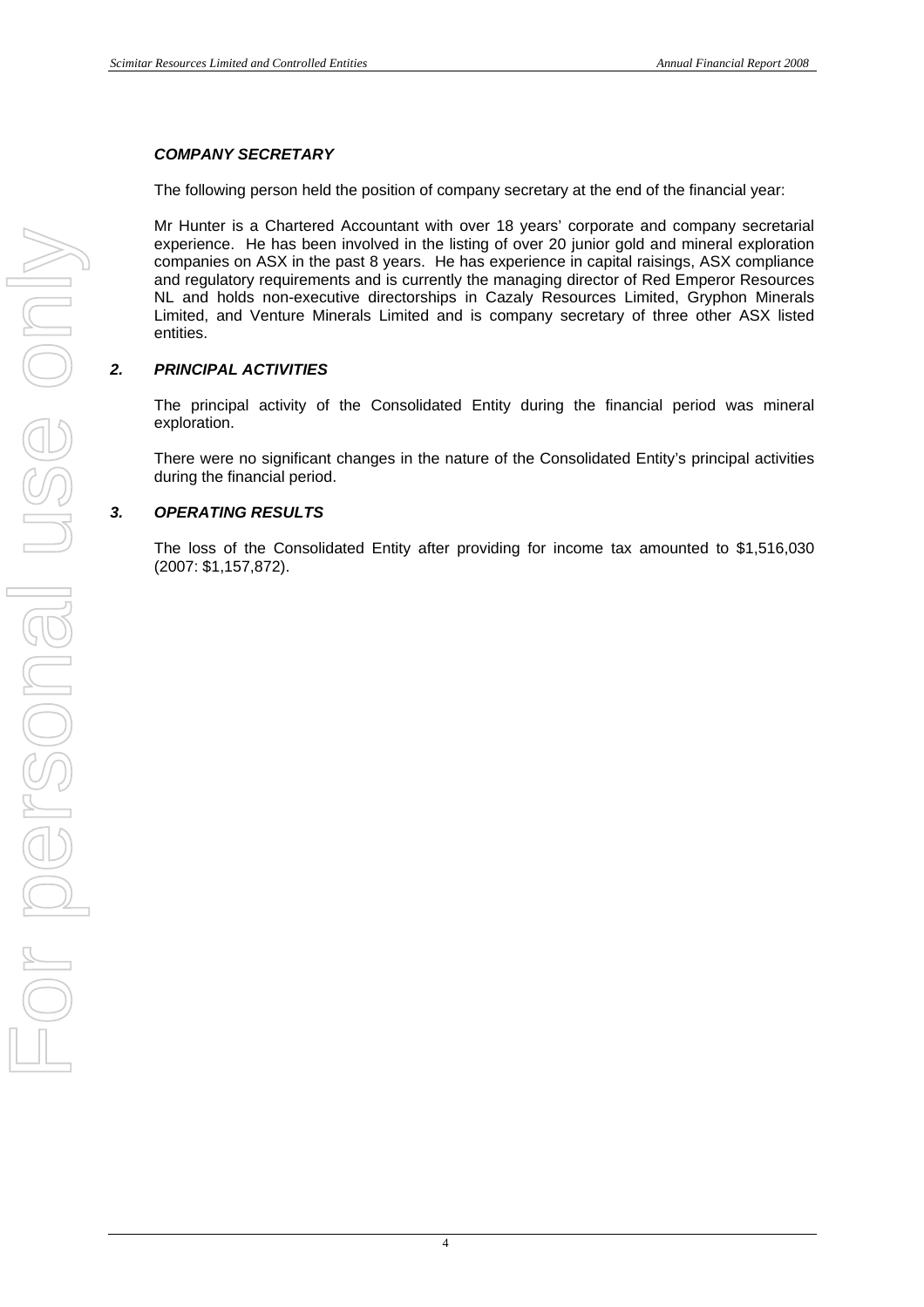***COMPANY SECRETARY***

The following person held the position of company secretary at the end of the financial year:

Mr Hunter is a Chartered Accountant with over 18 years' corporate and company secretarial experience. He has been involved in the listing of over 20 junior gold and mineral exploration companies on ASX in the past 8 years. He has experience in capital raisings, ASX compliance and regulatory requirements and is currently the managing director of Red Emperor Resources NL and holds non-executive directorships in Cazaly Resources Limited, Gryphon Minerals Limited, and Venture Minerals Limited and is company secretary of three other ASX listed entities.

## ***2. PRINCIPAL ACTIVITIES***

The principal activity of the Consolidated Entity during the financial period was mineral exploration.

There were no significant changes in the nature of the Consolidated Entity's principal activities during the financial period.

## ***3. OPERATING RESULTS***

The loss of the Consolidated Entity after providing for income tax amounted to $1,516,030 (2007: $1,157,872).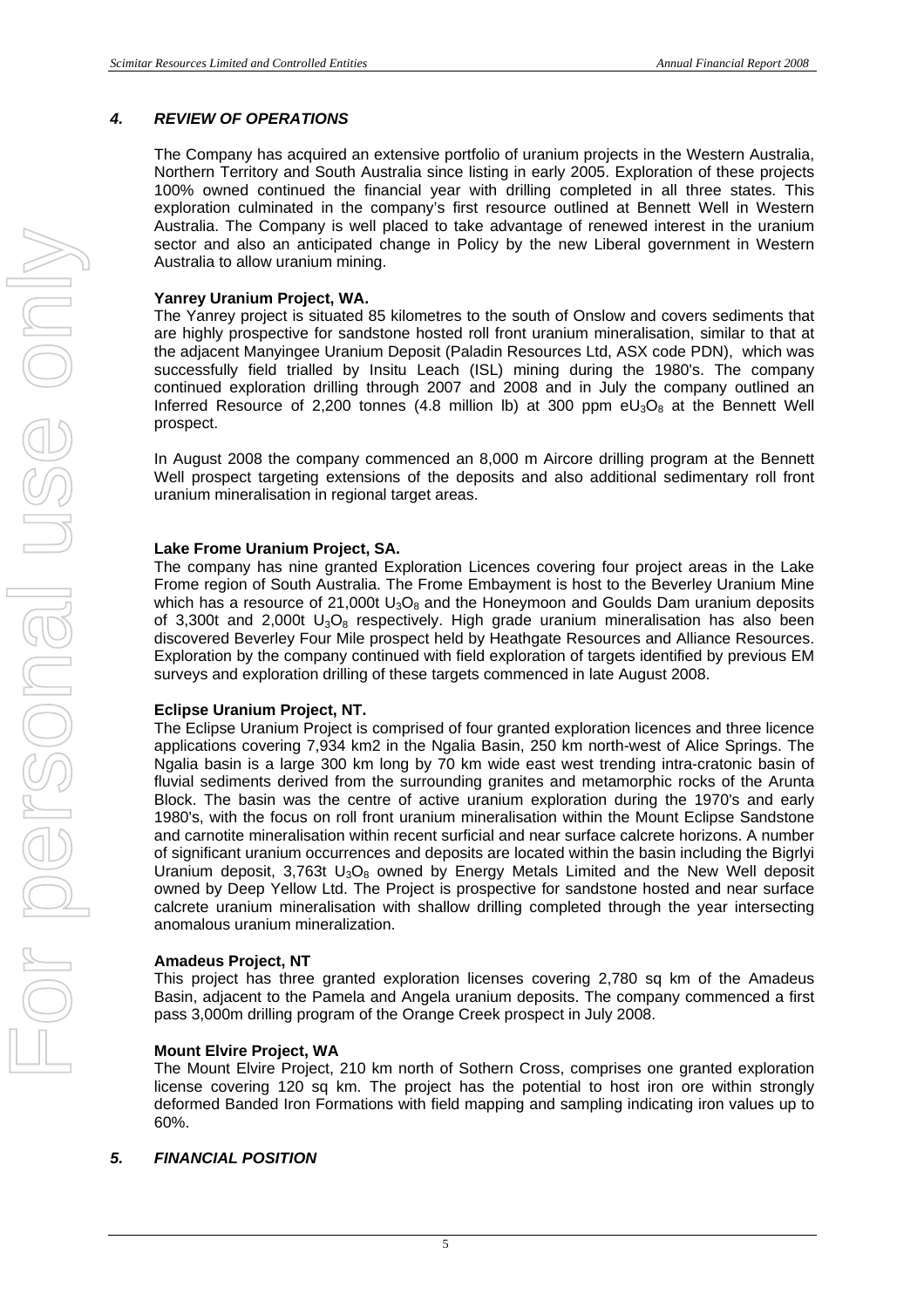## 4. REVIEW OF OPERATIONS

The Company has acquired an extensive portfolio of uranium projects in the Western Australia, Northern Territory and South Australia since listing in early 2005. Exploration of these projects 100% owned continued the financial year with drilling completed in all three states. This exploration culminated in the company's first resource outlined at Bennett Well in Western Australia. The Company is well placed to take advantage of renewed interest in the uranium sector and also an anticipated change in Policy by the new Liberal government in Western Australia to allow uranium mining.

**Yanrey Uranium Project, WA.**

The Yanrey project is situated 85 kilometres to the south of Onslow and covers sediments that are highly prospective for sandstone hosted roll front uranium mineralisation, similar to that at the adjacent Manyingee Uranium Deposit (Paladin Resources Ltd, ASX code PDN), which was successfully field trialled by Insitu Leach (ISL) mining during the 1980's. The company continued exploration drilling through 2007 and 2008 and in July the company outlined an Inferred Resource of 2,200 tonnes (4.8 million lb) at 300 ppm $eU_3O_8$ at the Bennett Well prospect.

In August 2008 the company commenced an 8,000 m Aircore drilling program at the Bennett Well prospect targeting extensions of the deposits and also additional sedimentary roll front uranium mineralisation in regional target areas.

**Lake Frome Uranium Project, SA.**

The company has nine granted Exploration Licences covering four project areas in the Lake Frome region of South Australia. The Frome Embayment is host to the Beverley Uranium Mine which has a resource of 21,000t $U_3O_8$ and the Honeymoon and Goulds Dam uranium deposits of 3,300t and 2,000t $U_3O_8$ respectively. High grade uranium mineralisation has also been discovered Beverley Four Mile prospect held by Heathgate Resources and Alliance Resources. Exploration by the company continued with field exploration of targets identified by previous EM surveys and exploration drilling of these targets commenced in late August 2008.

**Eclipse Uranium Project, NT.**

The Eclipse Uranium Project is comprised of four granted exploration licences and three licence applications covering 7,934 km2 in the Ngalia Basin, 250 km north-west of Alice Springs. The Ngalia basin is a large 300 km long by 70 km wide east west trending intra-cratonic basin of fluvial sediments derived from the surrounding granites and metamorphic rocks of the Arunta Block. The basin was the centre of active uranium exploration during the 1970's and early 1980's, with the focus on roll front uranium mineralisation within the Mount Eclipse Sandstone and carnotite mineralisation within recent surficial and near surface calcrete horizons. A number of significant uranium occurrences and deposits are located within the basin including the Bigrlyi Uranium deposit, 3,763t $U_3O_8$ owned by Energy Metals Limited and the New Well deposit owned by Deep Yellow Ltd. The Project is prospective for sandstone hosted and near surface calcrete uranium mineralisation with shallow drilling completed through the year intersecting anomalous uranium mineralization.

**Amadeus Project, NT**

This project has three granted exploration licenses covering 2,780 sq km of the Amadeus Basin, adjacent to the Pamela and Angela uranium deposits. The company commenced a first pass 3,000m drilling program of the Orange Creek prospect in July 2008.

**Mount Elvire Project, WA**

The Mount Elvire Project, 210 km north of Sothern Cross, comprises one granted exploration license covering 120 sq km. The project has the potential to host iron ore within strongly deformed Banded Iron Formations with field mapping and sampling indicating iron values up to 60%.

## 5. FINANCIAL POSITION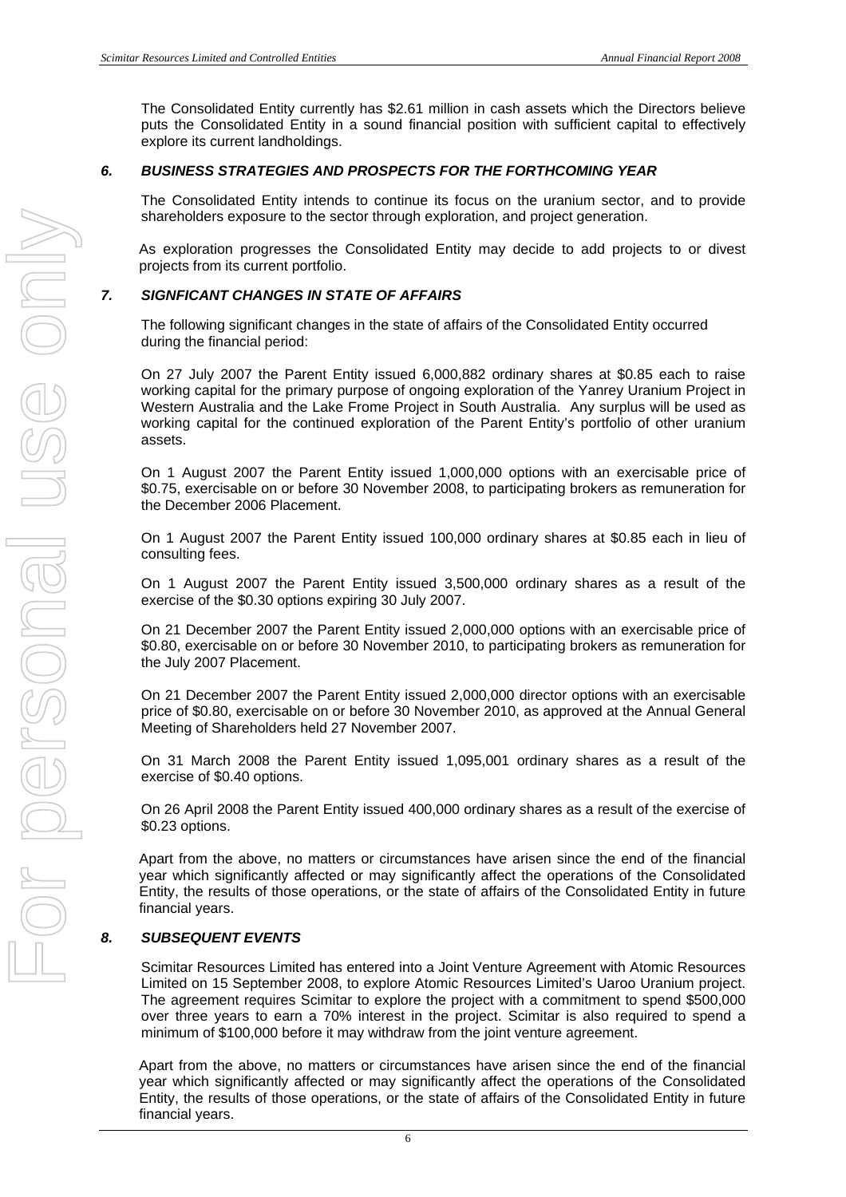The Consolidated Entity currently has $2.61 million in cash assets which the Directors believe puts the Consolidated Entity in a sound financial position with sufficient capital to effectively explore its current landholdings.

### *6. BUSINESS STRATEGIES AND PROSPECTS FOR THE FORTHCOMING YEAR*

The Consolidated Entity intends to continue its focus on the uranium sector, and to provide shareholders exposure to the sector through exploration, and project generation.

As exploration progresses the Consolidated Entity may decide to add projects to or divest projects from its current portfolio.

### *7. SIGNFICANT CHANGES IN STATE OF AFFAIRS*

The following significant changes in the state of affairs of the Consolidated Entity occurred during the financial period:

On 27 July 2007 the Parent Entity issued 6,000,882 ordinary shares at $0.85 each to raise working capital for the primary purpose of ongoing exploration of the Yanrey Uranium Project in Western Australia and the Lake Frome Project in South Australia. Any surplus will be used as working capital for the continued exploration of the Parent Entity's portfolio of other uranium assets.

On 1 August 2007 the Parent Entity issued 1,000,000 options with an exercisable price of $0.75, exercisable on or before 30 November 2008, to participating brokers as remuneration for the December 2006 Placement.

On 1 August 2007 the Parent Entity issued 100,000 ordinary shares at $0.85 each in lieu of consulting fees.

On 1 August 2007 the Parent Entity issued 3,500,000 ordinary shares as a result of the exercise of the $0.30 options expiring 30 July 2007.

On 21 December 2007 the Parent Entity issued 2,000,000 options with an exercisable price of $0.80, exercisable on or before 30 November 2010, to participating brokers as remuneration for the July 2007 Placement.

On 21 December 2007 the Parent Entity issued 2,000,000 director options with an exercisable price of $0.80, exercisable on or before 30 November 2010, as approved at the Annual General Meeting of Shareholders held 27 November 2007.

On 31 March 2008 the Parent Entity issued 1,095,001 ordinary shares as a result of the exercise of $0.40 options.

On 26 April 2008 the Parent Entity issued 400,000 ordinary shares as a result of the exercise of $0.23 options.

Apart from the above, no matters or circumstances have arisen since the end of the financial year which significantly affected or may significantly affect the operations of the Consolidated Entity, the results of those operations, or the state of affairs of the Consolidated Entity in future financial years.

### *8. SUBSEQUENT EVENTS*

Scimitar Resources Limited has entered into a Joint Venture Agreement with Atomic Resources Limited on 15 September 2008, to explore Atomic Resources Limited's Uaroo Uranium project. The agreement requires Scimitar to explore the project with a commitment to spend $500,000 over three years to earn a 70% interest in the project. Scimitar is also required to spend a minimum of $100,000 before it may withdraw from the joint venture agreement.

Apart from the above, no matters or circumstances have arisen since the end of the financial year which significantly affected or may significantly affect the operations of the Consolidated Entity, the results of those operations, or the state of affairs of the Consolidated Entity in future financial years.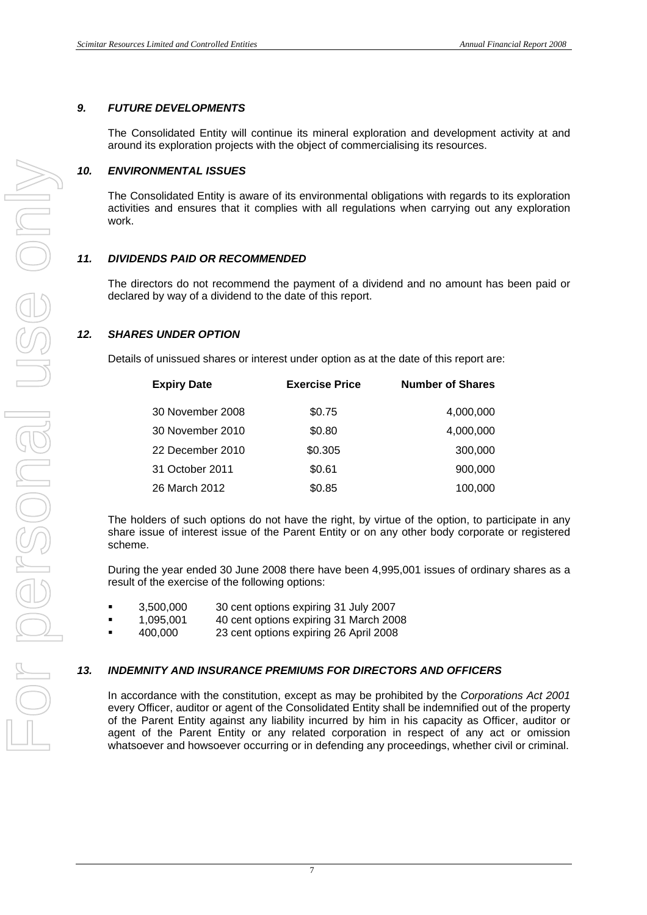### 9. *FUTURE DEVELOPMENTS*

The Consolidated Entity will continue its mineral exploration and development activity at and around its exploration projects with the object of commercialising its resources.

### 10. *ENVIRONMENTAL ISSUES*

The Consolidated Entity is aware of its environmental obligations with regards to its exploration activities and ensures that it complies with all regulations when carrying out any exploration work.

### 11. *DIVIDENDS PAID OR RECOMMENDED*

The directors do not recommend the payment of a dividend and no amount has been paid or declared by way of a dividend to the date of this report.

### 12. *SHARES UNDER OPTION*

Details of unissued shares or interest under option as at the date of this report are:

| Expiry Date | Exercise Price | Number of Shares |
|---|---|---|
| 30 November 2008 | $0.75 | 4,000,000 |
| 30 November 2010 | $0.80 | 4,000,000 |
| 22 December 2010 | $0.305 | 300,000 |
| 31 October 2011 | $0.61 | 900,000 |
| 26 March 2012 | $0.85 | 100,000 |

The holders of such options do not have the right, by virtue of the option, to participate in any share issue of interest issue of the Parent Entity or on any other body corporate or registered scheme.

During the year ended 30 June 2008 there have been 4,995,001 issues of ordinary shares as a result of the exercise of the following options:

- 3,500,000 30 cent options expiring 31 July 2007
- 1,095,001 40 cent options expiring 31 March 2008
- 400,000 23 cent options expiring 26 April 2008

### 13. *INDEMNITY AND INSURANCE PREMIUMS FOR DIRECTORS AND OFFICERS*

In accordance with the constitution, except as may be prohibited by the *Corporations Act 2001* every Officer, auditor or agent of the Consolidated Entity shall be indemnified out of the property of the Parent Entity against any liability incurred by him in his capacity as Officer, auditor or agent of the Parent Entity or any related corporation in respect of any act or omission whatsoever and howsoever occurring or in defending any proceedings, whether civil or criminal.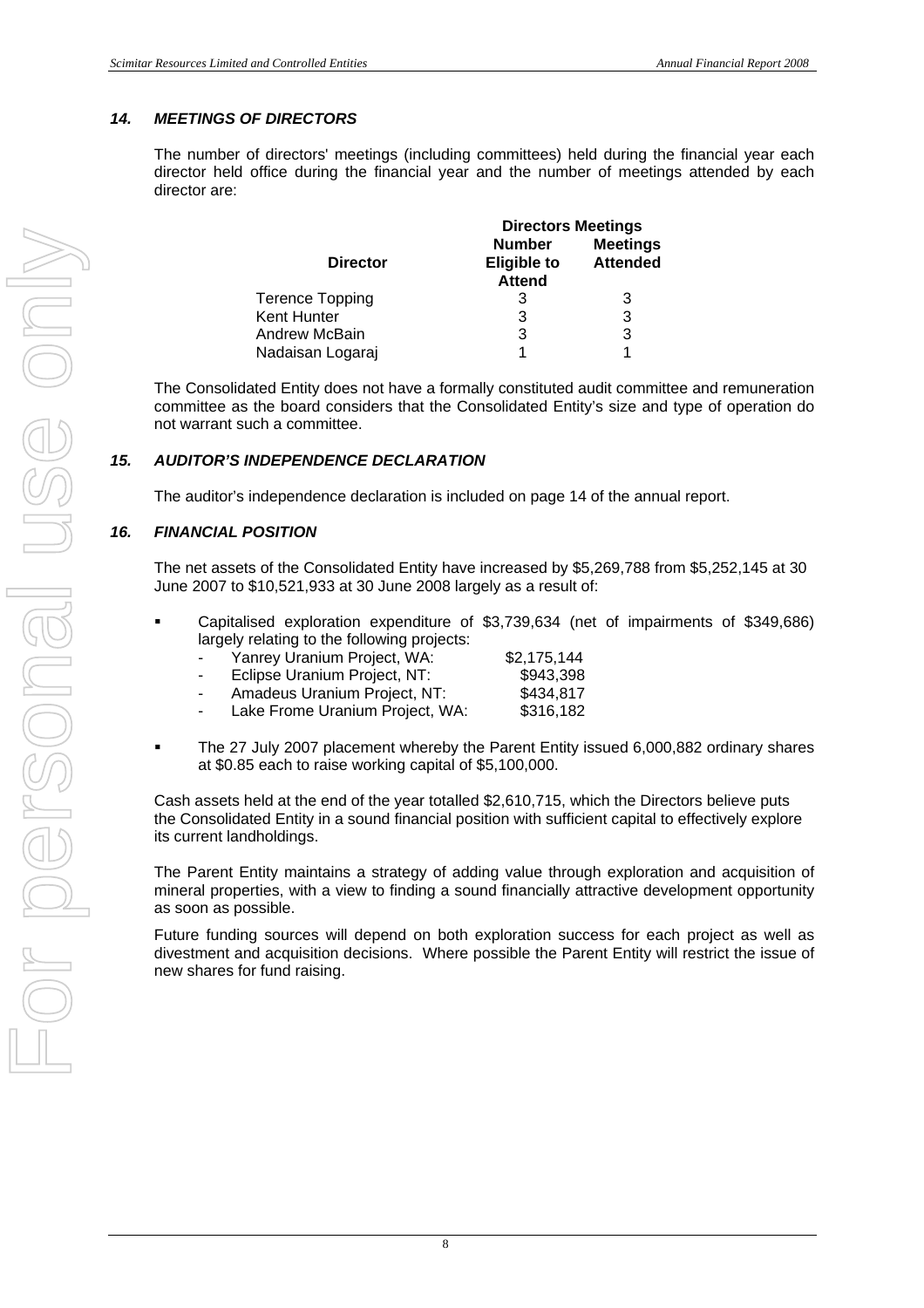### *14. MEETINGS OF DIRECTORS*

The number of directors' meetings (including committees) held during the financial year each director held office during the financial year and the number of meetings attended by each director are:

| Director | Directors Meetings | |
|---|---|---|
| | Number Eligible to Attend | Meetings Attended |
| Terence Topping | 3 | 3 |
| Kent Hunter | 3 | 3 |
| Andrew McBain | 3 | 3 |
| Nadaisan Logaraj | 1 | 1 |

The Consolidated Entity does not have a formally constituted audit committee and remuneration committee as the board considers that the Consolidated Entity's size and type of operation do not warrant such a committee.

### *15. AUDITOR'S INDEPENDENCE DECLARATION*

The auditor's independence declaration is included on page 14 of the annual report.

### *16. FINANCIAL POSITION*

The net assets of the Consolidated Entity have increased by $5,269,788 from $5,252,145 at 30 June 2007 to $10,521,933 at 30 June 2008 largely as a result of:

- Capitalised exploration expenditure of $3,739,634 (net of impairments of $349,686) largely relating to the following projects:
  - Yanrey Uranium Project, WA: $2,175,144
  - Eclipse Uranium Project, NT: $943,398
  - Amadeus Uranium Project, NT: $434,817
  - Lake Frome Uranium Project, WA: $316,182
- The 27 July 2007 placement whereby the Parent Entity issued 6,000,882 ordinary shares at $0.85 each to raise working capital of $5,100,000.

Cash assets held at the end of the year totalled $2,610,715, which the Directors believe puts the Consolidated Entity in a sound financial position with sufficient capital to effectively explore its current landholdings.

The Parent Entity maintains a strategy of adding value through exploration and acquisition of mineral properties, with a view to finding a sound financially attractive development opportunity as soon as possible.

Future funding sources will depend on both exploration success for each project as well as divestment and acquisition decisions. Where possible the Parent Entity will restrict the issue of new shares for fund raising.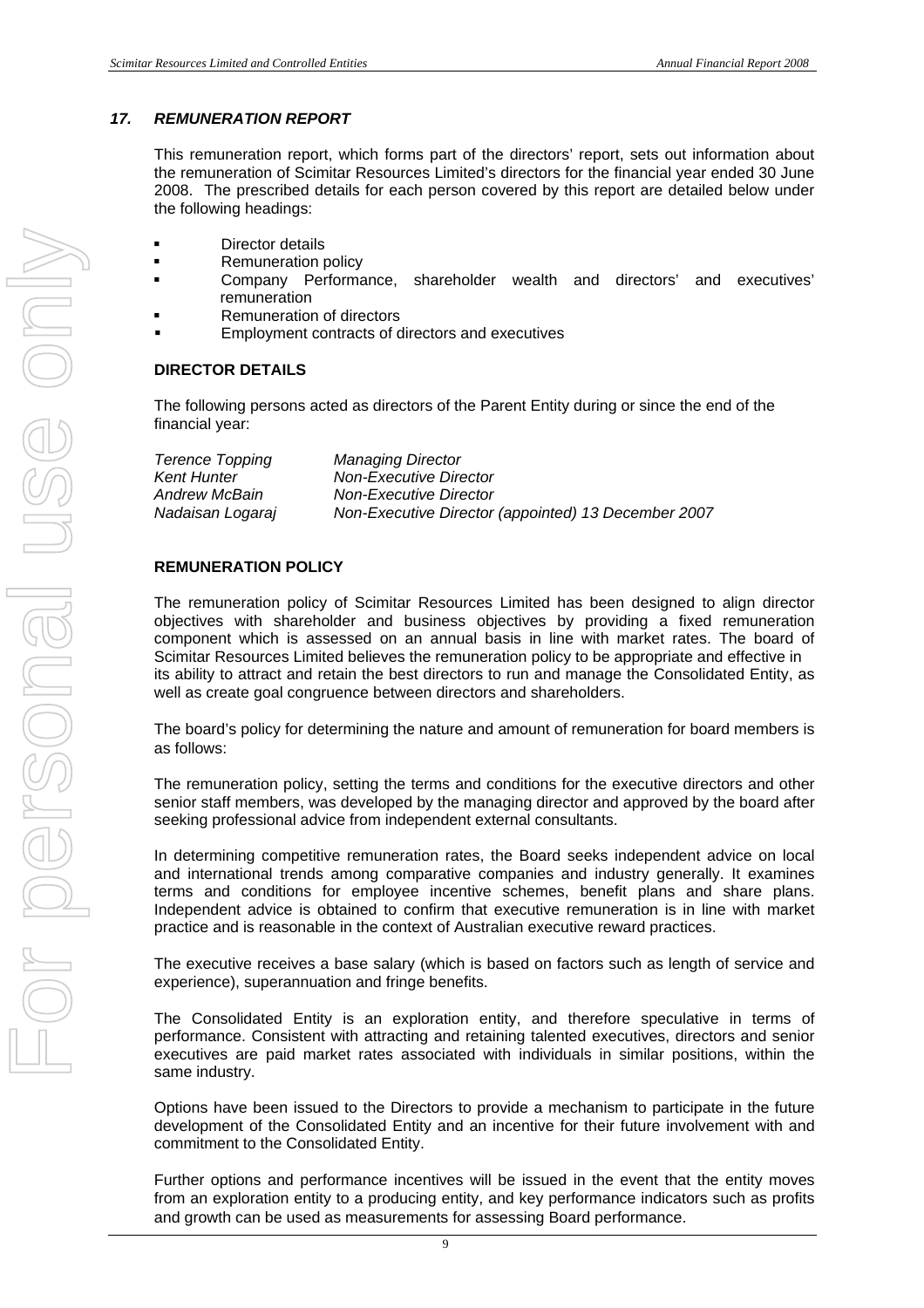## *17. REMUNERATION REPORT*

This remuneration report, which forms part of the directors' report, sets out information about the remuneration of Scimitar Resources Limited's directors for the financial year ended 30 June 2008. The prescribed details for each person covered by this report are detailed below under the following headings:

- Director details
- Remuneration policy
- Company Performance, shareholder wealth and directors' and executives' remuneration
- Remuneration of directors
- Employment contracts of directors and executives

**DIRECTOR DETAILS**

The following persons acted as directors of the Parent Entity during or since the end of the financial year:

| | |
|---|---|
| *Terence Topping* | *Managing Director* |
| *Kent Hunter* | *Non-Executive Director* |
| *Andrew McBain* | *Non-Executive Director* |
| *Nadaisan Logaraj* | *Non-Executive Director (appointed) 13 December 2007* |

**REMUNERATION POLICY**

The remuneration policy of Scimitar Resources Limited has been designed to align director objectives with shareholder and business objectives by providing a fixed remuneration component which is assessed on an annual basis in line with market rates. The board of Scimitar Resources Limited believes the remuneration policy to be appropriate and effective in its ability to attract and retain the best directors to run and manage the Consolidated Entity, as well as create goal congruence between directors and shareholders.

The board's policy for determining the nature and amount of remuneration for board members is as follows:

The remuneration policy, setting the terms and conditions for the executive directors and other senior staff members, was developed by the managing director and approved by the board after seeking professional advice from independent external consultants.

In determining competitive remuneration rates, the Board seeks independent advice on local and international trends among comparative companies and industry generally. It examines terms and conditions for employee incentive schemes, benefit plans and share plans. Independent advice is obtained to confirm that executive remuneration is in line with market practice and is reasonable in the context of Australian executive reward practices.

The executive receives a base salary (which is based on factors such as length of service and experience), superannuation and fringe benefits.

The Consolidated Entity is an exploration entity, and therefore speculative in terms of performance. Consistent with attracting and retaining talented executives, directors and senior executives are paid market rates associated with individuals in similar positions, within the same industry.

Options have been issued to the Directors to provide a mechanism to participate in the future development of the Consolidated Entity and an incentive for their future involvement with and commitment to the Consolidated Entity.

Further options and performance incentives will be issued in the event that the entity moves from an exploration entity to a producing entity, and key performance indicators such as profits and growth can be used as measurements for assessing Board performance.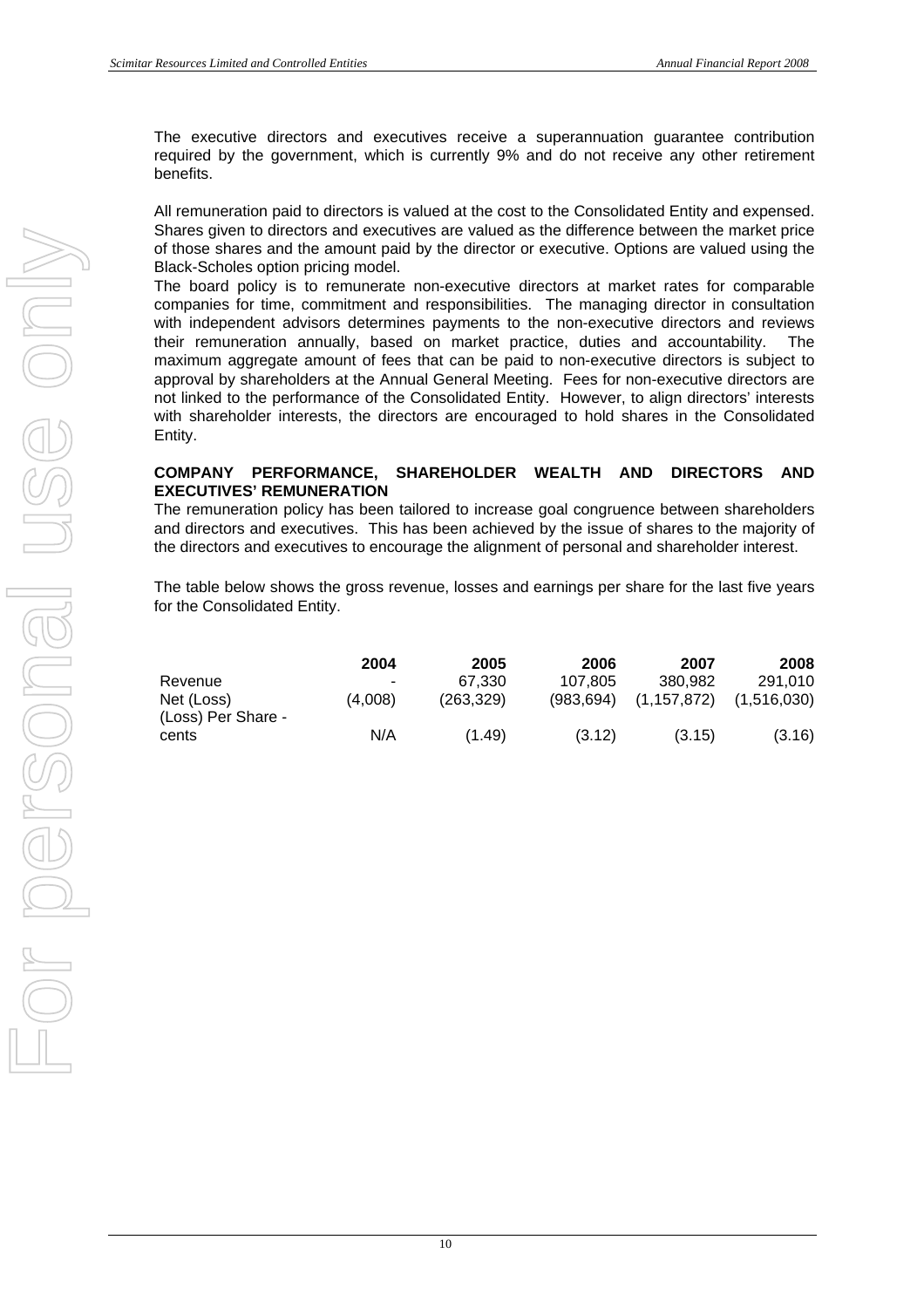The executive directors and executives receive a superannuation guarantee contribution required by the government, which is currently 9% and do not receive any other retirement benefits.

All remuneration paid to directors is valued at the cost to the Consolidated Entity and expensed. Shares given to directors and executives are valued as the difference between the market price of those shares and the amount paid by the director or executive. Options are valued using the Black-Scholes option pricing model.
The board policy is to remunerate non-executive directors at market rates for comparable companies for time, commitment and responsibilities. The managing director in consultation with independent advisors determines payments to the non-executive directors and reviews their remuneration annually, based on market practice, duties and accountability. The maximum aggregate amount of fees that can be paid to non-executive directors is subject to approval by shareholders at the Annual General Meeting. Fees for non-executive directors are not linked to the performance of the Consolidated Entity. However, to align directors' interests with shareholder interests, the directors are encouraged to hold shares in the Consolidated Entity.

**COMPANY PERFORMANCE, SHAREHOLDER WEALTH AND DIRECTORS AND EXECUTIVES' REMUNERATION**
The remuneration policy has been tailored to increase goal congruence between shareholders and directors and executives. This has been achieved by the issue of shares to the majority of the directors and executives to encourage the alignment of personal and shareholder interest.

The table below shows the gross revenue, losses and earnings per share for the last five years for the Consolidated Entity.

| | **2004** | **2005** | **2006** | **2007** | **2008** |
|---|---|---|---|---|---|
| Revenue | - | 67,330 | 107,805 | 380,982 | 291,010 |
| Net (Loss) | (4,008) | (263,329) | (983,694) | (1,157,872) | (1,516,030) |
| (Loss) Per Share - cents | N/A | (1.49) | (3.12) | (3.15) | (3.16) |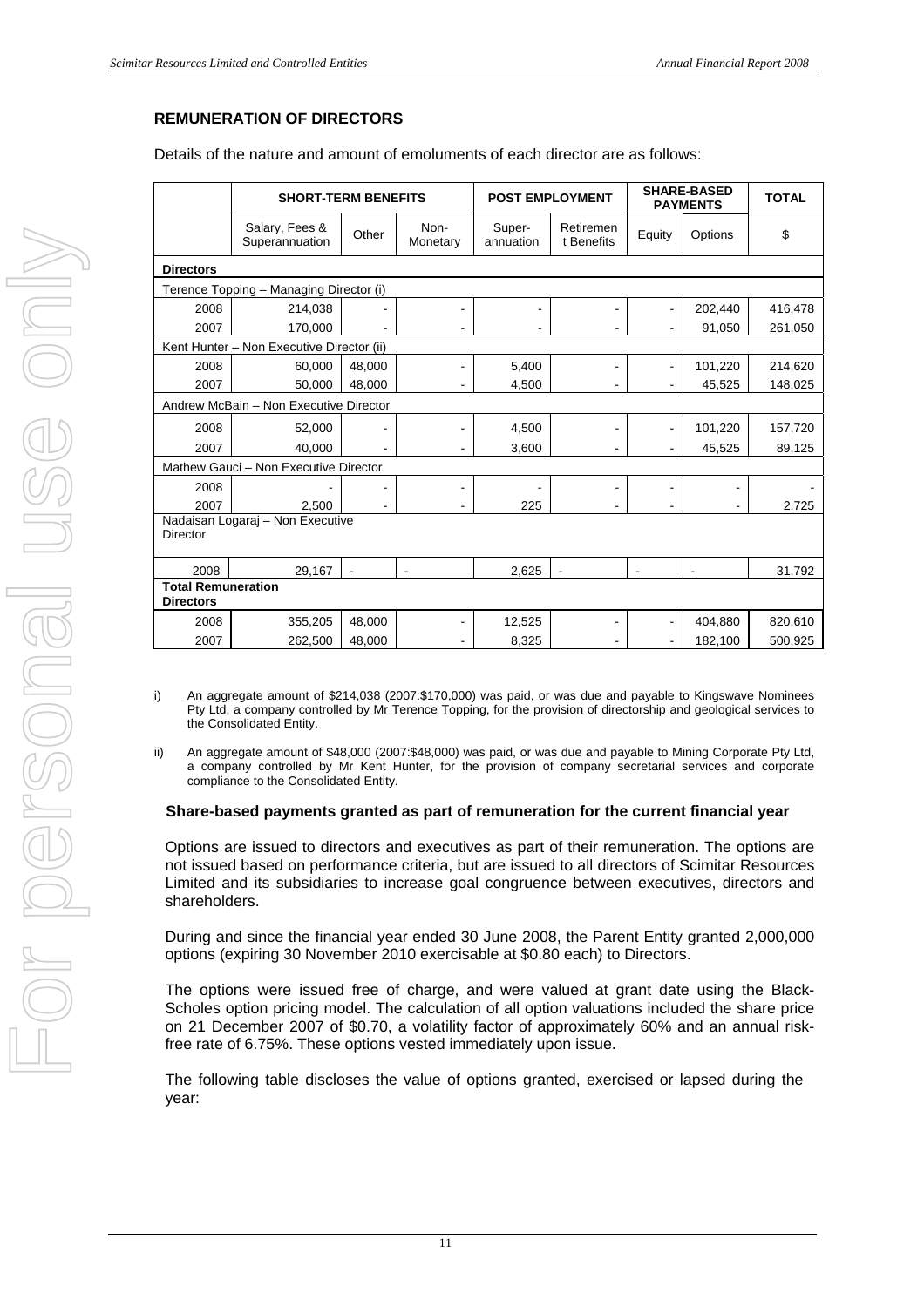## REMUNERATION OF DIRECTORS

Details of the nature and amount of emoluments of each director are as follows:

| | SHORT-TERM BENEFITS | | | POST EMPLOYMENT | | SHARE-BASED PAYMENTS | | TOTAL |
|---|---|---|---|---|---|---|---|---|
| | Salary, Fees & Superannuation | Other | Non-Monetary | Super-annuation | Retirement Benefits | Equity | Options | $ |
| **Directors** | | | | | | | | |
| Terence Topping – Managing Director (i) | | | | | | | | |
| 2008 | 214,038 | - | - | - | - | - | 202,440 | 416,478 |
| 2007 | 170,000 | - | - | - | - | - | 91,050 | 261,050 |
| Kent Hunter – Non Executive Director (ii) | | | | | | | | |
| 2008 | 60,000 | 48,000 | - | 5,400 | - | - | 101,220 | 214,620 |
| 2007 | 50,000 | 48,000 | - | 4,500 | - | - | 45,525 | 148,025 |
| Andrew McBain – Non Executive Director | | | | | | | | |
| 2008 | 52,000 | - | - | 4,500 | - | - | 101,220 | 157,720 |
| 2007 | 40,000 | - | - | 3,600 | - | - | 45,525 | 89,125 |
| Mathew Gauci – Non Executive Director | | | | | | | | |
| 2008 | - | - | - | - | - | - | - | - |
| 2007 | 2,500 | - | - | 225 | - | - | - | 2,725 |
| Nadaisan Logaraj – Non Executive Director | | | | | | | | |
| 2008 | 29,167 | - | - | 2,625 | - | - | - | 31,792 |
| **Total Remuneration Directors** | | | | | | | | |
| 2008 | 355,205 | 48,000 | - | 12,525 | - | - | 404,880 | 820,610 |
| 2007 | 262,500 | 48,000 | - | 8,325 | - | - | 182,100 | 500,925 |

i) An aggregate amount of $214,038 (2007:$170,000) was paid, or was due and payable to Kingswave Nominees Pty Ltd, a company controlled by Mr Terence Topping, for the provision of directorship and geological services to the Consolidated Entity.

ii) An aggregate amount of $48,000 (2007:$48,000) was paid, or was due and payable to Mining Corporate Pty Ltd, a company controlled by Mr Kent Hunter, for the provision of company secretarial services and corporate compliance to the Consolidated Entity.

### Share-based payments granted as part of remuneration for the current financial year

Options are issued to directors and executives as part of their remuneration. The options are not issued based on performance criteria, but are issued to all directors of Scimitar Resources Limited and its subsidiaries to increase goal congruence between executives, directors and shareholders.

During and since the financial year ended 30 June 2008, the Parent Entity granted 2,000,000 options (expiring 30 November 2010 exercisable at $0.80 each) to Directors.

The options were issued free of charge, and were valued at grant date using the Black-Scholes option pricing model. The calculation of all option valuations included the share price on 21 December 2007 of $0.70, a volatility factor of approximately 60% and an annual risk-free rate of 6.75%. These options vested immediately upon issue.

The following table discloses the value of options granted, exercised or lapsed during the year: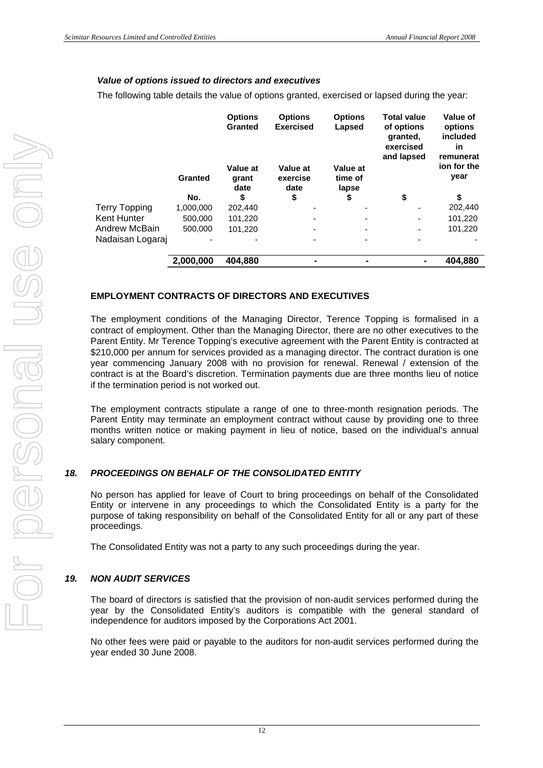### *Value of options issued to directors and executives*

The following table details the value of options granted, exercised or lapsed during the year:

| | Granted | Options Granted<br>Value at grant date | Options Exercised<br>Value at exercise date | Options Lapsed<br>Value at time of lapse | Total value of options granted, exercised and lapsed | Value of options included in remuneration for the year |
|---|---|---|---|---|---|---|
| | No. | $ | $ | $ | $ | $ |
| Terry Topping | 1,000,000 | 202,440 | - | - | - | 202,440 |
| Kent Hunter | 500,000 | 101,220 | - | - | - | 101,220 |
| Andrew McBain | 500,000 | 101,220 | - | - | - | 101,220 |
| Nadaisan Logaraj | - | - | - | - | - | - |
| | **2,000,000** | **404,880** | **-** | **-** | **-** | **404,880** |

**EMPLOYMENT CONTRACTS OF DIRECTORS AND EXECUTIVES**

The employment conditions of the Managing Director, Terence Topping is formalised in a contract of employment. Other than the Managing Director, there are no other executives to the Parent Entity. Mr Terence Topping's executive agreement with the Parent Entity is contracted at $210,000 per annum for services provided as a managing director. The contract duration is one year commencing January 2008 with no provision for renewal. Renewal / extension of the contract is at the Board's discretion. Termination payments due are three months lieu of notice if the termination period is not worked out.

The employment contracts stipulate a range of one to three-month resignation periods. The Parent Entity may terminate an employment contract without cause by providing one to three months written notice or making payment in lieu of notice, based on the individual's annual salary component.

## *18. PROCEEDINGS ON BEHALF OF THE CONSOLIDATED ENTITY*

No person has applied for leave of Court to bring proceedings on behalf of the Consolidated Entity or intervene in any proceedings to which the Consolidated Entity is a party for the purpose of taking responsibility on behalf of the Consolidated Entity for all or any part of these proceedings.

The Consolidated Entity was not a party to any such proceedings during the year.

## *19. NON AUDIT SERVICES*

The board of directors is satisfied that the provision of non-audit services performed during the year by the Consolidated Entity's auditors is compatible with the general standard of independence for auditors imposed by the Corporations Act 2001.

No other fees were paid or payable to the auditors for non-audit services performed during the year ended 30 June 2008.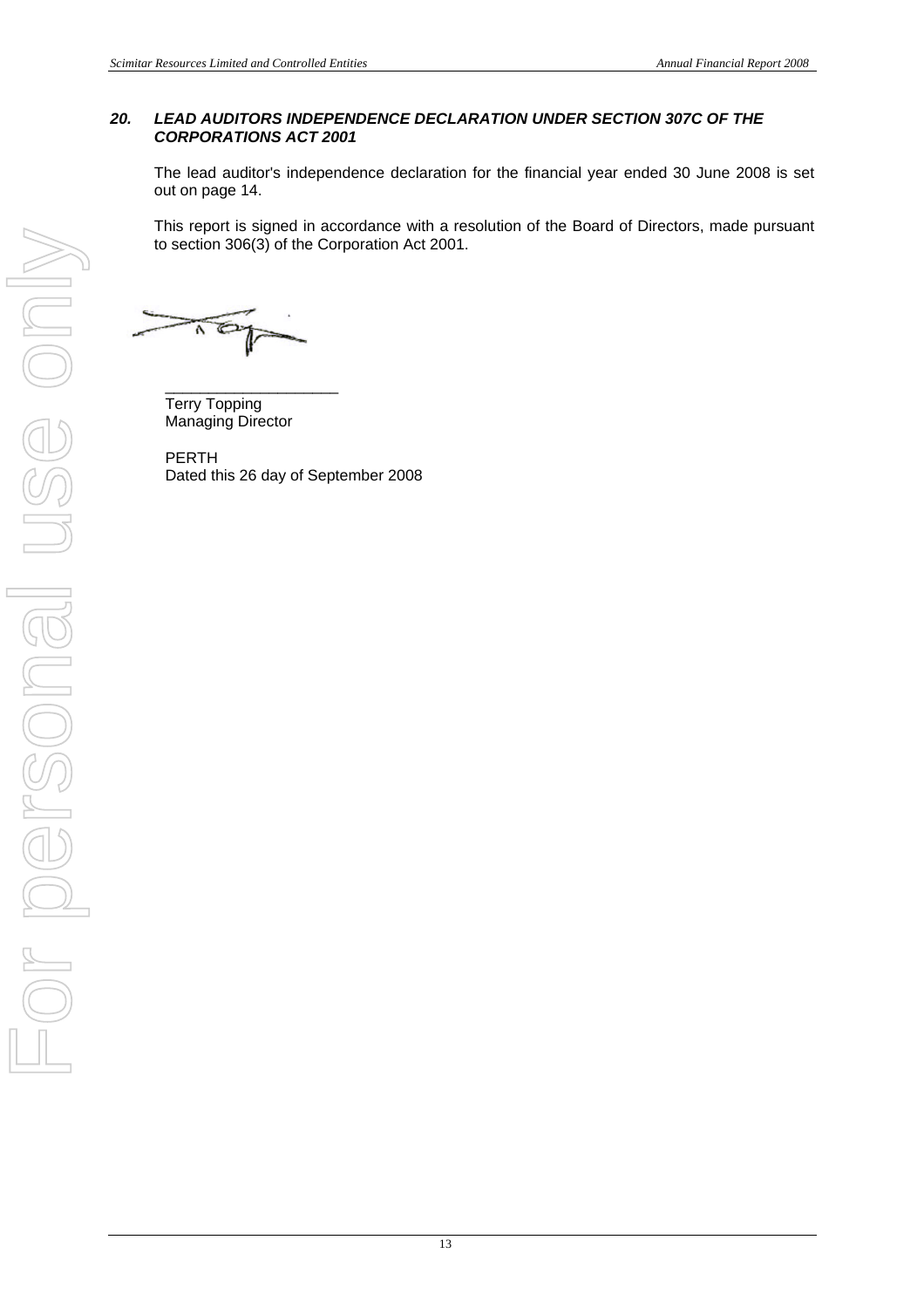### *20. LEAD AUDITORS INDEPENDENCE DECLARATION UNDER SECTION 307C OF THE CORPORATIONS ACT 2001*

The lead auditor's independence declaration for the financial year ended 30 June 2008 is set out on page 14.

This report is signed in accordance with a resolution of the Board of Directors, made pursuant to section 306(3) of the Corporation Act 2001.

____________________

Terry Topping
Managing Director

PERTH
Dated this 26 day of September 2008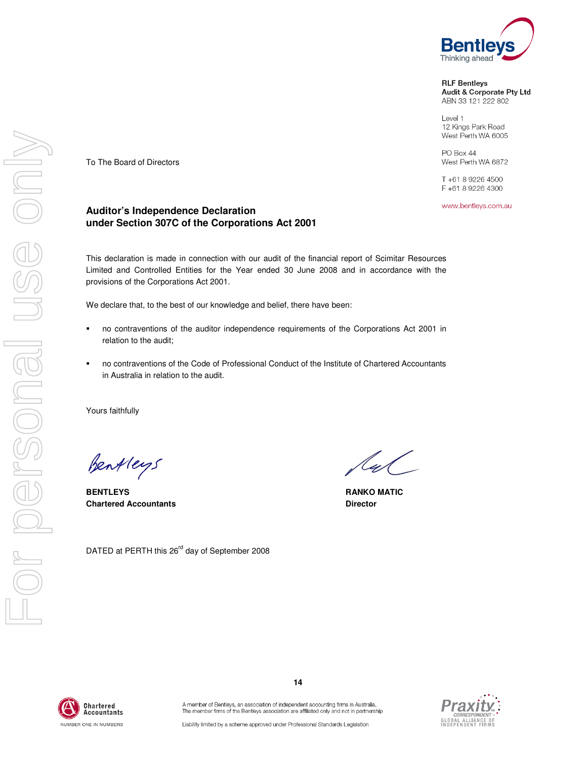**RLF Bentleys**
**Audit & Corporate Pty Ltd**
ABN 33 121 222 802

Level 1
12 Kings Park Road
West Perth WA 6005

PO Box 44
West Perth WA 6872

T +61 8 9226 4500
F +61 8 9226 4300

www.bentleys.com.au

To The Board of Directors

## Auditor's Independence Declaration under Section 307C of the Corporations Act 2001

This declaration is made in connection with our audit of the financial report of Scimitar Resources Limited and Controlled Entities for the Year ended 30 June 2008 and in accordance with the provisions of the Corporations Act 2001.

We declare that, to the best of our knowledge and belief, there have been:

- no contraventions of the auditor independence requirements of the Corporations Act 2001 in relation to the audit;
- no contraventions of the Code of Professional Conduct of the Institute of Chartered Accountants in Australia in relation to the audit.

Yours faithfully

**BENTLEYS**
**Chartered Accountants**

**RANKO MATIC**
**Director**

DATED at PERTH this 26rd day of September 2008

A member of Bentleys, an association of independent accounting firms in Australia.
The member firms of the Bentleys association are affiliated only and not in partnership

Liability limited by a scheme approved under Professional Standards Legislation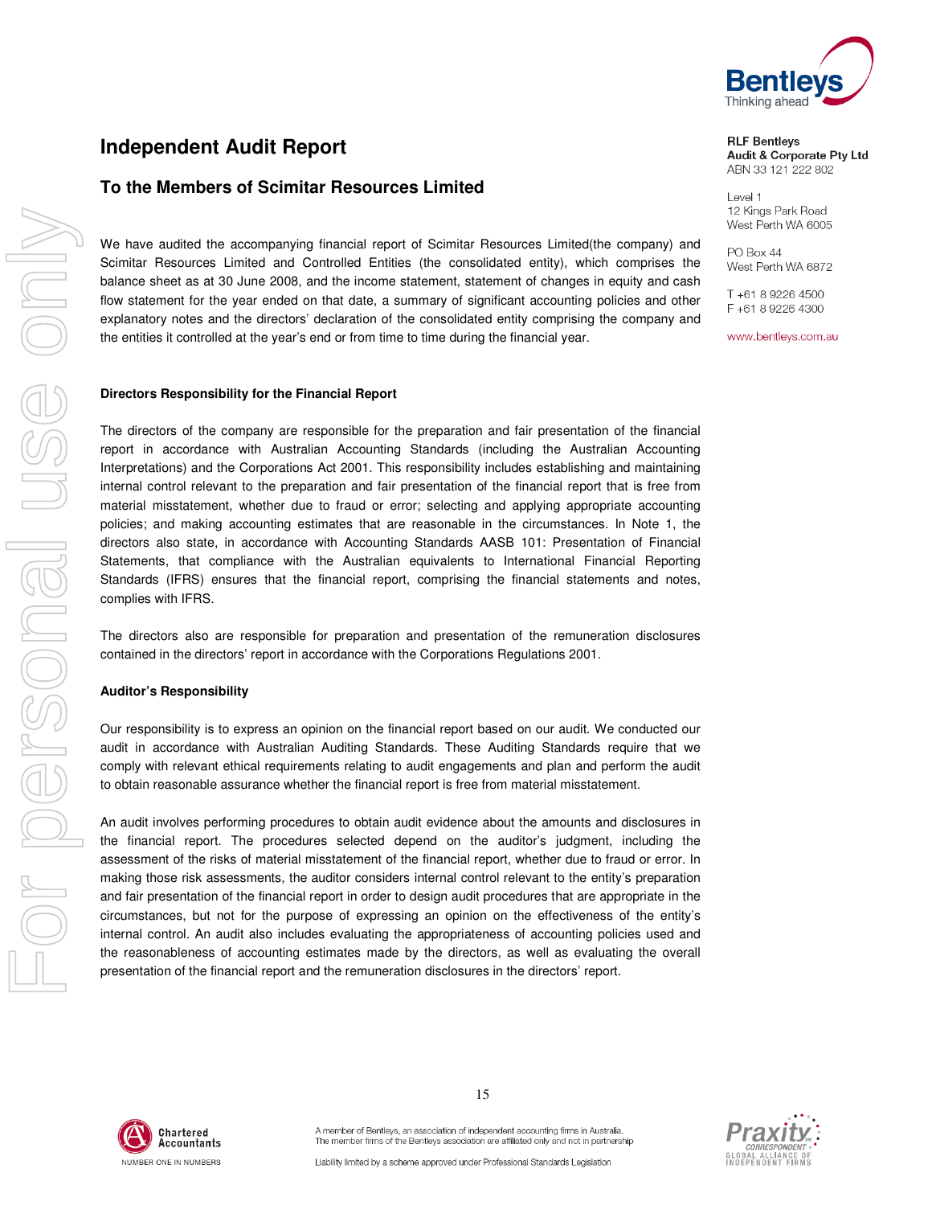# Independent Audit Report

## To the Members of Scimitar Resources Limited

RLF Bentleys
Audit & Corporate Pty Ltd
ABN 33 121 222 802

Level 1
12 Kings Park Road
West Perth WA 6005

PO Box 44
West Perth WA 6872

T +61 8 9226 4500
F +61 8 9226 4300

www.bentleys.com.au

We have audited the accompanying financial report of Scimitar Resources Limited(the company) and Scimitar Resources Limited and Controlled Entities (the consolidated entity), which comprises the balance sheet as at 30 June 2008, and the income statement, statement of changes in equity and cash flow statement for the year ended on that date, a summary of significant accounting policies and other explanatory notes and the directors' declaration of the consolidated entity comprising the company and the entities it controlled at the year's end or from time to time during the financial year.

**Directors Responsibility for the Financial Report**

The directors of the company are responsible for the preparation and fair presentation of the financial report in accordance with Australian Accounting Standards (including the Australian Accounting Interpretations) and the Corporations Act 2001. This responsibility includes establishing and maintaining internal control relevant to the preparation and fair presentation of the financial report that is free from material misstatement, whether due to fraud or error; selecting and applying appropriate accounting policies; and making accounting estimates that are reasonable in the circumstances. In Note 1, the directors also state, in accordance with Accounting Standards AASB 101: Presentation of Financial Statements, that compliance with the Australian equivalents to International Financial Reporting Standards (IFRS) ensures that the financial report, comprising the financial statements and notes, complies with IFRS.

The directors also are responsible for preparation and presentation of the remuneration disclosures contained in the directors' report in accordance with the Corporations Regulations 2001.

**Auditor's Responsibility**

Our responsibility is to express an opinion on the financial report based on our audit. We conducted our audit in accordance with Australian Auditing Standards. These Auditing Standards require that we comply with relevant ethical requirements relating to audit engagements and plan and perform the audit to obtain reasonable assurance whether the financial report is free from material misstatement.

An audit involves performing procedures to obtain audit evidence about the amounts and disclosures in the financial report. The procedures selected depend on the auditor's judgment, including the assessment of the risks of material misstatement of the financial report, whether due to fraud or error. In making those risk assessments, the auditor considers internal control relevant to the entity's preparation and fair presentation of the financial report in order to design audit procedures that are appropriate in the circumstances, but not for the purpose of expressing an opinion on the effectiveness of the entity's internal control. An audit also includes evaluating the appropriateness of accounting policies used and the reasonableness of accounting estimates made by the directors, as well as evaluating the overall presentation of the financial report and the remuneration disclosures in the directors' report.

A member of Bentleys, an association of independent accounting firms in Australia. The member firms of the Bentleys association are affiliated only and not in partnership

Liability limited by a scheme approved under Professional Standards Legislation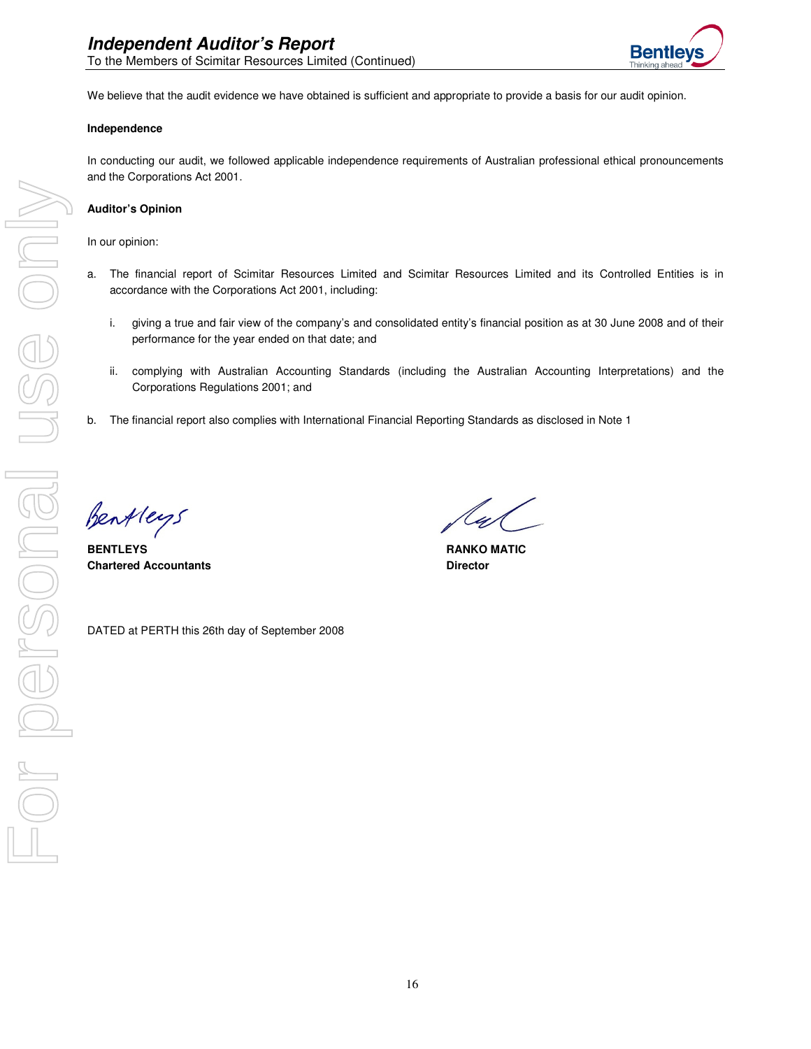We believe that the audit evidence we have obtained is sufficient and appropriate to provide a basis for our audit opinion.

**Independence**

In conducting our audit, we followed applicable independence requirements of Australian professional ethical pronouncements and the Corporations Act 2001.

**Auditor's Opinion**

In our opinion:

a. The financial report of Scimitar Resources Limited and Scimitar Resources Limited and its Controlled Entities is in accordance with the Corporations Act 2001, including:

   i. giving a true and fair view of the company's and consolidated entity's financial position as at 30 June 2008 and of their performance for the year ended on that date; and

   ii. complying with Australian Accounting Standards (including the Australian Accounting Interpretations) and the Corporations Regulations 2001; and

b. The financial report also complies with International Financial Reporting Standards as disclosed in Note 1

**BENTLEYS**
**Chartered Accountants**

**RANKO MATIC**
**Director**

DATED at PERTH this 26th day of September 2008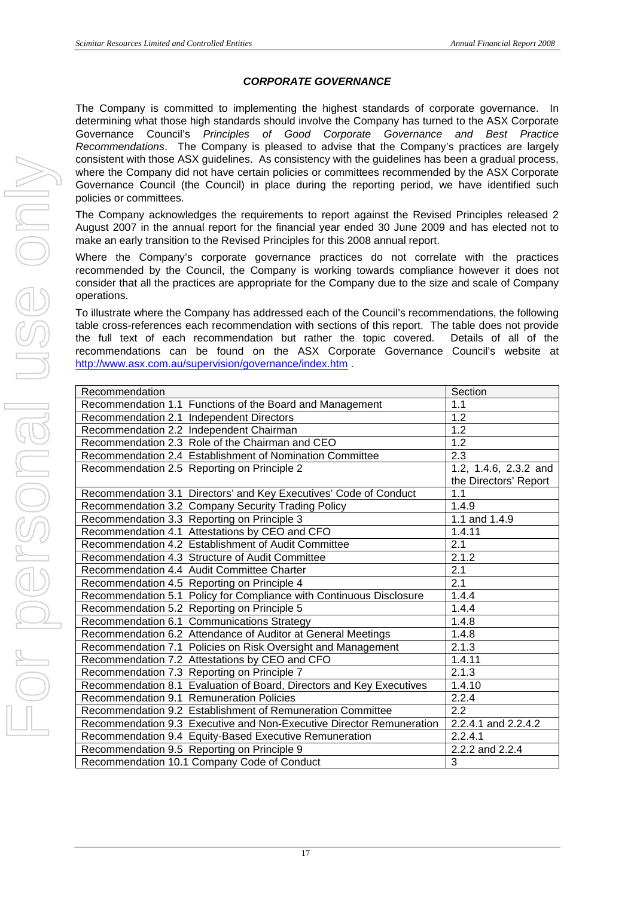## *CORPORATE GOVERNANCE*

The Company is committed to implementing the highest standards of corporate governance. In determining what those high standards should involve the Company has turned to the ASX Corporate Governance Council's *Principles of Good Corporate Governance and Best Practice Recommendations*. The Company is pleased to advise that the Company's practices are largely consistent with those ASX guidelines. As consistency with the guidelines has been a gradual process, where the Company did not have certain policies or committees recommended by the ASX Corporate Governance Council (the Council) in place during the reporting period, we have identified such policies or committees.

The Company acknowledges the requirements to report against the Revised Principles released 2 August 2007 in the annual report for the financial year ended 30 June 2009 and has elected not to make an early transition to the Revised Principles for this 2008 annual report.

Where the Company's corporate governance practices do not correlate with the practices recommended by the Council, the Company is working towards compliance however it does not consider that all the practices are appropriate for the Company due to the size and scale of Company operations.

To illustrate where the Company has addressed each of the Council's recommendations, the following table cross-references each recommendation with sections of this report. The table does not provide the full text of each recommendation but rather the topic covered. Details of all of the recommendations can be found on the ASX Corporate Governance Council's website at http://www.asx.com.au/supervision/governance/index.htm .

| Recommendation | Section |
|---|---|
| Recommendation 1.1 Functions of the Board and Management | 1.1 |
| Recommendation 2.1 Independent Directors | 1.2 |
| Recommendation 2.2 Independent Chairman | 1.2 |
| Recommendation 2.3 Role of the Chairman and CEO | 1.2 |
| Recommendation 2.4 Establishment of Nomination Committee | 2.3 |
| Recommendation 2.5 Reporting on Principle 2 | 1.2, 1.4.6, 2.3.2 and the Directors' Report |
| Recommendation 3.1 Directors' and Key Executives' Code of Conduct | 1.1 |
| Recommendation 3.2 Company Security Trading Policy | 1.4.9 |
| Recommendation 3.3 Reporting on Principle 3 | 1.1 and 1.4.9 |
| Recommendation 4.1 Attestations by CEO and CFO | 1.4.11 |
| Recommendation 4.2 Establishment of Audit Committee | 2.1 |
| Recommendation 4.3 Structure of Audit Committee | 2.1.2 |
| Recommendation 4.4 Audit Committee Charter | 2.1 |
| Recommendation 4.5 Reporting on Principle 4 | 2.1 |
| Recommendation 5.1 Policy for Compliance with Continuous Disclosure | 1.4.4 |
| Recommendation 5.2 Reporting on Principle 5 | 1.4.4 |
| Recommendation 6.1 Communications Strategy | 1.4.8 |
| Recommendation 6.2 Attendance of Auditor at General Meetings | 1.4.8 |
| Recommendation 7.1 Policies on Risk Oversight and Management | 2.1.3 |
| Recommendation 7.2 Attestations by CEO and CFO | 1.4.11 |
| Recommendation 7.3 Reporting on Principle 7 | 2.1.3 |
| Recommendation 8.1 Evaluation of Board, Directors and Key Executives | 1.4.10 |
| Recommendation 9.1 Remuneration Policies | 2.2.4 |
| Recommendation 9.2 Establishment of Remuneration Committee | 2.2 |
| Recommendation 9.3 Executive and Non-Executive Director Remuneration | 2.2.4.1 and 2.2.4.2 |
| Recommendation 9.4 Equity-Based Executive Remuneration | 2.2.4.1 |
| Recommendation 9.5 Reporting on Principle 9 | 2.2.2 and 2.2.4 |
| Recommendation 10.1 Company Code of Conduct | 3 |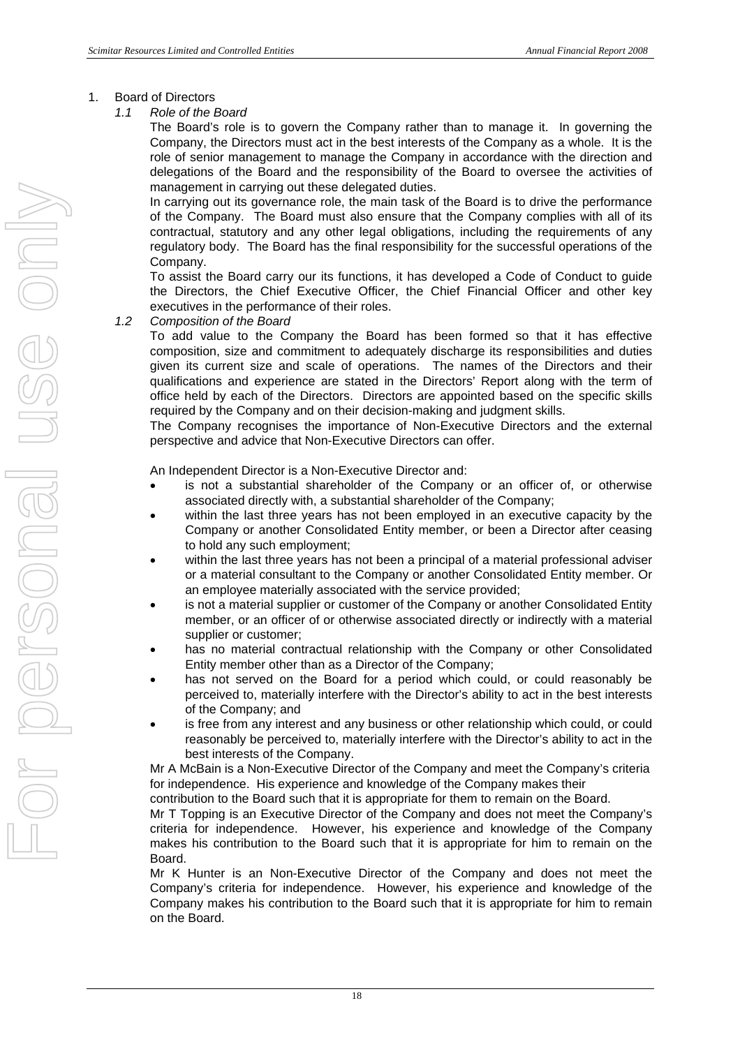1. Board of Directors

   *1.1 Role of the Board*

   The Board's role is to govern the Company rather than to manage it. In governing the Company, the Directors must act in the best interests of the Company as a whole. It is the role of senior management to manage the Company in accordance with the direction and delegations of the Board and the responsibility of the Board to oversee the activities of management in carrying out these delegated duties.

   In carrying out its governance role, the main task of the Board is to drive the performance of the Company. The Board must also ensure that the Company complies with all of its contractual, statutory and any other legal obligations, including the requirements of any regulatory body. The Board has the final responsibility for the successful operations of the Company.

   To assist the Board carry our its functions, it has developed a Code of Conduct to guide the Directors, the Chief Executive Officer, the Chief Financial Officer and other key executives in the performance of their roles.

   *1.2 Composition of the Board*

   To add value to the Company the Board has been formed so that it has effective composition, size and commitment to adequately discharge its responsibilities and duties given its current size and scale of operations. The names of the Directors and their qualifications and experience are stated in the Directors' Report along with the term of office held by each of the Directors. Directors are appointed based on the specific skills required by the Company and on their decision-making and judgment skills.

   The Company recognises the importance of Non-Executive Directors and the external perspective and advice that Non-Executive Directors can offer.

   An Independent Director is a Non-Executive Director and:

   - is not a substantial shareholder of the Company or an officer of, or otherwise associated directly with, a substantial shareholder of the Company;
   - within the last three years has not been employed in an executive capacity by the Company or another Consolidated Entity member, or been a Director after ceasing to hold any such employment;
   - within the last three years has not been a principal of a material professional adviser or a material consultant to the Company or another Consolidated Entity member. Or an employee materially associated with the service provided;
   - is not a material supplier or customer of the Company or another Consolidated Entity member, or an officer of or otherwise associated directly or indirectly with a material supplier or customer;
   - has no material contractual relationship with the Company or other Consolidated Entity member other than as a Director of the Company;
   - has not served on the Board for a period which could, or could reasonably be perceived to, materially interfere with the Director's ability to act in the best interests of the Company; and
   - is free from any interest and any business or other relationship which could, or could reasonably be perceived to, materially interfere with the Director's ability to act in the best interests of the Company.

   Mr A McBain is a Non-Executive Director of the Company and meet the Company's criteria for independence. His experience and knowledge of the Company makes their contribution to the Board such that it is appropriate for them to remain on the Board.

   Mr T Topping is an Executive Director of the Company and does not meet the Company's criteria for independence. However, his experience and knowledge of the Company makes his contribution to the Board such that it is appropriate for him to remain on the Board.

   Mr K Hunter is an Non-Executive Director of the Company and does not meet the Company's criteria for independence. However, his experience and knowledge of the Company makes his contribution to the Board such that it is appropriate for him to remain on the Board.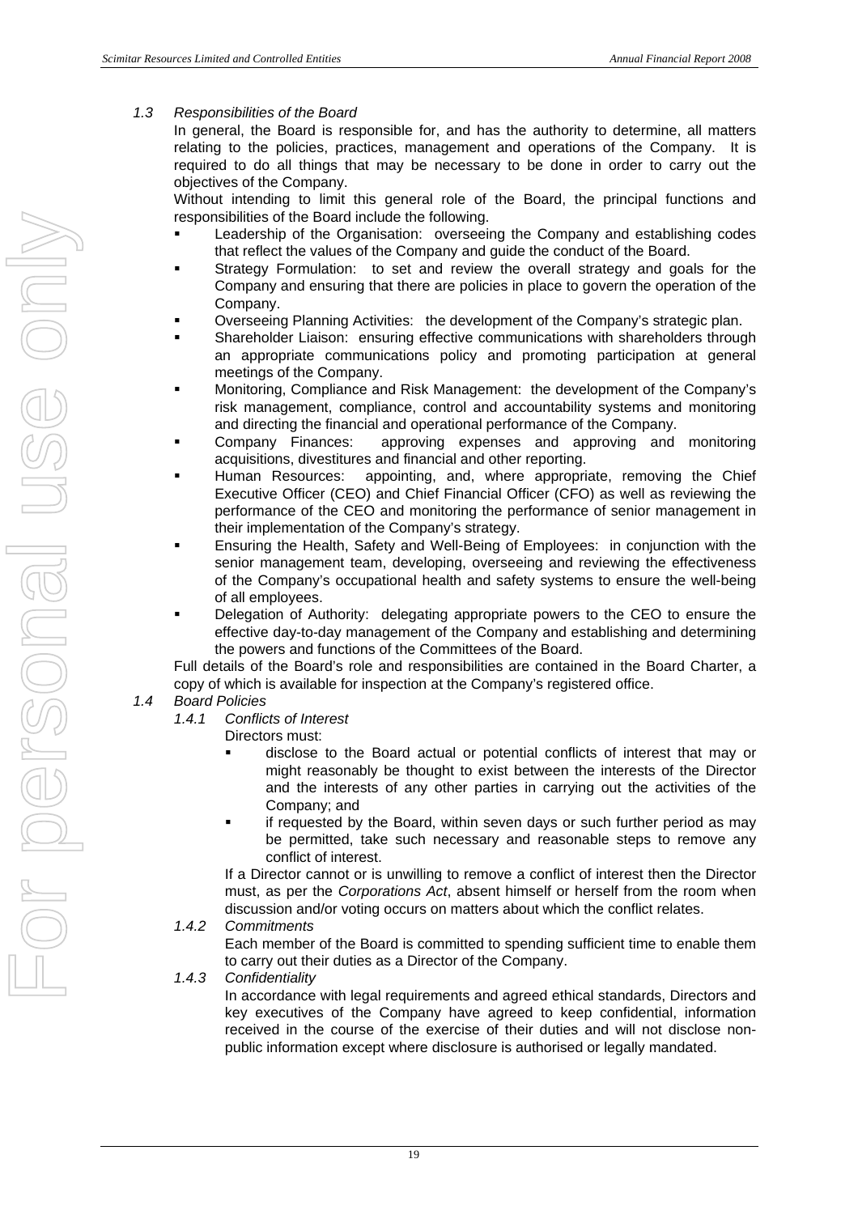### *1.3 Responsibilities of the Board*

In general, the Board is responsible for, and has the authority to determine, all matters relating to the policies, practices, management and operations of the Company. It is required to do all things that may be necessary to be done in order to carry out the objectives of the Company.

Without intending to limit this general role of the Board, the principal functions and responsibilities of the Board include the following.

- Leadership of the Organisation: overseeing the Company and establishing codes that reflect the values of the Company and guide the conduct of the Board.
- Strategy Formulation: to set and review the overall strategy and goals for the Company and ensuring that there are policies in place to govern the operation of the Company.
- Overseeing Planning Activities: the development of the Company's strategic plan.
- Shareholder Liaison: ensuring effective communications with shareholders through an appropriate communications policy and promoting participation at general meetings of the Company.
- Monitoring, Compliance and Risk Management: the development of the Company's risk management, compliance, control and accountability systems and monitoring and directing the financial and operational performance of the Company.
- Company Finances: approving expenses and approving and monitoring acquisitions, divestitures and financial and other reporting.
- Human Resources: appointing, and, where appropriate, removing the Chief Executive Officer (CEO) and Chief Financial Officer (CFO) as well as reviewing the performance of the CEO and monitoring the performance of senior management in their implementation of the Company's strategy.
- Ensuring the Health, Safety and Well-Being of Employees: in conjunction with the senior management team, developing, overseeing and reviewing the effectiveness of the Company's occupational health and safety systems to ensure the well-being of all employees.
- Delegation of Authority: delegating appropriate powers to the CEO to ensure the effective day-to-day management of the Company and establishing and determining the powers and functions of the Committees of the Board.

Full details of the Board's role and responsibilities are contained in the Board Charter, a copy of which is available for inspection at the Company's registered office.

### *1.4 Board Policies*

#### *1.4.1 Conflicts of Interest*

Directors must:

- disclose to the Board actual or potential conflicts of interest that may or might reasonably be thought to exist between the interests of the Director and the interests of any other parties in carrying out the activities of the Company; and
- if requested by the Board, within seven days or such further period as may be permitted, take such necessary and reasonable steps to remove any conflict of interest.

If a Director cannot or is unwilling to remove a conflict of interest then the Director must, as per the *Corporations Act*, absent himself or herself from the room when discussion and/or voting occurs on matters about which the conflict relates.

#### *1.4.2 Commitments*

Each member of the Board is committed to spending sufficient time to enable them to carry out their duties as a Director of the Company.

#### *1.4.3 Confidentiality*

In accordance with legal requirements and agreed ethical standards, Directors and key executives of the Company have agreed to keep confidential, information received in the course of the exercise of their duties and will not disclose non-public information except where disclosure is authorised or legally mandated.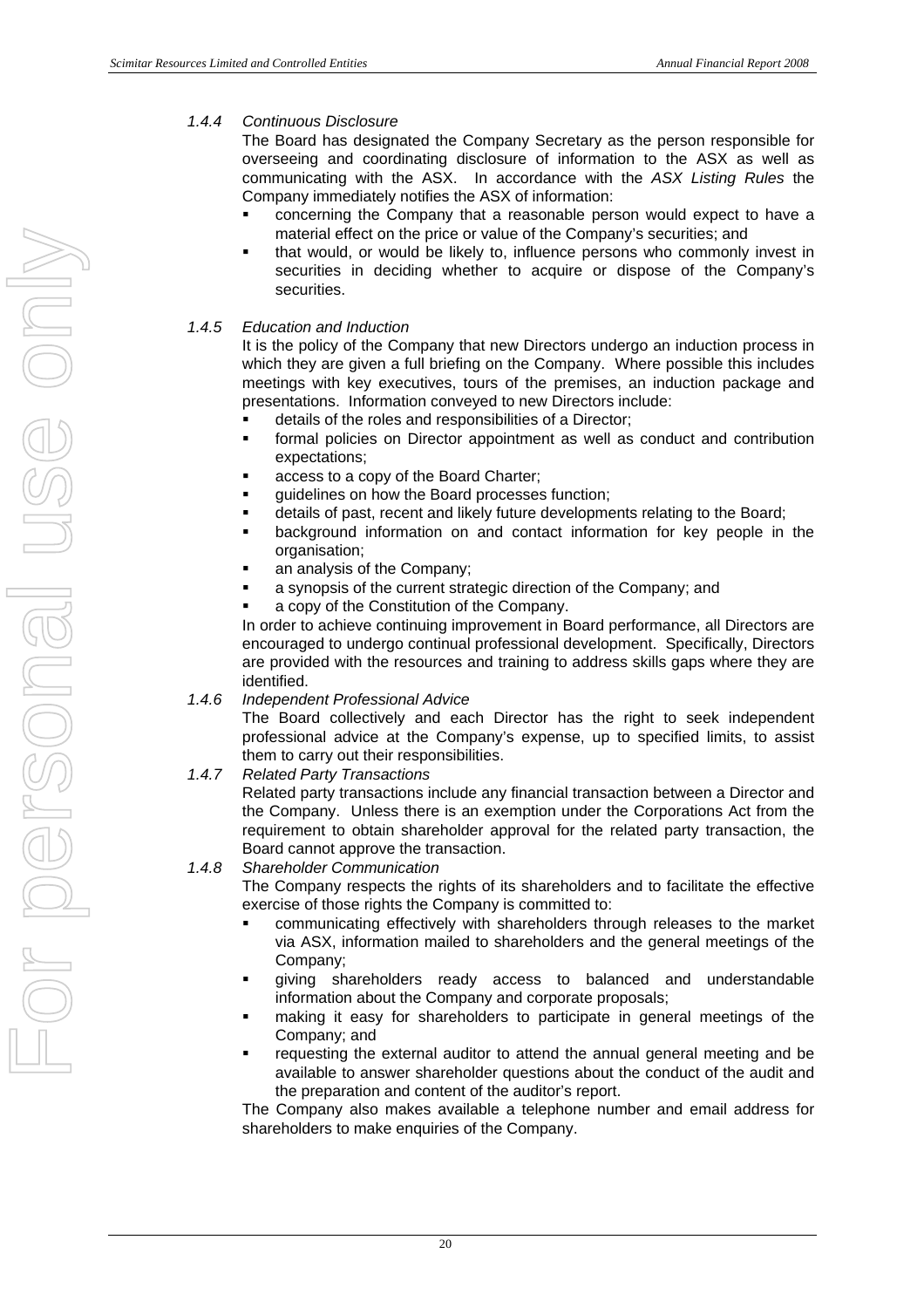#### *1.4.4 Continuous Disclosure*

The Board has designated the Company Secretary as the person responsible for overseeing and coordinating disclosure of information to the ASX as well as communicating with the ASX. In accordance with the *ASX Listing Rules* the Company immediately notifies the ASX of information:

- concerning the Company that a reasonable person would expect to have a material effect on the price or value of the Company's securities; and
- that would, or would be likely to, influence persons who commonly invest in securities in deciding whether to acquire or dispose of the Company's securities.

#### *1.4.5 Education and Induction*

It is the policy of the Company that new Directors undergo an induction process in which they are given a full briefing on the Company. Where possible this includes meetings with key executives, tours of the premises, an induction package and presentations. Information conveyed to new Directors include:

- details of the roles and responsibilities of a Director;
- formal policies on Director appointment as well as conduct and contribution expectations;
- access to a copy of the Board Charter;
- guidelines on how the Board processes function;
- details of past, recent and likely future developments relating to the Board;
- background information on and contact information for key people in the organisation;
- an analysis of the Company;
- a synopsis of the current strategic direction of the Company; and
- a copy of the Constitution of the Company.

In order to achieve continuing improvement in Board performance, all Directors are encouraged to undergo continual professional development. Specifically, Directors are provided with the resources and training to address skills gaps where they are identified.

#### *1.4.6 Independent Professional Advice*

The Board collectively and each Director has the right to seek independent professional advice at the Company's expense, up to specified limits, to assist them to carry out their responsibilities.

#### *1.4.7 Related Party Transactions*

Related party transactions include any financial transaction between a Director and the Company. Unless there is an exemption under the Corporations Act from the requirement to obtain shareholder approval for the related party transaction, the Board cannot approve the transaction.

#### *1.4.8 Shareholder Communication*

The Company respects the rights of its shareholders and to facilitate the effective exercise of those rights the Company is committed to:

- communicating effectively with shareholders through releases to the market via ASX, information mailed to shareholders and the general meetings of the Company;
- giving shareholders ready access to balanced and understandable information about the Company and corporate proposals;
- making it easy for shareholders to participate in general meetings of the Company; and
- requesting the external auditor to attend the annual general meeting and be available to answer shareholder questions about the conduct of the audit and the preparation and content of the auditor's report.

The Company also makes available a telephone number and email address for shareholders to make enquiries of the Company.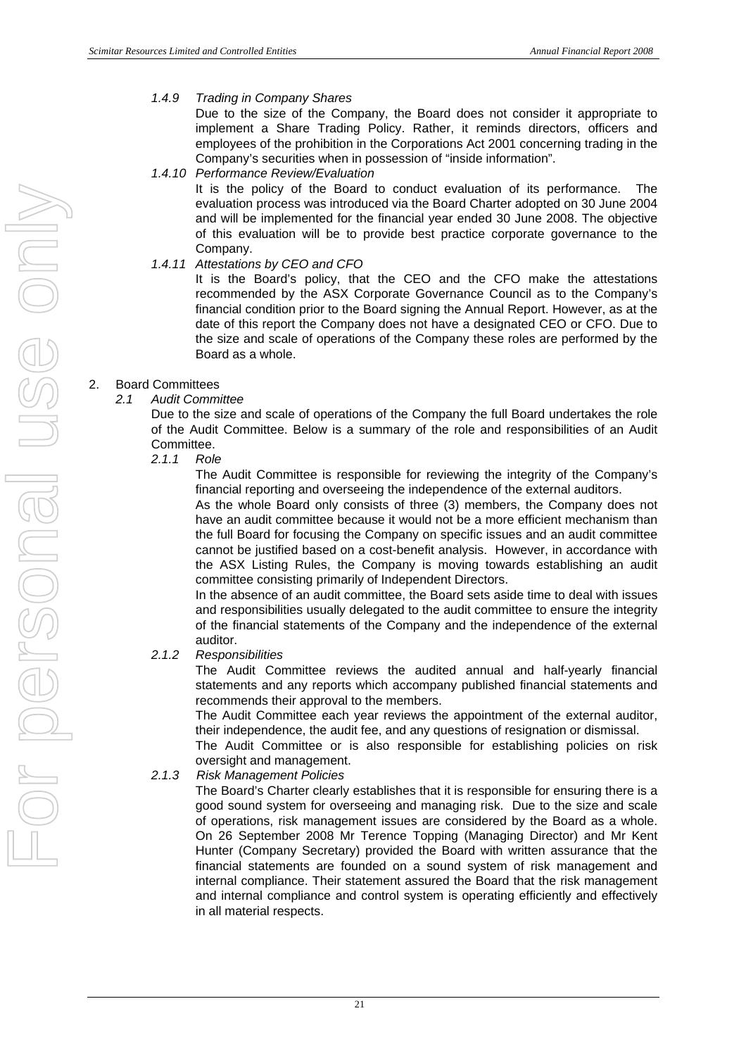*1.4.9 Trading in Company Shares*

Due to the size of the Company, the Board does not consider it appropriate to implement a Share Trading Policy. Rather, it reminds directors, officers and employees of the prohibition in the Corporations Act 2001 concerning trading in the Company's securities when in possession of "inside information".

*1.4.10 Performance Review/Evaluation*

It is the policy of the Board to conduct evaluation of its performance. The evaluation process was introduced via the Board Charter adopted on 30 June 2004 and will be implemented for the financial year ended 30 June 2008. The objective of this evaluation will be to provide best practice corporate governance to the Company.

*1.4.11 Attestations by CEO and CFO*

It is the Board's policy, that the CEO and the CFO make the attestations recommended by the ASX Corporate Governance Council as to the Company's financial condition prior to the Board signing the Annual Report. However, as at the date of this report the Company does not have a designated CEO or CFO. Due to the size and scale of operations of the Company these roles are performed by the Board as a whole.

2. Board Committees

*2.1 Audit Committee*

Due to the size and scale of operations of the Company the full Board undertakes the role of the Audit Committee. Below is a summary of the role and responsibilities of an Audit Committee.

*2.1.1 Role*

The Audit Committee is responsible for reviewing the integrity of the Company's financial reporting and overseeing the independence of the external auditors.

As the whole Board only consists of three (3) members, the Company does not have an audit committee because it would not be a more efficient mechanism than the full Board for focusing the Company on specific issues and an audit committee cannot be justified based on a cost-benefit analysis. However, in accordance with the ASX Listing Rules, the Company is moving towards establishing an audit committee consisting primarily of Independent Directors.

In the absence of an audit committee, the Board sets aside time to deal with issues and responsibilities usually delegated to the audit committee to ensure the integrity of the financial statements of the Company and the independence of the external auditor.

*2.1.2 Responsibilities*

The Audit Committee reviews the audited annual and half-yearly financial statements and any reports which accompany published financial statements and recommends their approval to the members.

The Audit Committee each year reviews the appointment of the external auditor, their independence, the audit fee, and any questions of resignation or dismissal.

The Audit Committee or is also responsible for establishing policies on risk oversight and management.

*2.1.3 Risk Management Policies*

The Board's Charter clearly establishes that it is responsible for ensuring there is a good sound system for overseeing and managing risk. Due to the size and scale of operations, risk management issues are considered by the Board as a whole. On 26 September 2008 Mr Terence Topping (Managing Director) and Mr Kent Hunter (Company Secretary) provided the Board with written assurance that the financial statements are founded on a sound system of risk management and internal compliance. Their statement assured the Board that the risk management and internal compliance and control system is operating efficiently and effectively in all material respects.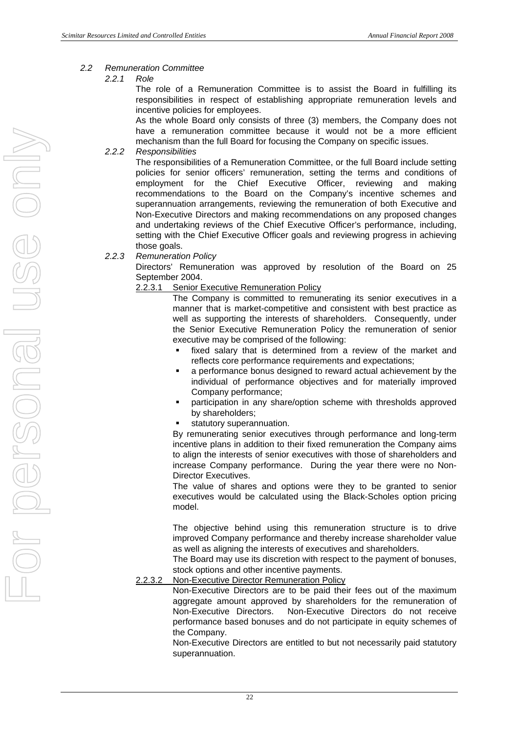## *2.2 Remuneration Committee*

### *2.2.1 Role*

The role of a Remuneration Committee is to assist the Board in fulfilling its responsibilities in respect of establishing appropriate remuneration levels and incentive policies for employees.

As the whole Board only consists of three (3) members, the Company does not have a remuneration committee because it would not be a more efficient mechanism than the full Board for focusing the Company on specific issues.

### *2.2.2 Responsibilities*

The responsibilities of a Remuneration Committee, or the full Board include setting policies for senior officers' remuneration, setting the terms and conditions of employment for the Chief Executive Officer, reviewing and making recommendations to the Board on the Company's incentive schemes and superannuation arrangements, reviewing the remuneration of both Executive and Non-Executive Directors and making recommendations on any proposed changes and undertaking reviews of the Chief Executive Officer's performance, including, setting with the Chief Executive Officer goals and reviewing progress in achieving those goals.

### *2.2.3 Remuneration Policy*

Directors' Remuneration was approved by resolution of the Board on 25 September 2004.

#### 2.2.3.1 Senior Executive Remuneration Policy

The Company is committed to remunerating its senior executives in a manner that is market-competitive and consistent with best practice as well as supporting the interests of shareholders. Consequently, under the Senior Executive Remuneration Policy the remuneration of senior executive may be comprised of the following:

- fixed salary that is determined from a review of the market and reflects core performance requirements and expectations;
- a performance bonus designed to reward actual achievement by the individual of performance objectives and for materially improved Company performance;
- participation in any share/option scheme with thresholds approved by shareholders;
- statutory superannuation.

By remunerating senior executives through performance and long-term incentive plans in addition to their fixed remuneration the Company aims to align the interests of senior executives with those of shareholders and increase Company performance. During the year there were no Non-Director Executives.

The value of shares and options were they to be granted to senior executives would be calculated using the Black-Scholes option pricing model.

The objective behind using this remuneration structure is to drive improved Company performance and thereby increase shareholder value as well as aligning the interests of executives and shareholders.

The Board may use its discretion with respect to the payment of bonuses, stock options and other incentive payments.

#### 2.2.3.2 Non-Executive Director Remuneration Policy

Non-Executive Directors are to be paid their fees out of the maximum aggregate amount approved by shareholders for the remuneration of Non-Executive Directors. Non-Executive Directors do not receive performance based bonuses and do not participate in equity schemes of the Company.

Non-Executive Directors are entitled to but not necessarily paid statutory superannuation.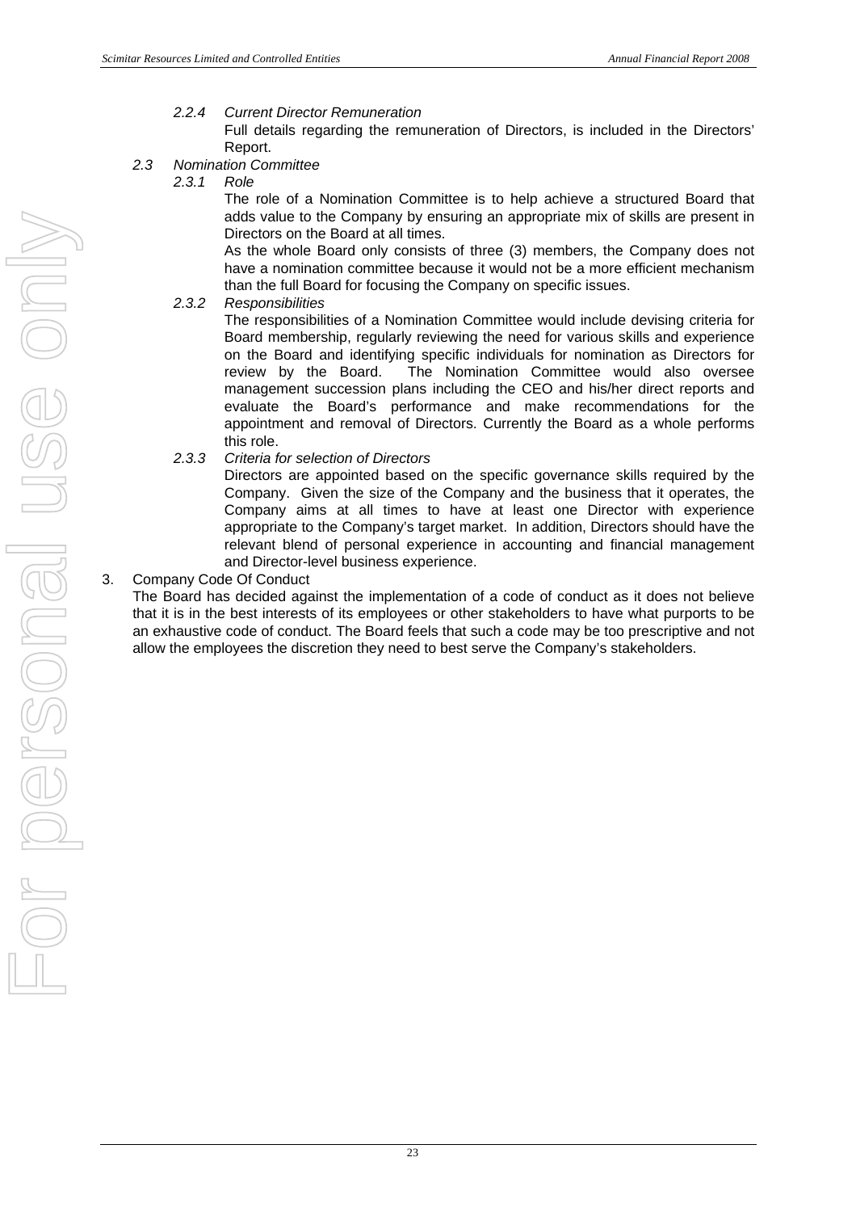*2.2.4 Current Director Remuneration*

Full details regarding the remuneration of Directors, is included in the Directors' Report.

*2.3 Nomination Committee*

*2.3.1 Role*

The role of a Nomination Committee is to help achieve a structured Board that adds value to the Company by ensuring an appropriate mix of skills are present in Directors on the Board at all times.

As the whole Board only consists of three (3) members, the Company does not have a nomination committee because it would not be a more efficient mechanism than the full Board for focusing the Company on specific issues.

*2.3.2 Responsibilities*

The responsibilities of a Nomination Committee would include devising criteria for Board membership, regularly reviewing the need for various skills and experience on the Board and identifying specific individuals for nomination as Directors for review by the Board. The Nomination Committee would also oversee management succession plans including the CEO and his/her direct reports and evaluate the Board's performance and make recommendations for the appointment and removal of Directors. Currently the Board as a whole performs this role.

*2.3.3 Criteria for selection of Directors*

Directors are appointed based on the specific governance skills required by the Company. Given the size of the Company and the business that it operates, the Company aims at all times to have at least one Director with experience appropriate to the Company's target market. In addition, Directors should have the relevant blend of personal experience in accounting and financial management and Director-level business experience.

3. Company Code Of Conduct

The Board has decided against the implementation of a code of conduct as it does not believe that it is in the best interests of its employees or other stakeholders to have what purports to be an exhaustive code of conduct. The Board feels that such a code may be too prescriptive and not allow the employees the discretion they need to best serve the Company's stakeholders.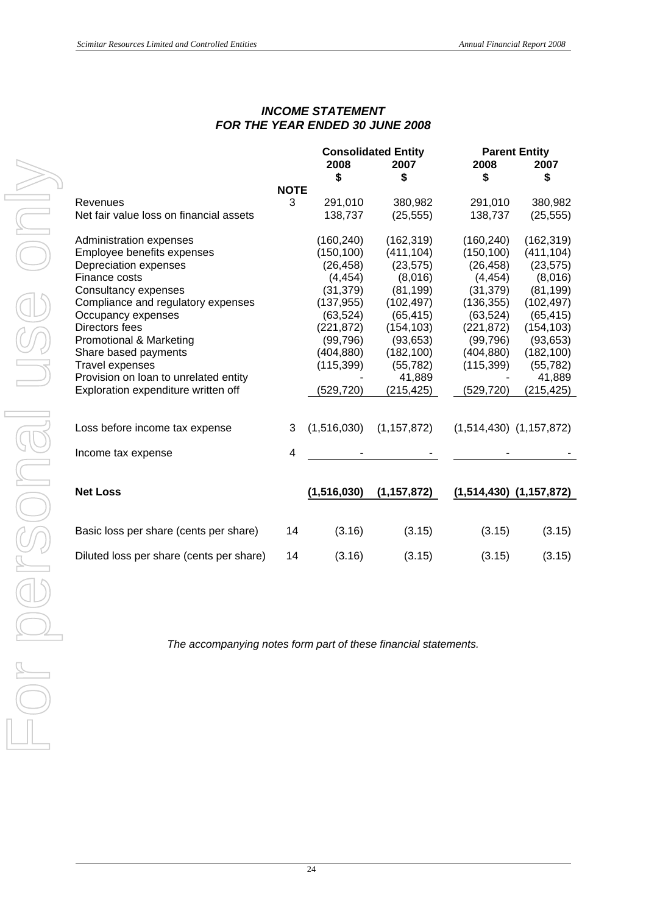# *INCOME STATEMENT*
## *FOR THE YEAR ENDED 30 JUNE 2008*

| | NOTE | Consolidated Entity 2008 $ | Consolidated Entity 2007 $ | Parent Entity 2008 $ | Parent Entity 2007 $ |
|---|---|---|---|---|---|
| Revenues | 3 | 291,010 | 380,982 | 291,010 | 380,982 |
| Net fair value loss on financial assets | | 138,737 | (25,555) | 138,737 | (25,555) |
| Administration expenses | | (160,240) | (162,319) | (160,240) | (162,319) |
| Employee benefits expenses | | (150,100) | (411,104) | (150,100) | (411,104) |
| Depreciation expenses | | (26,458) | (23,575) | (26,458) | (23,575) |
| Finance costs | | (4,454) | (8,016) | (4,454) | (8,016) |
| Consultancy expenses | | (31,379) | (81,199) | (31,379) | (81,199) |
| Compliance and regulatory expenses | | (137,955) | (102,497) | (136,355) | (102,497) |
| Occupancy expenses | | (63,524) | (65,415) | (63,524) | (65,415) |
| Directors fees | | (221,872) | (154,103) | (221,872) | (154,103) |
| Promotional & Marketing | | (99,796) | (93,653) | (99,796) | (93,653) |
| Share based payments | | (404,880) | (182,100) | (404,880) | (182,100) |
| Travel expenses | | (115,399) | (55,782) | (115,399) | (55,782) |
| Provision on loan to unrelated entity | | - | 41,889 | - | 41,889 |
| Exploration expenditure written off | | (529,720) | (215,425) | (529,720) | (215,425) |
| Loss before income tax expense | 3 | (1,516,030) | (1,157,872) | (1,514,430) | (1,157,872) |
| Income tax expense | 4 | - | - | - | - |
| **Net Loss** | | **(1,516,030)** | **(1,157,872)** | **(1,514,430)** | **(1,157,872)** |
| Basic loss per share (cents per share) | 14 | (3.16) | (3.15) | (3.15) | (3.15) |
| Diluted loss per share (cents per share) | 14 | (3.16) | (3.15) | (3.15) | (3.15) |

*The accompanying notes form part of these financial statements.*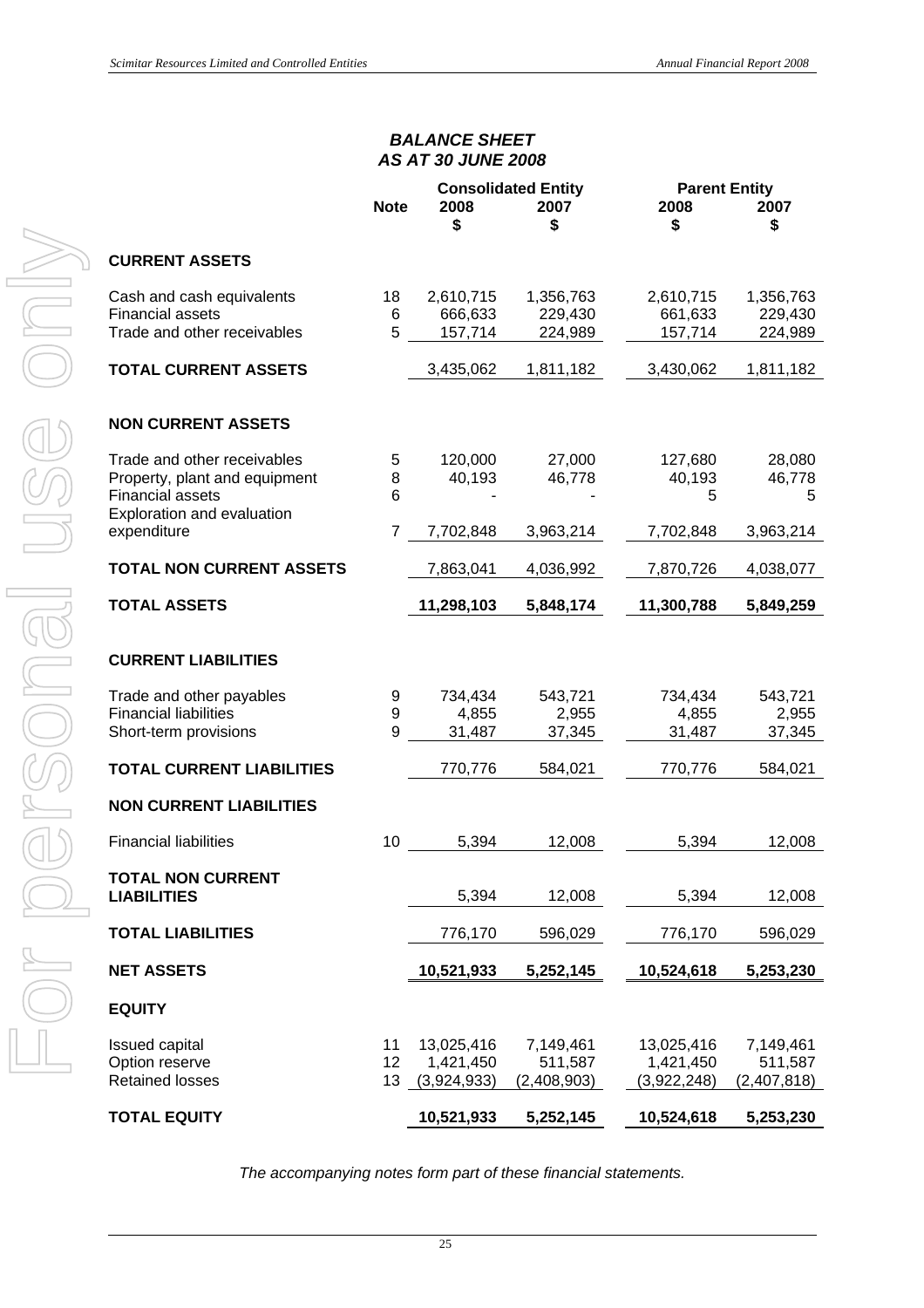## BALANCE SHEET
## AS AT 30 JUNE 2008

| | Note | Consolidated Entity | | Parent Entity | |
|---|---|---|---|---|---|
| | | 2008 | 2007 | 2008 | 2007 |
| | | $ | $ | $ | $ |
| **CURRENT ASSETS** | | | | | |
| Cash and cash equivalents | 18 | 2,610,715 | 1,356,763 | 2,610,715 | 1,356,763 |
| Financial assets | 6 | 666,633 | 229,430 | 661,633 | 229,430 |
| Trade and other receivables | 5 | 157,714 | 224,989 | 157,714 | 224,989 |
| **TOTAL CURRENT ASSETS** | | 3,435,062 | 1,811,182 | 3,430,062 | 1,811,182 |
| **NON CURRENT ASSETS** | | | | | |
| Trade and other receivables | 5 | 120,000 | 27,000 | 127,680 | 28,080 |
| Property, plant and equipment | 8 | 40,193 | 46,778 | 40,193 | 46,778 |
| Financial assets | 6 | - | - | 5 | 5 |
| Exploration and evaluation expenditure | 7 | 7,702,848 | 3,963,214 | 7,702,848 | 3,963,214 |
| **TOTAL NON CURRENT ASSETS** | | 7,863,041 | 4,036,992 | 7,870,726 | 4,038,077 |
| **TOTAL ASSETS** | | **11,298,103** | **5,848,174** | **11,300,788** | **5,849,259** |
| **CURRENT LIABILITIES** | | | | | |
| Trade and other payables | 9 | 734,434 | 543,721 | 734,434 | 543,721 |
| Financial liabilities | 9 | 4,855 | 2,955 | 4,855 | 2,955 |
| Short-term provisions | 9 | 31,487 | 37,345 | 31,487 | 37,345 |
| **TOTAL CURRENT LIABILITIES** | | 770,776 | 584,021 | 770,776 | 584,021 |
| **NON CURRENT LIABILITIES** | | | | | |
| Financial liabilities | 10 | 5,394 | 12,008 | 5,394 | 12,008 |
| **TOTAL NON CURRENT LIABILITIES** | | 5,394 | 12,008 | 5,394 | 12,008 |
| **TOTAL LIABILITIES** | | 776,170 | 596,029 | 776,170 | 596,029 |
| **NET ASSETS** | | **10,521,933** | **5,252,145** | **10,524,618** | **5,253,230** |
| **EQUITY** | | | | | |
| Issued capital | 11 | 13,025,416 | 7,149,461 | 13,025,416 | 7,149,461 |
| Option reserve | 12 | 1,421,450 | 511,587 | 1,421,450 | 511,587 |
| Retained losses | 13 | (3,924,933) | (2,408,903) | (3,922,248) | (2,407,818) |
| **TOTAL EQUITY** | | **10,521,933** | **5,252,145** | **10,524,618** | **5,253,230** |

*The accompanying notes form part of these financial statements.*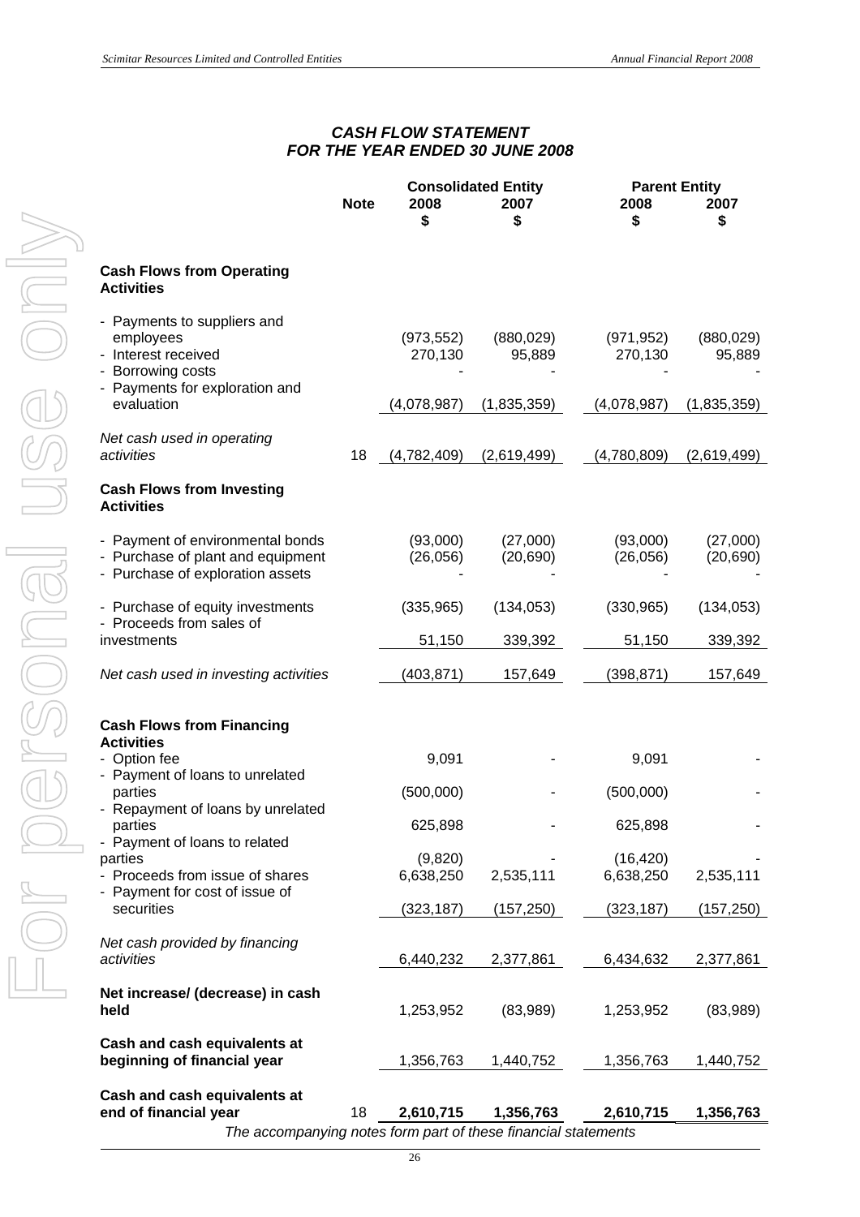## *CASH FLOW STATEMENT*
## *FOR THE YEAR ENDED 30 JUNE 2008*

| | Note | Consolidated Entity 2008 $ | Consolidated Entity 2007 $ | Parent Entity 2008 $ | Parent Entity 2007 $ |
|---|---|---|---|---|---|
| **Cash Flows from Operating Activities** | | | | | |
| - Payments to suppliers and employees | | (973,552) | (880,029) | (971,952) | (880,029) |
| - Interest received | | 270,130 | 95,889 | 270,130 | 95,889 |
| - Borrowing costs | | - | - | - | - |
| - Payments for exploration and evaluation | | (4,078,987) | (1,835,359) | (4,078,987) | (1,835,359) |
| *Net cash used in operating activities* | 18 | (4,782,409) | (2,619,499) | (4,780,809) | (2,619,499) |
| **Cash Flows from Investing Activities** | | | | | |
| - Payment of environmental bonds | | (93,000) | (27,000) | (93,000) | (27,000) |
| - Purchase of plant and equipment | | (26,056) | (20,690) | (26,056) | (20,690) |
| - Purchase of exploration assets | | - | - | - | - |
| - Purchase of equity investments | | (335,965) | (134,053) | (330,965) | (134,053) |
| - Proceeds from sales of investments | | 51,150 | 339,392 | 51,150 | 339,392 |
| *Net cash used in investing activities* | | (403,871) | 157,649 | (398,871) | 157,649 |
| **Cash Flows from Financing Activities** | | | | | |
| - Option fee | | 9,091 | - | 9,091 | - |
| - Payment of loans to unrelated parties | | (500,000) | - | (500,000) | - |
| - Repayment of loans by unrelated parties | | 625,898 | - | 625,898 | - |
| - Payment of loans to related parties | | (9,820) | - | (16,420) | - |
| - Proceeds from issue of shares | | 6,638,250 | 2,535,111 | 6,638,250 | 2,535,111 |
| - Payment for cost of issue of securities | | (323,187) | (157,250) | (323,187) | (157,250) |
| *Net cash provided by financing activities* | | 6,440,232 | 2,377,861 | 6,434,632 | 2,377,861 |
| **Net increase/ (decrease) in cash held** | | 1,253,952 | (83,989) | 1,253,952 | (83,989) |
| **Cash and cash equivalents at beginning of financial year** | | 1,356,763 | 1,440,752 | 1,356,763 | 1,440,752 |
| **Cash and cash equivalents at end of financial year** | 18 | **2,610,715** | **1,356,763** | **2,610,715** | **1,356,763** |

*The accompanying notes form part of these financial statements*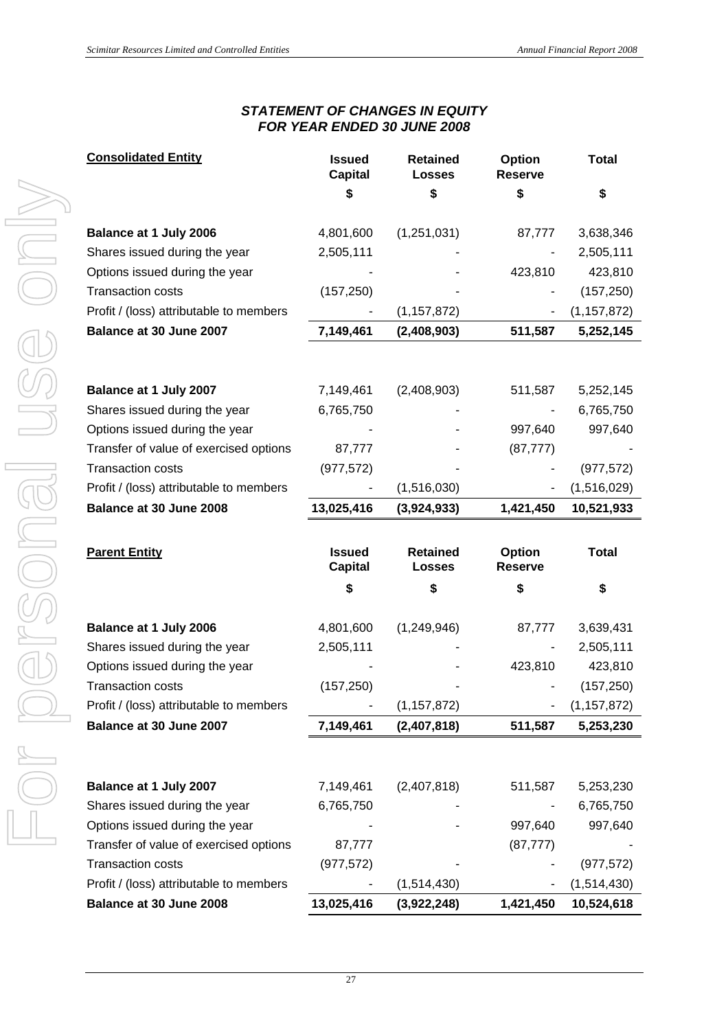## STATEMENT OF CHANGES IN EQUITY
## FOR YEAR ENDED 30 JUNE 2008

| **Consolidated Entity** | **Issued Capital** | **Retained Losses** | **Option Reserve** | **Total** |
|---|---|---|---|---|
| | **$** | **$** | **$** | **$** |
| **Balance at 1 July 2006** | 4,801,600 | (1,251,031) | 87,777 | 3,638,346 |
| Shares issued during the year | 2,505,111 | - | - | 2,505,111 |
| Options issued during the year | - | - | 423,810 | 423,810 |
| Transaction costs | (157,250) | - | - | (157,250) |
| Profit / (loss) attributable to members | - | (1,157,872) | - | (1,157,872) |
| **Balance at 30 June 2007** | **7,149,461** | **(2,408,903)** | **511,587** | **5,252,145** |
| | | | | |
| **Balance at 1 July 2007** | 7,149,461 | (2,408,903) | 511,587 | 5,252,145 |
| Shares issued during the year | 6,765,750 | - | - | 6,765,750 |
| Options issued during the year | - | - | 997,640 | 997,640 |
| Transfer of value of exercised options | 87,777 | - | (87,777) | - |
| Transaction costs | (977,572) | - | - | (977,572) |
| Profit / (loss) attributable to members | - | (1,516,030) | - | (1,516,029) |
| **Balance at 30 June 2008** | **13,025,416** | **(3,924,933)** | **1,421,450** | **10,521,933** |

| **Parent Entity** | **Issued Capital** | **Retained Losses** | **Option Reserve** | **Total** |
|---|---|---|---|---|
| | **$** | **$** | **$** | **$** |
| **Balance at 1 July 2006** | 4,801,600 | (1,249,946) | 87,777 | 3,639,431 |
| Shares issued during the year | 2,505,111 | - | - | 2,505,111 |
| Options issued during the year | - | - | 423,810 | 423,810 |
| Transaction costs | (157,250) | - | - | (157,250) |
| Profit / (loss) attributable to members | - | (1,157,872) | - | (1,157,872) |
| **Balance at 30 June 2007** | **7,149,461** | **(2,407,818)** | **511,587** | **5,253,230** |
| | | | | |
| **Balance at 1 July 2007** | 7,149,461 | (2,407,818) | 511,587 | 5,253,230 |
| Shares issued during the year | 6,765,750 | - | - | 6,765,750 |
| Options issued during the year | - | - | 997,640 | 997,640 |
| Transfer of value of exercised options | 87,777 | | (87,777) | - |
| Transaction costs | (977,572) | - | - | (977,572) |
| Profit / (loss) attributable to members | - | (1,514,430) | - | (1,514,430) |
| **Balance at 30 June 2008** | **13,025,416** | **(3,922,248)** | **1,421,450** | **10,524,618** |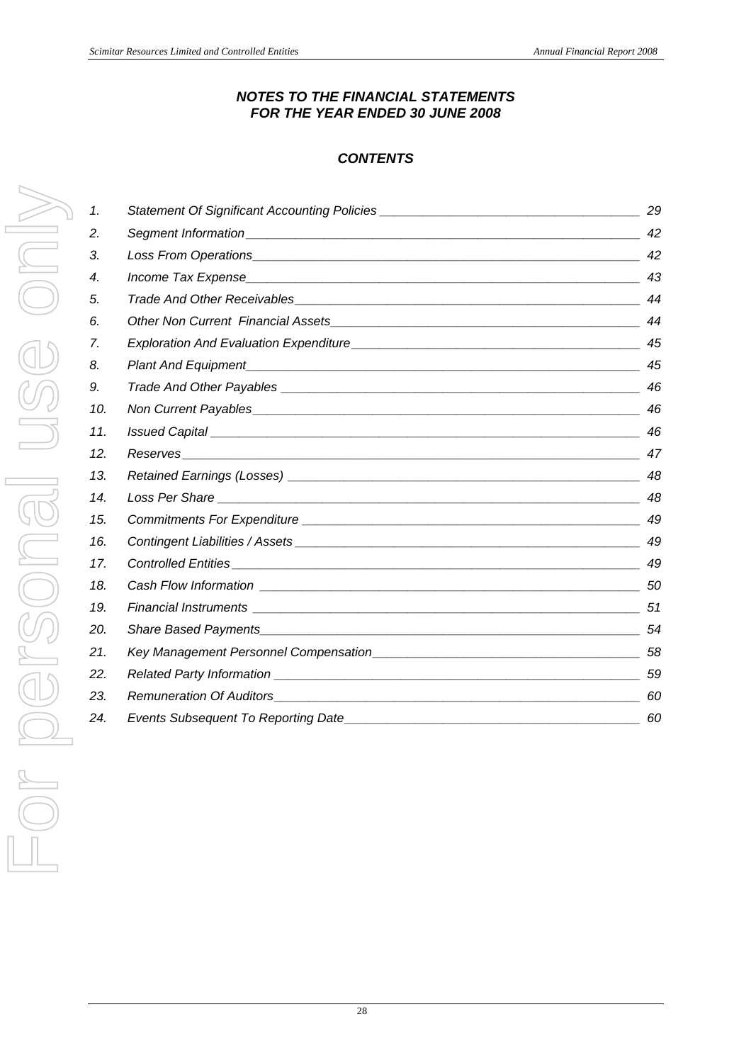## *NOTES TO THE FINANCIAL STATEMENTS*
## *FOR THE YEAR ENDED 30 JUNE 2008*

### *CONTENTS*

| | | |
|---|---|---|
| *1.* | *Statement Of Significant Accounting Policies* | *29* |
| *2.* | *Segment Information* | *42* |
| *3.* | *Loss From Operations* | *42* |
| *4.* | *Income Tax Expense* | *43* |
| *5.* | *Trade And Other Receivables* | *44* |
| *6.* | *Other Non Current Financial Assets* | *44* |
| *7.* | *Exploration And Evaluation Expenditure* | *45* |
| *8.* | *Plant And Equipment* | *45* |
| *9.* | *Trade And Other Payables* | *46* |
| *10.* | *Non Current Payables* | *46* |
| *11.* | *Issued Capital* | *46* |
| *12.* | *Reserves* | *47* |
| *13.* | *Retained Earnings (Losses)* | *48* |
| *14.* | *Loss Per Share* | *48* |
| *15.* | *Commitments For Expenditure* | *49* |
| *16.* | *Contingent Liabilities / Assets* | *49* |
| *17.* | *Controlled Entities* | *49* |
| *18.* | *Cash Flow Information* | *50* |
| *19.* | *Financial Instruments* | *51* |
| *20.* | *Share Based Payments* | *54* |
| *21.* | *Key Management Personnel Compensation* | *58* |
| *22.* | *Related Party Information* | *59* |
| *23.* | *Remuneration Of Auditors* | *60* |
| *24.* | *Events Subsequent To Reporting Date* | *60* |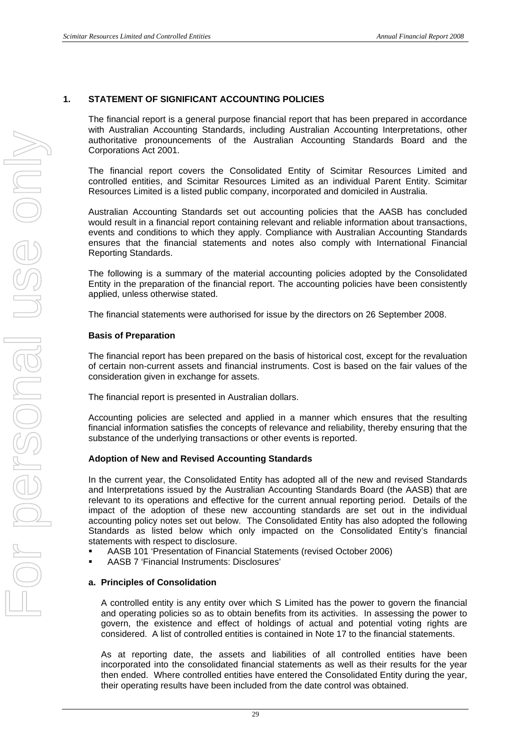## 1. STATEMENT OF SIGNIFICANT ACCOUNTING POLICIES

The financial report is a general purpose financial report that has been prepared in accordance with Australian Accounting Standards, including Australian Accounting Interpretations, other authoritative pronouncements of the Australian Accounting Standards Board and the Corporations Act 2001.

The financial report covers the Consolidated Entity of Scimitar Resources Limited and controlled entities, and Scimitar Resources Limited as an individual Parent Entity. Scimitar Resources Limited is a listed public company, incorporated and domiciled in Australia.

Australian Accounting Standards set out accounting policies that the AASB has concluded would result in a financial report containing relevant and reliable information about transactions, events and conditions to which they apply. Compliance with Australian Accounting Standards ensures that the financial statements and notes also comply with International Financial Reporting Standards.

The following is a summary of the material accounting policies adopted by the Consolidated Entity in the preparation of the financial report. The accounting policies have been consistently applied, unless otherwise stated.

The financial statements were authorised for issue by the directors on 26 September 2008.

### Basis of Preparation

The financial report has been prepared on the basis of historical cost, except for the revaluation of certain non-current assets and financial instruments. Cost is based on the fair values of the consideration given in exchange for assets.

The financial report is presented in Australian dollars.

Accounting policies are selected and applied in a manner which ensures that the resulting financial information satisfies the concepts of relevance and reliability, thereby ensuring that the substance of the underlying transactions or other events is reported.

### Adoption of New and Revised Accounting Standards

In the current year, the Consolidated Entity has adopted all of the new and revised Standards and Interpretations issued by the Australian Accounting Standards Board (the AASB) that are relevant to its operations and effective for the current annual reporting period. Details of the impact of the adoption of these new accounting standards are set out in the individual accounting policy notes set out below. The Consolidated Entity has also adopted the following Standards as listed below which only impacted on the Consolidated Entity's financial statements with respect to disclosure.

- AASB 101 'Presentation of Financial Statements (revised October 2006)
- AASB 7 'Financial Instruments: Disclosures'

### a. Principles of Consolidation

A controlled entity is any entity over which S Limited has the power to govern the financial and operating policies so as to obtain benefits from its activities. In assessing the power to govern, the existence and effect of holdings of actual and potential voting rights are considered. A list of controlled entities is contained in Note 17 to the financial statements.

As at reporting date, the assets and liabilities of all controlled entities have been incorporated into the consolidated financial statements as well as their results for the year then ended. Where controlled entities have entered the Consolidated Entity during the year, their operating results have been included from the date control was obtained.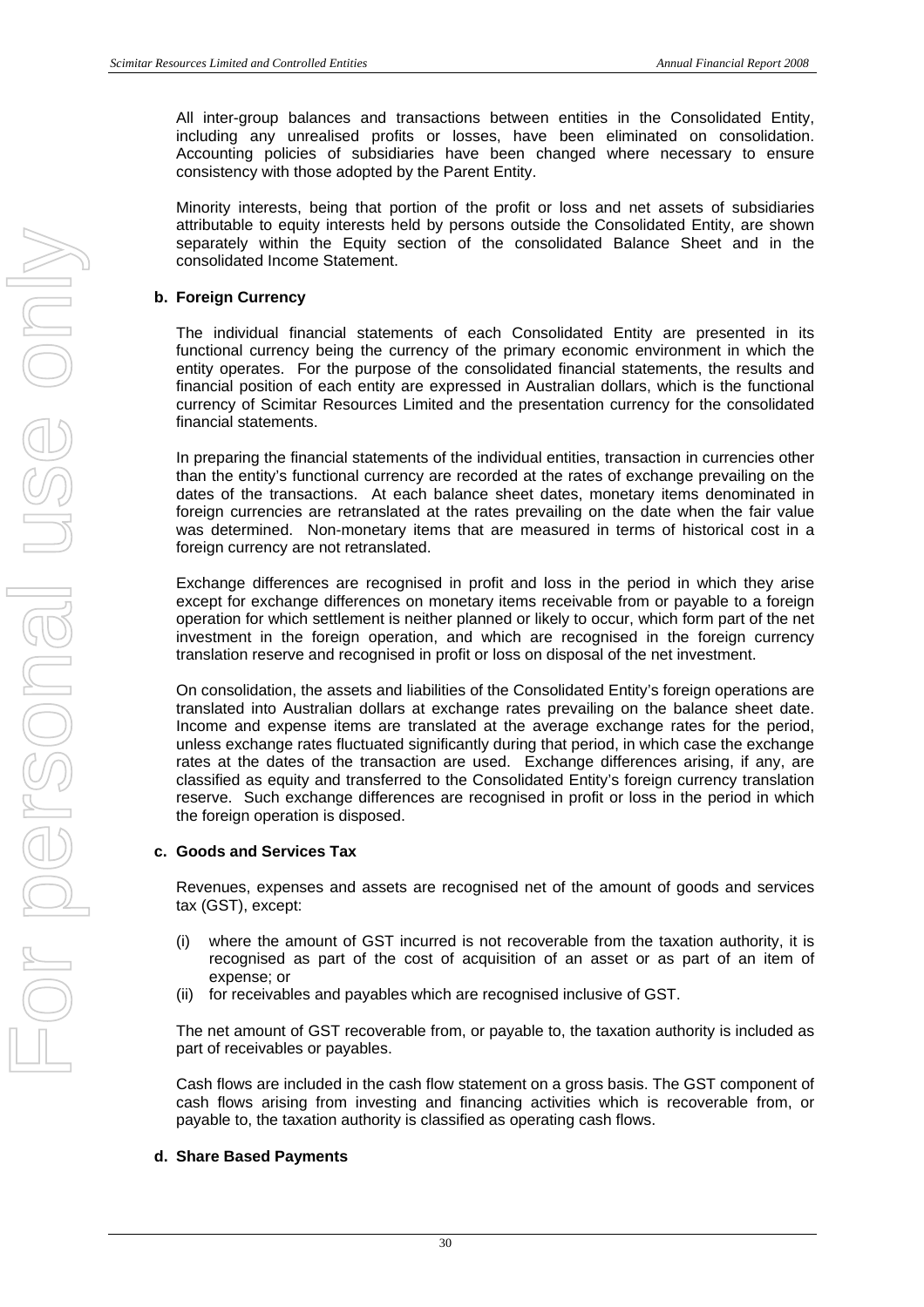All inter-group balances and transactions between entities in the Consolidated Entity, including any unrealised profits or losses, have been eliminated on consolidation. Accounting policies of subsidiaries have been changed where necessary to ensure consistency with those adopted by the Parent Entity.

Minority interests, being that portion of the profit or loss and net assets of subsidiaries attributable to equity interests held by persons outside the Consolidated Entity, are shown separately within the Equity section of the consolidated Balance Sheet and in the consolidated Income Statement.

**b. Foreign Currency**

The individual financial statements of each Consolidated Entity are presented in its functional currency being the currency of the primary economic environment in which the entity operates. For the purpose of the consolidated financial statements, the results and financial position of each entity are expressed in Australian dollars, which is the functional currency of Scimitar Resources Limited and the presentation currency for the consolidated financial statements.

In preparing the financial statements of the individual entities, transaction in currencies other than the entity's functional currency are recorded at the rates of exchange prevailing on the dates of the transactions. At each balance sheet dates, monetary items denominated in foreign currencies are retranslated at the rates prevailing on the date when the fair value was determined. Non-monetary items that are measured in terms of historical cost in a foreign currency are not retranslated.

Exchange differences are recognised in profit and loss in the period in which they arise except for exchange differences on monetary items receivable from or payable to a foreign operation for which settlement is neither planned or likely to occur, which form part of the net investment in the foreign operation, and which are recognised in the foreign currency translation reserve and recognised in profit or loss on disposal of the net investment.

On consolidation, the assets and liabilities of the Consolidated Entity's foreign operations are translated into Australian dollars at exchange rates prevailing on the balance sheet date. Income and expense items are translated at the average exchange rates for the period, unless exchange rates fluctuated significantly during that period, in which case the exchange rates at the dates of the transaction are used. Exchange differences arising, if any, are classified as equity and transferred to the Consolidated Entity's foreign currency translation reserve. Such exchange differences are recognised in profit or loss in the period in which the foreign operation is disposed.

**c. Goods and Services Tax**

Revenues, expenses and assets are recognised net of the amount of goods and services tax (GST), except:

(i) where the amount of GST incurred is not recoverable from the taxation authority, it is recognised as part of the cost of acquisition of an asset or as part of an item of expense; or
(ii) for receivables and payables which are recognised inclusive of GST.

The net amount of GST recoverable from, or payable to, the taxation authority is included as part of receivables or payables.

Cash flows are included in the cash flow statement on a gross basis. The GST component of cash flows arising from investing and financing activities which is recoverable from, or payable to, the taxation authority is classified as operating cash flows.

**d. Share Based Payments**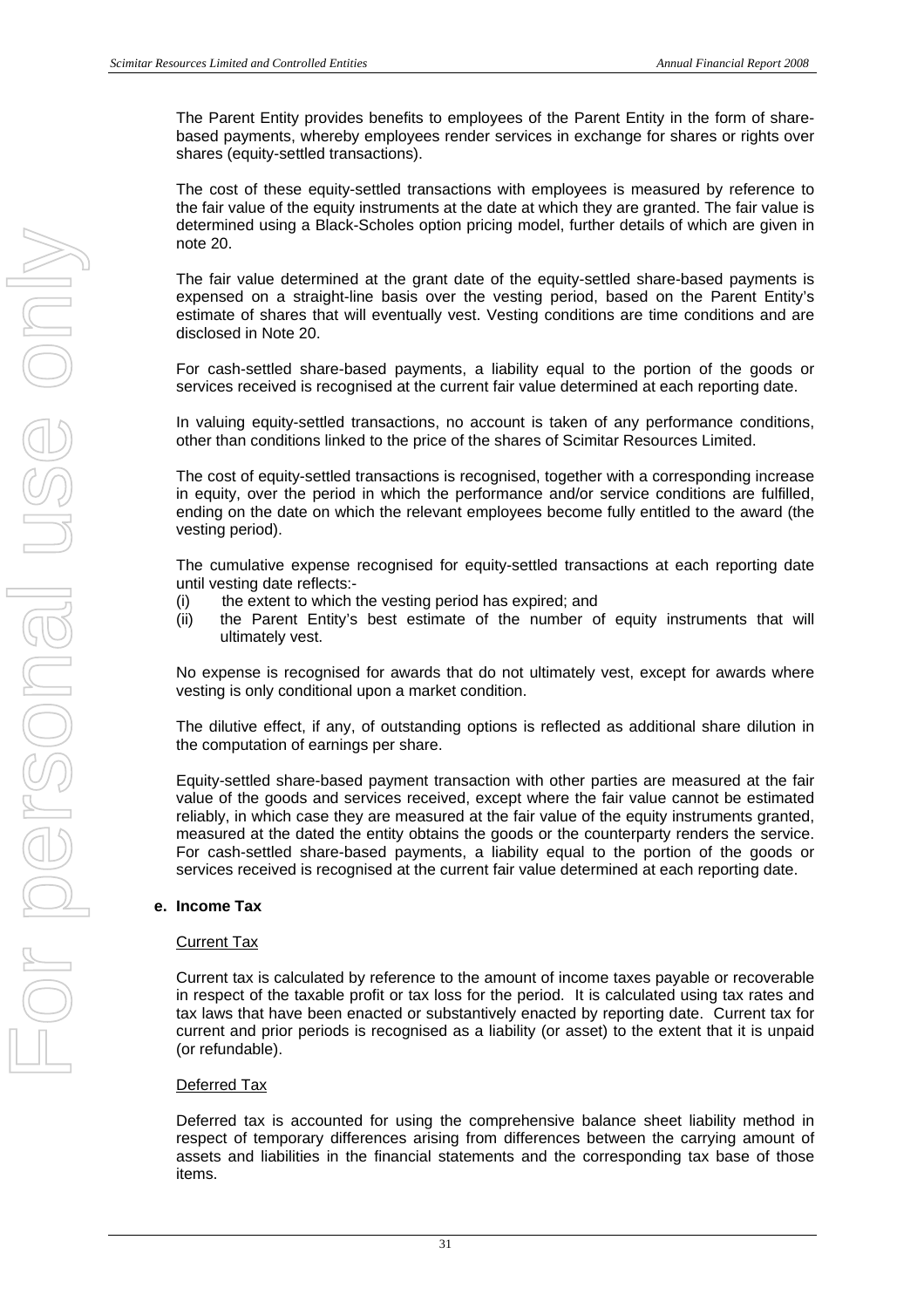The Parent Entity provides benefits to employees of the Parent Entity in the form of share-based payments, whereby employees render services in exchange for shares or rights over shares (equity-settled transactions).

The cost of these equity-settled transactions with employees is measured by reference to the fair value of the equity instruments at the date at which they are granted. The fair value is determined using a Black-Scholes option pricing model, further details of which are given in note 20.

The fair value determined at the grant date of the equity-settled share-based payments is expensed on a straight-line basis over the vesting period, based on the Parent Entity's estimate of shares that will eventually vest. Vesting conditions are time conditions and are disclosed in Note 20.

For cash-settled share-based payments, a liability equal to the portion of the goods or services received is recognised at the current fair value determined at each reporting date.

In valuing equity-settled transactions, no account is taken of any performance conditions, other than conditions linked to the price of the shares of Scimitar Resources Limited.

The cost of equity-settled transactions is recognised, together with a corresponding increase in equity, over the period in which the performance and/or service conditions are fulfilled, ending on the date on which the relevant employees become fully entitled to the award (the vesting period).

The cumulative expense recognised for equity-settled transactions at each reporting date until vesting date reflects:-

(i) the extent to which the vesting period has expired; and
(ii) the Parent Entity's best estimate of the number of equity instruments that will ultimately vest.

No expense is recognised for awards that do not ultimately vest, except for awards where vesting is only conditional upon a market condition.

The dilutive effect, if any, of outstanding options is reflected as additional share dilution in the computation of earnings per share.

Equity-settled share-based payment transaction with other parties are measured at the fair value of the goods and services received, except where the fair value cannot be estimated reliably, in which case they are measured at the fair value of the equity instruments granted, measured at the dated the entity obtains the goods or the counterparty renders the service. For cash-settled share-based payments, a liability equal to the portion of the goods or services received is recognised at the current fair value determined at each reporting date.

**e. Income Tax**

Current Tax

Current tax is calculated by reference to the amount of income taxes payable or recoverable in respect of the taxable profit or tax loss for the period. It is calculated using tax rates and tax laws that have been enacted or substantively enacted by reporting date. Current tax for current and prior periods is recognised as a liability (or asset) to the extent that it is unpaid (or refundable).

Deferred Tax

Deferred tax is accounted for using the comprehensive balance sheet liability method in respect of temporary differences arising from differences between the carrying amount of assets and liabilities in the financial statements and the corresponding tax base of those items.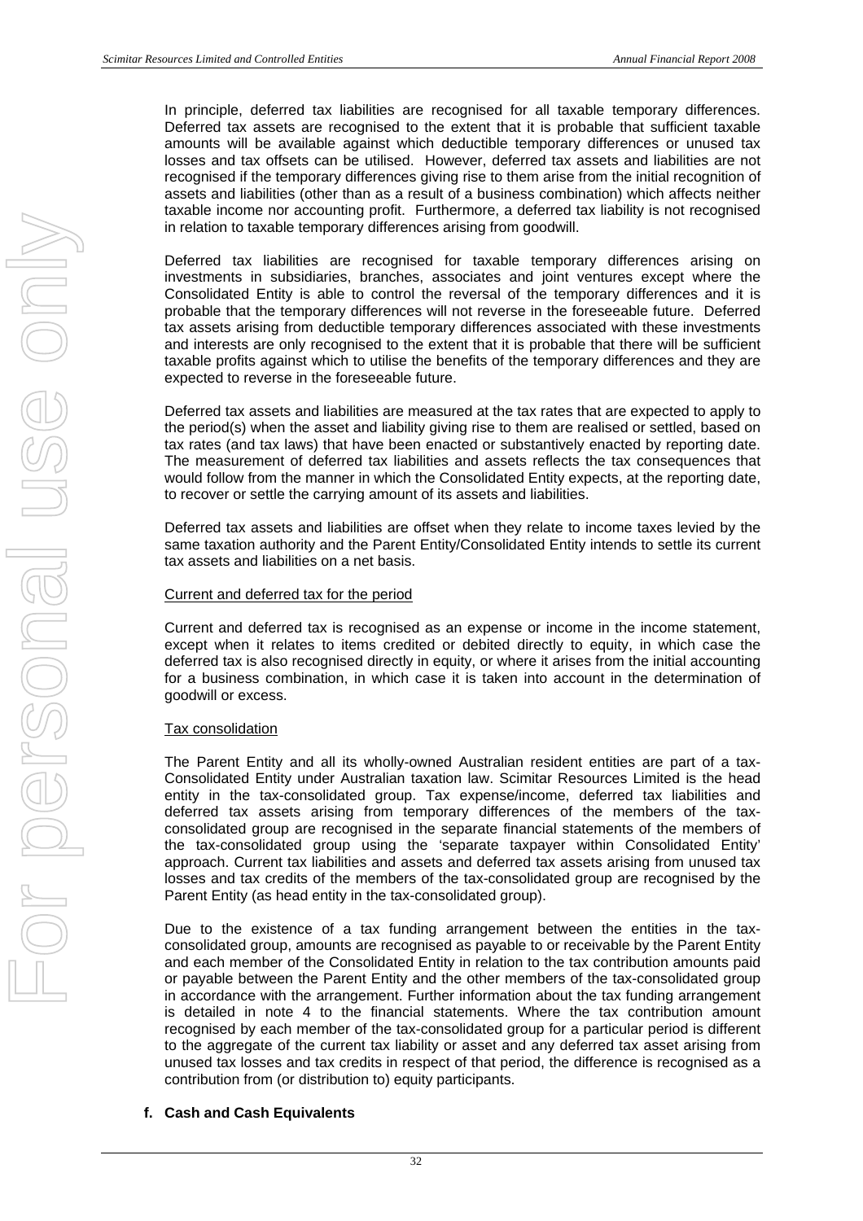In principle, deferred tax liabilities are recognised for all taxable temporary differences. Deferred tax assets are recognised to the extent that it is probable that sufficient taxable amounts will be available against which deductible temporary differences or unused tax losses and tax offsets can be utilised. However, deferred tax assets and liabilities are not recognised if the temporary differences giving rise to them arise from the initial recognition of assets and liabilities (other than as a result of a business combination) which affects neither taxable income nor accounting profit. Furthermore, a deferred tax liability is not recognised in relation to taxable temporary differences arising from goodwill.

Deferred tax liabilities are recognised for taxable temporary differences arising on investments in subsidiaries, branches, associates and joint ventures except where the Consolidated Entity is able to control the reversal of the temporary differences and it is probable that the temporary differences will not reverse in the foreseeable future. Deferred tax assets arising from deductible temporary differences associated with these investments and interests are only recognised to the extent that it is probable that there will be sufficient taxable profits against which to utilise the benefits of the temporary differences and they are expected to reverse in the foreseeable future.

Deferred tax assets and liabilities are measured at the tax rates that are expected to apply to the period(s) when the asset and liability giving rise to them are realised or settled, based on tax rates (and tax laws) that have been enacted or substantively enacted by reporting date. The measurement of deferred tax liabilities and assets reflects the tax consequences that would follow from the manner in which the Consolidated Entity expects, at the reporting date, to recover or settle the carrying amount of its assets and liabilities.

Deferred tax assets and liabilities are offset when they relate to income taxes levied by the same taxation authority and the Parent Entity/Consolidated Entity intends to settle its current tax assets and liabilities on a net basis.

Current and deferred tax for the period

Current and deferred tax is recognised as an expense or income in the income statement, except when it relates to items credited or debited directly to equity, in which case the deferred tax is also recognised directly in equity, or where it arises from the initial accounting for a business combination, in which case it is taken into account in the determination of goodwill or excess.

Tax consolidation

The Parent Entity and all its wholly-owned Australian resident entities are part of a tax-Consolidated Entity under Australian taxation law. Scimitar Resources Limited is the head entity in the tax-consolidated group. Tax expense/income, deferred tax liabilities and deferred tax assets arising from temporary differences of the members of the tax-consolidated group are recognised in the separate financial statements of the members of the tax-consolidated group using the 'separate taxpayer within Consolidated Entity' approach. Current tax liabilities and assets and deferred tax assets arising from unused tax losses and tax credits of the members of the tax-consolidated group are recognised by the Parent Entity (as head entity in the tax-consolidated group).

Due to the existence of a tax funding arrangement between the entities in the tax-consolidated group, amounts are recognised as payable to or receivable by the Parent Entity and each member of the Consolidated Entity in relation to the tax contribution amounts paid or payable between the Parent Entity and the other members of the tax-consolidated group in accordance with the arrangement. Further information about the tax funding arrangement is detailed in note 4 to the financial statements. Where the tax contribution amount recognised by each member of the tax-consolidated group for a particular period is different to the aggregate of the current tax liability or asset and any deferred tax asset arising from unused tax losses and tax credits in respect of that period, the difference is recognised as a contribution from (or distribution to) equity participants.

**f. Cash and Cash Equivalents**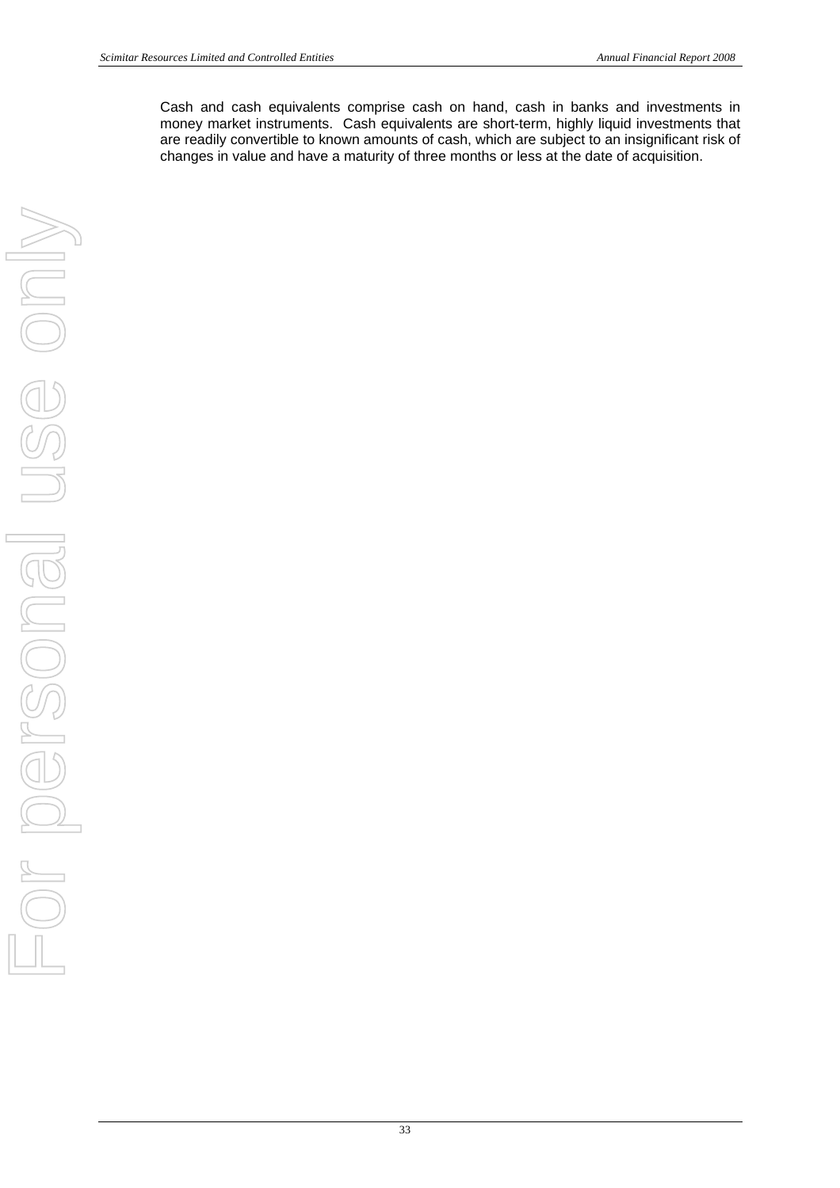Cash and cash equivalents comprise cash on hand, cash in banks and investments in money market instruments. Cash equivalents are short-term, highly liquid investments that are readily convertible to known amounts of cash, which are subject to an insignificant risk of changes in value and have a maturity of three months or less at the date of acquisition.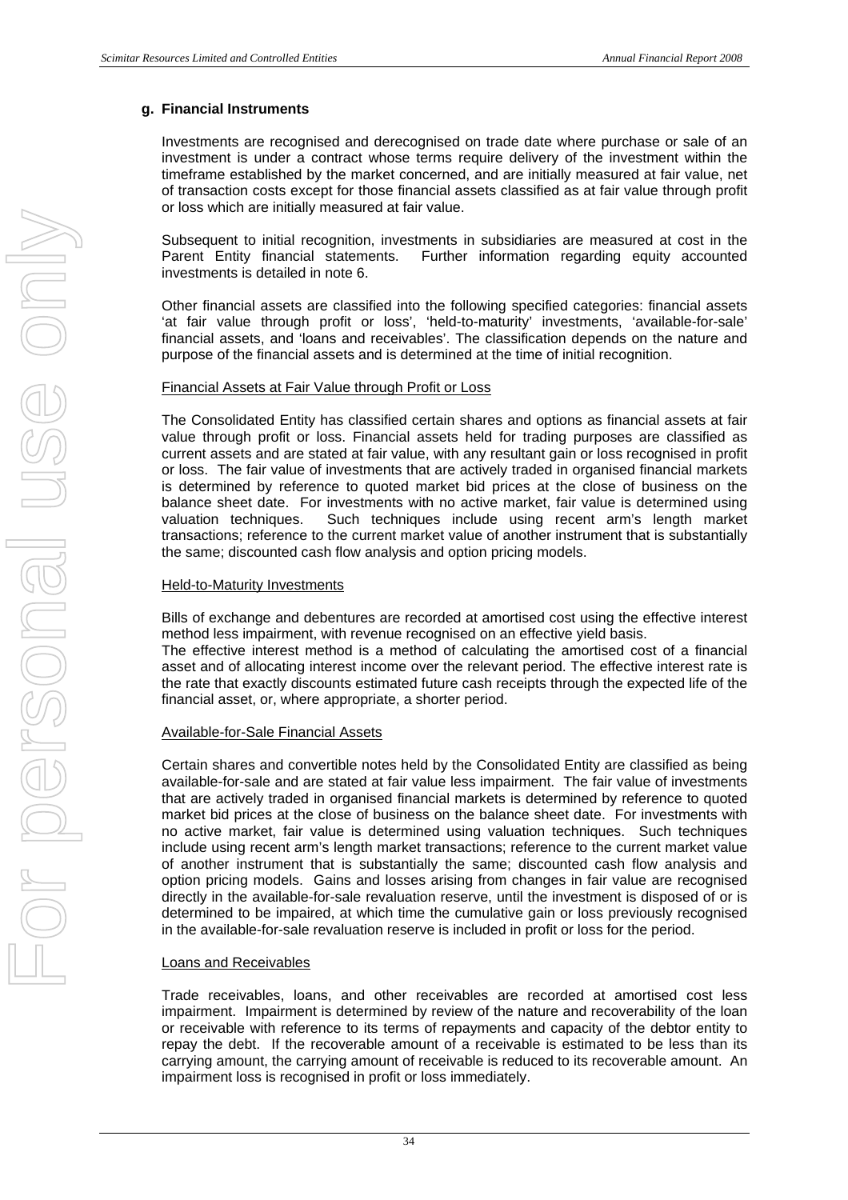## g. Financial Instruments

Investments are recognised and derecognised on trade date where purchase or sale of an investment is under a contract whose terms require delivery of the investment within the timeframe established by the market concerned, and are initially measured at fair value, net of transaction costs except for those financial assets classified as at fair value through profit or loss which are initially measured at fair value.

Subsequent to initial recognition, investments in subsidiaries are measured at cost in the Parent Entity financial statements. Further information regarding equity accounted investments is detailed in note 6.

Other financial assets are classified into the following specified categories: financial assets 'at fair value through profit or loss', 'held-to-maturity' investments, 'available-for-sale' financial assets, and 'loans and receivables'. The classification depends on the nature and purpose of the financial assets and is determined at the time of initial recognition.

Financial Assets at Fair Value through Profit or Loss

The Consolidated Entity has classified certain shares and options as financial assets at fair value through profit or loss. Financial assets held for trading purposes are classified as current assets and are stated at fair value, with any resultant gain or loss recognised in profit or loss. The fair value of investments that are actively traded in organised financial markets is determined by reference to quoted market bid prices at the close of business on the balance sheet date. For investments with no active market, fair value is determined using valuation techniques. Such techniques include using recent arm's length market transactions; reference to the current market value of another instrument that is substantially the same; discounted cash flow analysis and option pricing models.

Held-to-Maturity Investments

Bills of exchange and debentures are recorded at amortised cost using the effective interest method less impairment, with revenue recognised on an effective yield basis.
The effective interest method is a method of calculating the amortised cost of a financial asset and of allocating interest income over the relevant period. The effective interest rate is the rate that exactly discounts estimated future cash receipts through the expected life of the financial asset, or, where appropriate, a shorter period.

Available-for-Sale Financial Assets

Certain shares and convertible notes held by the Consolidated Entity are classified as being available-for-sale and are stated at fair value less impairment. The fair value of investments that are actively traded in organised financial markets is determined by reference to quoted market bid prices at the close of business on the balance sheet date. For investments with no active market, fair value is determined using valuation techniques. Such techniques include using recent arm's length market transactions; reference to the current market value of another instrument that is substantially the same; discounted cash flow analysis and option pricing models. Gains and losses arising from changes in fair value are recognised directly in the available-for-sale revaluation reserve, until the investment is disposed of or is determined to be impaired, at which time the cumulative gain or loss previously recognised in the available-for-sale revaluation reserve is included in profit or loss for the period.

Loans and Receivables

Trade receivables, loans, and other receivables are recorded at amortised cost less impairment. Impairment is determined by review of the nature and recoverability of the loan or receivable with reference to its terms of repayments and capacity of the debtor entity to repay the debt. If the recoverable amount of a receivable is estimated to be less than its carrying amount, the carrying amount of receivable is reduced to its recoverable amount. An impairment loss is recognised in profit or loss immediately.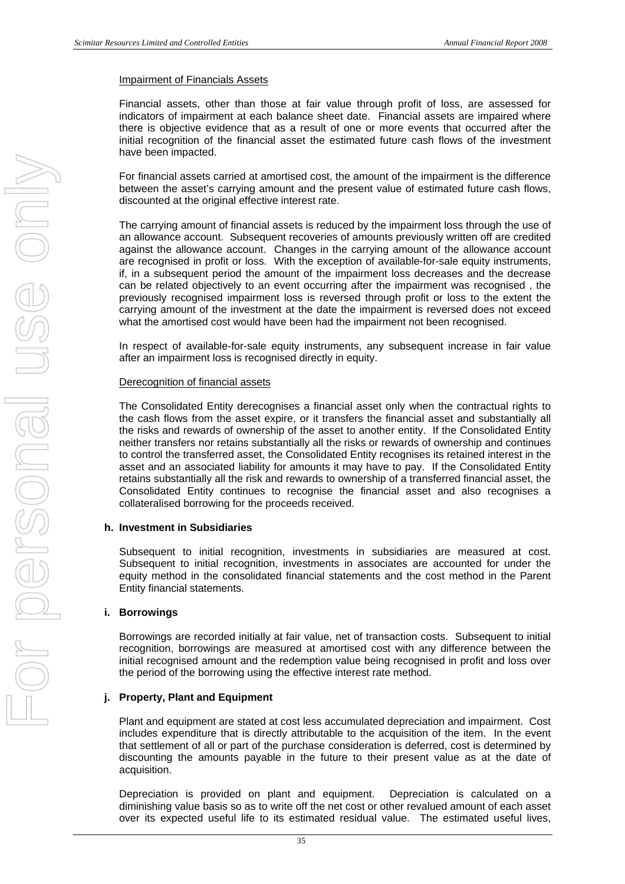Impairment of Financials Assets

Financial assets, other than those at fair value through profit of loss, are assessed for indicators of impairment at each balance sheet date. Financial assets are impaired where there is objective evidence that as a result of one or more events that occurred after the initial recognition of the financial asset the estimated future cash flows of the investment have been impacted.

For financial assets carried at amortised cost, the amount of the impairment is the difference between the asset's carrying amount and the present value of estimated future cash flows, discounted at the original effective interest rate.

The carrying amount of financial assets is reduced by the impairment loss through the use of an allowance account. Subsequent recoveries of amounts previously written off are credited against the allowance account. Changes in the carrying amount of the allowance account are recognised in profit or loss. With the exception of available-for-sale equity instruments, if, in a subsequent period the amount of the impairment loss decreases and the decrease can be related objectively to an event occurring after the impairment was recognised , the previously recognised impairment loss is reversed through profit or loss to the extent the carrying amount of the investment at the date the impairment is reversed does not exceed what the amortised cost would have been had the impairment not been recognised.

In respect of available-for-sale equity instruments, any subsequent increase in fair value after an impairment loss is recognised directly in equity.

Derecognition of financial assets

The Consolidated Entity derecognises a financial asset only when the contractual rights to the cash flows from the asset expire, or it transfers the financial asset and substantially all the risks and rewards of ownership of the asset to another entity. If the Consolidated Entity neither transfers nor retains substantially all the risks or rewards of ownership and continues to control the transferred asset, the Consolidated Entity recognises its retained interest in the asset and an associated liability for amounts it may have to pay. If the Consolidated Entity retains substantially all the risk and rewards to ownership of a transferred financial asset, the Consolidated Entity continues to recognise the financial asset and also recognises a collateralised borrowing for the proceeds received.

**h. Investment in Subsidiaries**

Subsequent to initial recognition, investments in subsidiaries are measured at cost. Subsequent to initial recognition, investments in associates are accounted for under the equity method in the consolidated financial statements and the cost method in the Parent Entity financial statements.

**i. Borrowings**

Borrowings are recorded initially at fair value, net of transaction costs. Subsequent to initial recognition, borrowings are measured at amortised cost with any difference between the initial recognised amount and the redemption value being recognised in profit and loss over the period of the borrowing using the effective interest rate method.

**j. Property, Plant and Equipment**

Plant and equipment are stated at cost less accumulated depreciation and impairment. Cost includes expenditure that is directly attributable to the acquisition of the item. In the event that settlement of all or part of the purchase consideration is deferred, cost is determined by discounting the amounts payable in the future to their present value as at the date of acquisition.

Depreciation is provided on plant and equipment. Depreciation is calculated on a diminishing value basis so as to write off the net cost or other revalued amount of each asset over its expected useful life to its estimated residual value. The estimated useful lives,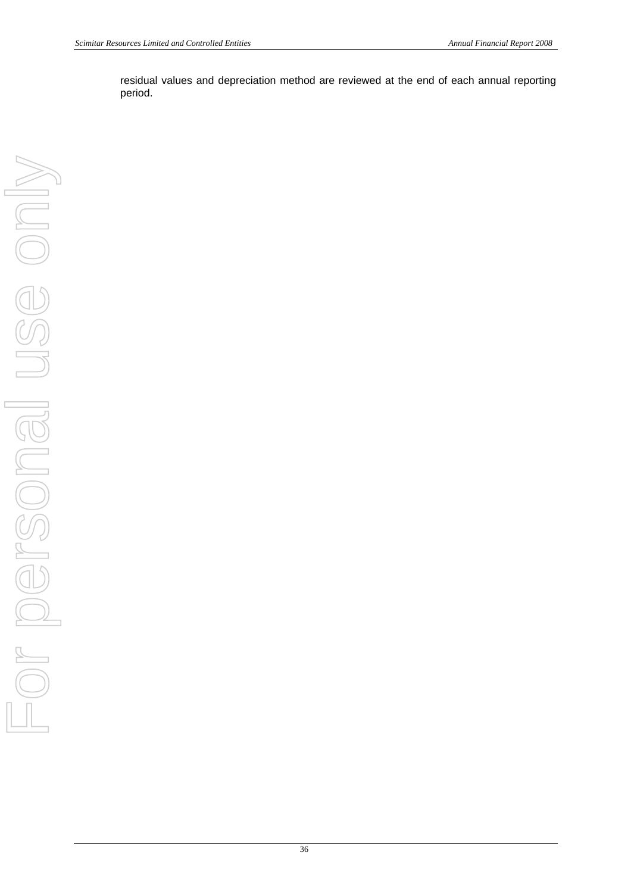residual values and depreciation method are reviewed at the end of each annual reporting period.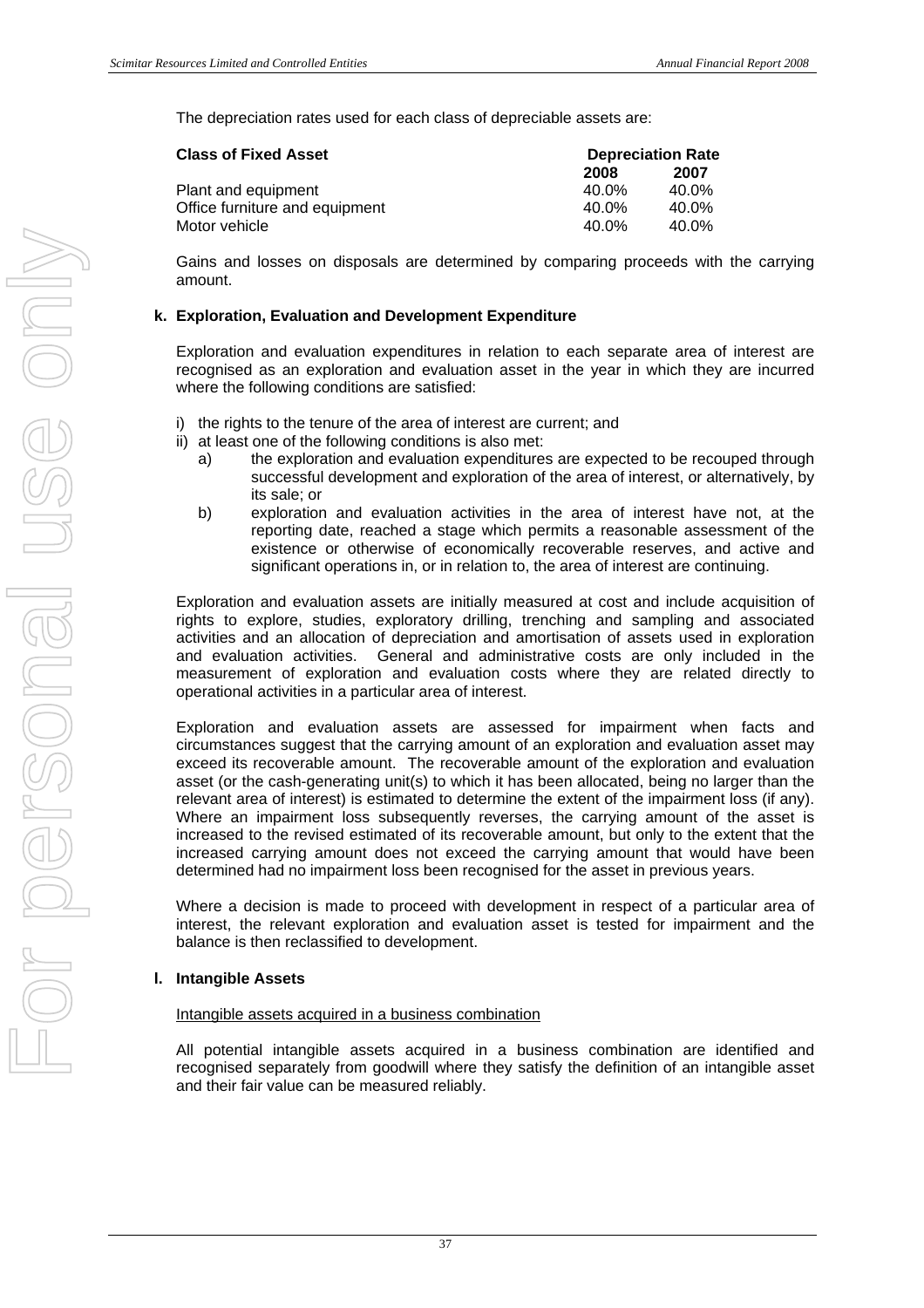The depreciation rates used for each class of depreciable assets are:

| Class of Fixed Asset | Depreciation Rate | |
|---|---|---|
| | 2008 | 2007 |
| Plant and equipment | 40.0% | 40.0% |
| Office furniture and equipment | 40.0% | 40.0% |
| Motor vehicle | 40.0% | 40.0% |

Gains and losses on disposals are determined by comparing proceeds with the carrying amount.

**k. Exploration, Evaluation and Development Expenditure**

Exploration and evaluation expenditures in relation to each separate area of interest are recognised as an exploration and evaluation asset in the year in which they are incurred where the following conditions are satisfied:

i) the rights to the tenure of the area of interest are current; and
ii) at least one of the following conditions is also met:
   a) the exploration and evaluation expenditures are expected to be recouped through successful development and exploration of the area of interest, or alternatively, by its sale; or
   b) exploration and evaluation activities in the area of interest have not, at the reporting date, reached a stage which permits a reasonable assessment of the existence or otherwise of economically recoverable reserves, and active and significant operations in, or in relation to, the area of interest are continuing.

Exploration and evaluation assets are initially measured at cost and include acquisition of rights to explore, studies, exploratory drilling, trenching and sampling and associated activities and an allocation of depreciation and amortisation of assets used in exploration and evaluation activities. General and administrative costs are only included in the measurement of exploration and evaluation costs where they are related directly to operational activities in a particular area of interest.

Exploration and evaluation assets are assessed for impairment when facts and circumstances suggest that the carrying amount of an exploration and evaluation asset may exceed its recoverable amount. The recoverable amount of the exploration and evaluation asset (or the cash-generating unit(s) to which it has been allocated, being no larger than the relevant area of interest) is estimated to determine the extent of the impairment loss (if any). Where an impairment loss subsequently reverses, the carrying amount of the asset is increased to the revised estimated of its recoverable amount, but only to the extent that the increased carrying amount does not exceed the carrying amount that would have been determined had no impairment loss been recognised for the asset in previous years.

Where a decision is made to proceed with development in respect of a particular area of interest, the relevant exploration and evaluation asset is tested for impairment and the balance is then reclassified to development.

**l. Intangible Assets**

Intangible assets acquired in a business combination

All potential intangible assets acquired in a business combination are identified and recognised separately from goodwill where they satisfy the definition of an intangible asset and their fair value can be measured reliably.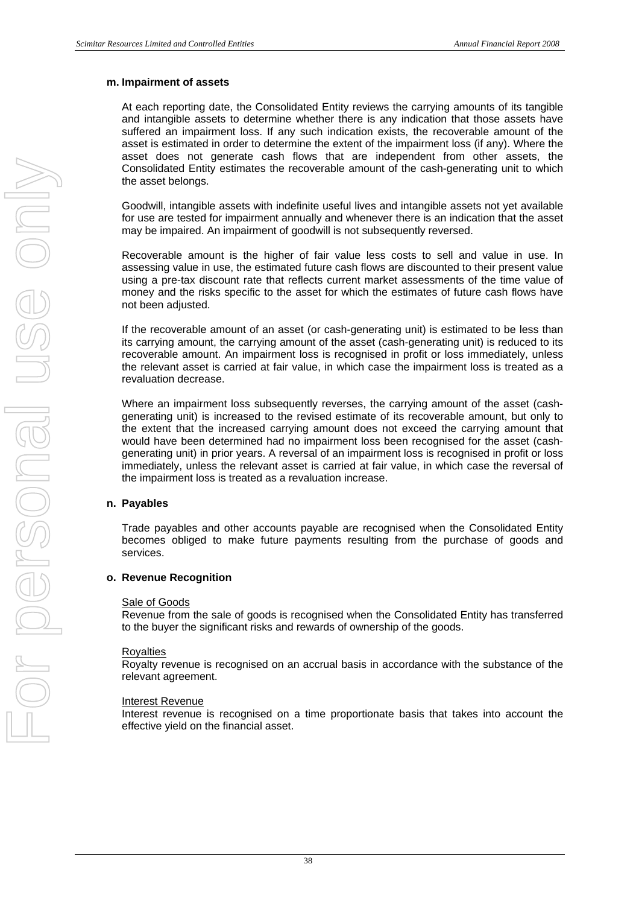**m. Impairment of assets**

At each reporting date, the Consolidated Entity reviews the carrying amounts of its tangible and intangible assets to determine whether there is any indication that those assets have suffered an impairment loss. If any such indication exists, the recoverable amount of the asset is estimated in order to determine the extent of the impairment loss (if any). Where the asset does not generate cash flows that are independent from other assets, the Consolidated Entity estimates the recoverable amount of the cash-generating unit to which the asset belongs.

Goodwill, intangible assets with indefinite useful lives and intangible assets not yet available for use are tested for impairment annually and whenever there is an indication that the asset may be impaired. An impairment of goodwill is not subsequently reversed.

Recoverable amount is the higher of fair value less costs to sell and value in use. In assessing value in use, the estimated future cash flows are discounted to their present value using a pre-tax discount rate that reflects current market assessments of the time value of money and the risks specific to the asset for which the estimates of future cash flows have not been adjusted.

If the recoverable amount of an asset (or cash-generating unit) is estimated to be less than its carrying amount, the carrying amount of the asset (cash-generating unit) is reduced to its recoverable amount. An impairment loss is recognised in profit or loss immediately, unless the relevant asset is carried at fair value, in which case the impairment loss is treated as a revaluation decrease.

Where an impairment loss subsequently reverses, the carrying amount of the asset (cash-generating unit) is increased to the revised estimate of its recoverable amount, but only to the extent that the increased carrying amount does not exceed the carrying amount that would have been determined had no impairment loss been recognised for the asset (cash-generating unit) in prior years. A reversal of an impairment loss is recognised in profit or loss immediately, unless the relevant asset is carried at fair value, in which case the reversal of the impairment loss is treated as a revaluation increase.

**n. Payables**

Trade payables and other accounts payable are recognised when the Consolidated Entity becomes obliged to make future payments resulting from the purchase of goods and services.

**o. Revenue Recognition**

Sale of Goods
Revenue from the sale of goods is recognised when the Consolidated Entity has transferred to the buyer the significant risks and rewards of ownership of the goods.

Royalties
Royalty revenue is recognised on an accrual basis in accordance with the substance of the relevant agreement.

Interest Revenue
Interest revenue is recognised on a time proportionate basis that takes into account the effective yield on the financial asset.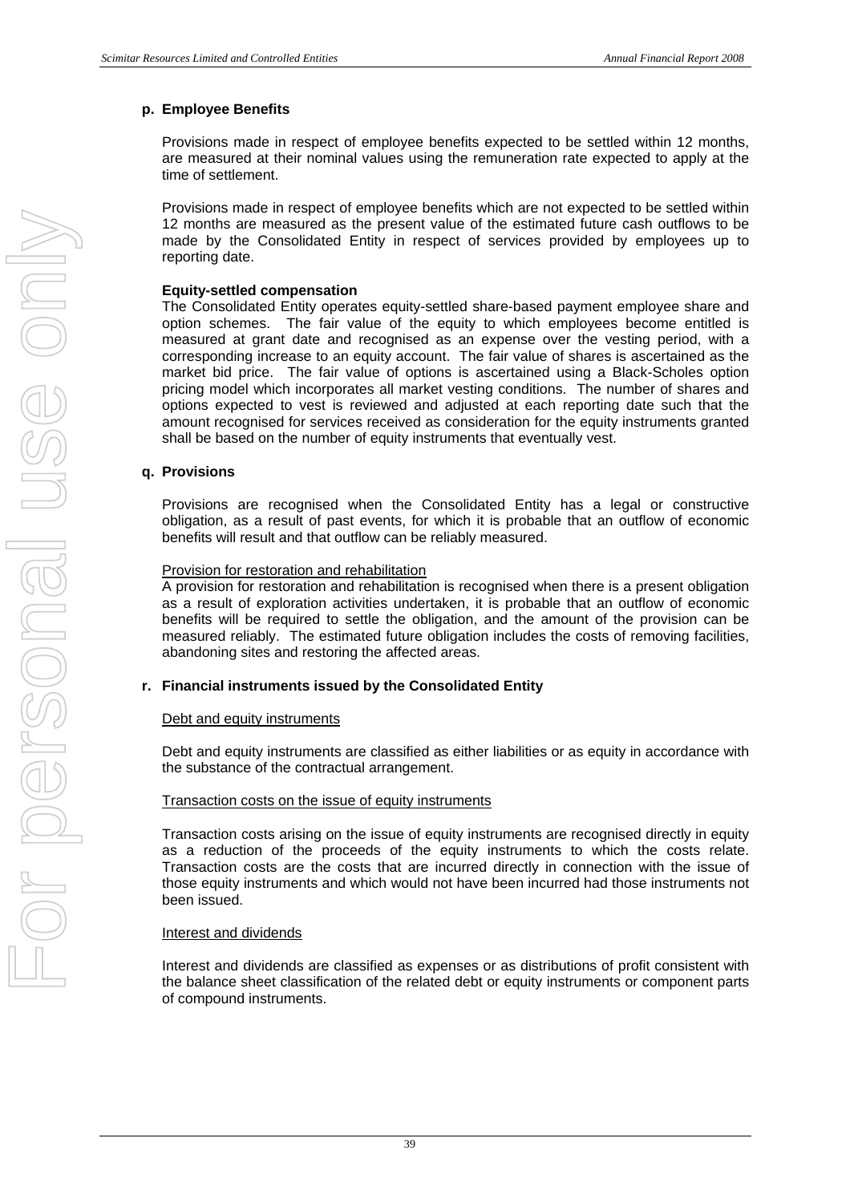### p. Employee Benefits

Provisions made in respect of employee benefits expected to be settled within 12 months, are measured at their nominal values using the remuneration rate expected to apply at the time of settlement.

Provisions made in respect of employee benefits which are not expected to be settled within 12 months are measured as the present value of the estimated future cash outflows to be made by the Consolidated Entity in respect of services provided by employees up to reporting date.

**Equity-settled compensation**

The Consolidated Entity operates equity-settled share-based payment employee share and option schemes. The fair value of the equity to which employees become entitled is measured at grant date and recognised as an expense over the vesting period, with a corresponding increase to an equity account. The fair value of shares is ascertained as the market bid price. The fair value of options is ascertained using a Black-Scholes option pricing model which incorporates all market vesting conditions. The number of shares and options expected to vest is reviewed and adjusted at each reporting date such that the amount recognised for services received as consideration for the equity instruments granted shall be based on the number of equity instruments that eventually vest.

### q. Provisions

Provisions are recognised when the Consolidated Entity has a legal or constructive obligation, as a result of past events, for which it is probable that an outflow of economic benefits will result and that outflow can be reliably measured.

Provision for restoration and rehabilitation

A provision for restoration and rehabilitation is recognised when there is a present obligation as a result of exploration activities undertaken, it is probable that an outflow of economic benefits will be required to settle the obligation, and the amount of the provision can be measured reliably. The estimated future obligation includes the costs of removing facilities, abandoning sites and restoring the affected areas.

### r. Financial instruments issued by the Consolidated Entity

Debt and equity instruments

Debt and equity instruments are classified as either liabilities or as equity in accordance with the substance of the contractual arrangement.

Transaction costs on the issue of equity instruments

Transaction costs arising on the issue of equity instruments are recognised directly in equity as a reduction of the proceeds of the equity instruments to which the costs relate. Transaction costs are the costs that are incurred directly in connection with the issue of those equity instruments and which would not have been incurred had those instruments not been issued.

Interest and dividends

Interest and dividends are classified as expenses or as distributions of profit consistent with the balance sheet classification of the related debt or equity instruments or component parts of compound instruments.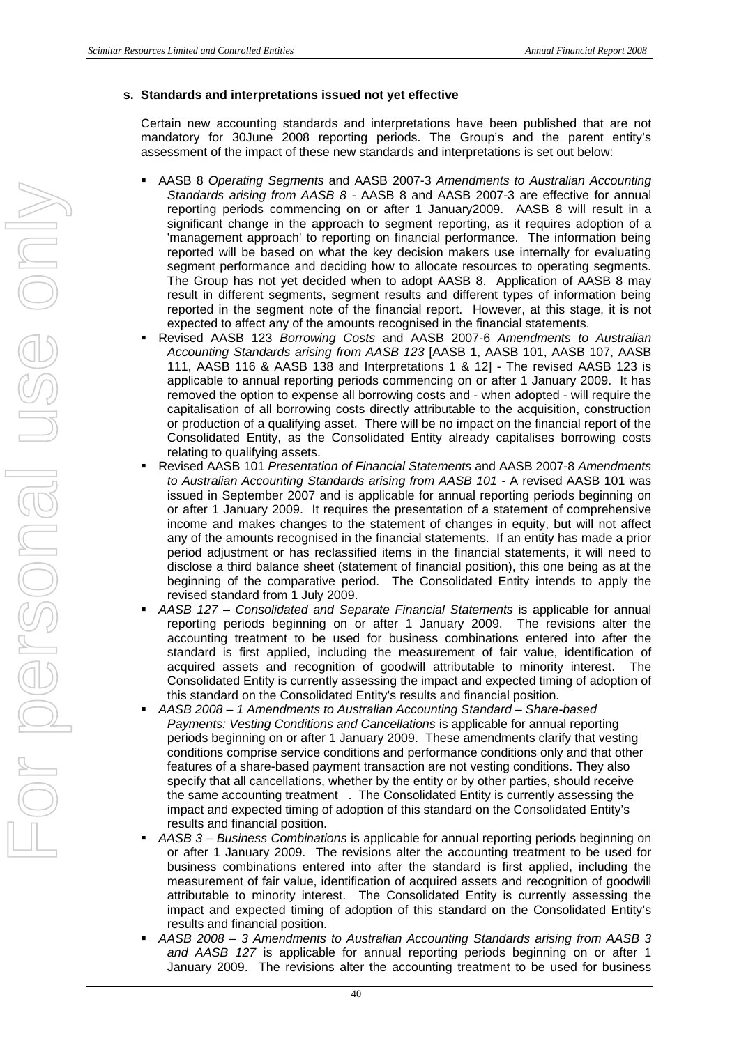**s. Standards and interpretations issued not yet effective**

Certain new accounting standards and interpretations have been published that are not mandatory for 30June 2008 reporting periods. The Group's and the parent entity's assessment of the impact of these new standards and interpretations is set out below:

- AASB 8 *Operating Segments* and AASB 2007-3 *Amendments to Australian Accounting Standards arising from AASB 8* - AASB 8 and AASB 2007-3 are effective for annual reporting periods commencing on or after 1 January2009. AASB 8 will result in a significant change in the approach to segment reporting, as it requires adoption of a 'management approach' to reporting on financial performance. The information being reported will be based on what the key decision makers use internally for evaluating segment performance and deciding how to allocate resources to operating segments. The Group has not yet decided when to adopt AASB 8. Application of AASB 8 may result in different segments, segment results and different types of information being reported in the segment note of the financial report. However, at this stage, it is not expected to affect any of the amounts recognised in the financial statements.
- Revised AASB 123 *Borrowing Costs* and AASB 2007-6 *Amendments to Australian Accounting Standards arising from AASB 123* [AASB 1, AASB 101, AASB 107, AASB 111, AASB 116 & AASB 138 and Interpretations 1 & 12] - The revised AASB 123 is applicable to annual reporting periods commencing on or after 1 January 2009. It has removed the option to expense all borrowing costs and - when adopted - will require the capitalisation of all borrowing costs directly attributable to the acquisition, construction or production of a qualifying asset. There will be no impact on the financial report of the Consolidated Entity, as the Consolidated Entity already capitalises borrowing costs relating to qualifying assets.
- Revised AASB 101 *Presentation of Financial Statements* and AASB 2007-8 *Amendments to Australian Accounting Standards arising from AASB 101* - A revised AASB 101 was issued in September 2007 and is applicable for annual reporting periods beginning on or after 1 January 2009. It requires the presentation of a statement of comprehensive income and makes changes to the statement of changes in equity, but will not affect any of the amounts recognised in the financial statements. If an entity has made a prior period adjustment or has reclassified items in the financial statements, it will need to disclose a third balance sheet (statement of financial position), this one being as at the beginning of the comparative period. The Consolidated Entity intends to apply the revised standard from 1 July 2009.
- *AASB 127 – Consolidated and Separate Financial Statements* is applicable for annual reporting periods beginning on or after 1 January 2009. The revisions alter the accounting treatment to be used for business combinations entered into after the standard is first applied, including the measurement of fair value, identification of acquired assets and recognition of goodwill attributable to minority interest. The Consolidated Entity is currently assessing the impact and expected timing of adoption of this standard on the Consolidated Entity's results and financial position.
- *AASB 2008 – 1 Amendments to Australian Accounting Standard – Share-based Payments: Vesting Conditions and Cancellations* is applicable for annual reporting periods beginning on or after 1 January 2009. These amendments clarify that vesting conditions comprise service conditions and performance conditions only and that other features of a share-based payment transaction are not vesting conditions. They also specify that all cancellations, whether by the entity or by other parties, should receive the same accounting treatment . The Consolidated Entity is currently assessing the impact and expected timing of adoption of this standard on the Consolidated Entity's results and financial position.
- *AASB 3 – Business Combinations* is applicable for annual reporting periods beginning on or after 1 January 2009. The revisions alter the accounting treatment to be used for business combinations entered into after the standard is first applied, including the measurement of fair value, identification of acquired assets and recognition of goodwill attributable to minority interest. The Consolidated Entity is currently assessing the impact and expected timing of adoption of this standard on the Consolidated Entity's results and financial position.
- *AASB 2008 – 3 Amendments to Australian Accounting Standards arising from AASB 3 and AASB 127* is applicable for annual reporting periods beginning on or after 1 January 2009. The revisions alter the accounting treatment to be used for business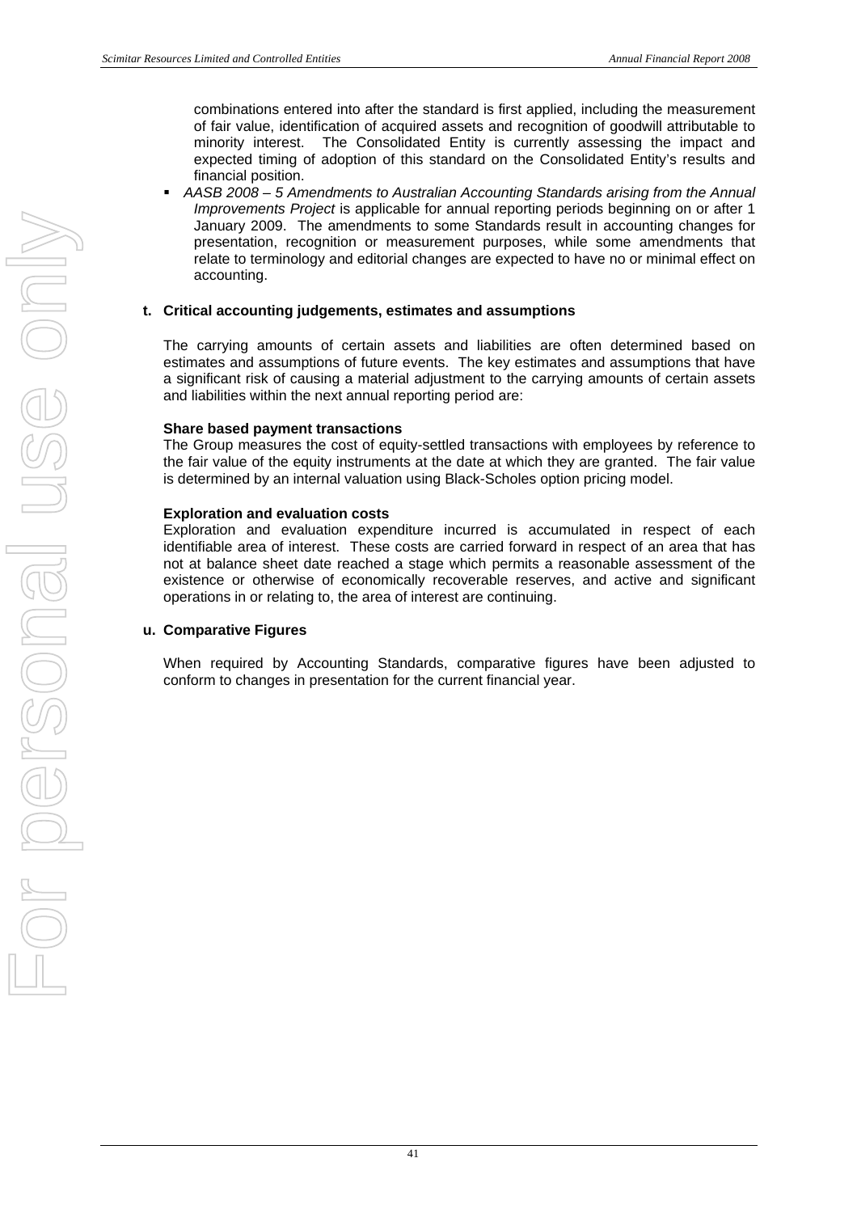combinations entered into after the standard is first applied, including the measurement of fair value, identification of acquired assets and recognition of goodwill attributable to minority interest. The Consolidated Entity is currently assessing the impact and expected timing of adoption of this standard on the Consolidated Entity's results and financial position.

- *AASB 2008 – 5 Amendments to Australian Accounting Standards arising from the Annual Improvements Project* is applicable for annual reporting periods beginning on or after 1 January 2009. The amendments to some Standards result in accounting changes for presentation, recognition or measurement purposes, while some amendments that relate to terminology and editorial changes are expected to have no or minimal effect on accounting.

**t. Critical accounting judgements, estimates and assumptions**

The carrying amounts of certain assets and liabilities are often determined based on estimates and assumptions of future events. The key estimates and assumptions that have a significant risk of causing a material adjustment to the carrying amounts of certain assets and liabilities within the next annual reporting period are:

**Share based payment transactions**

The Group measures the cost of equity-settled transactions with employees by reference to the fair value of the equity instruments at the date at which they are granted. The fair value is determined by an internal valuation using Black-Scholes option pricing model.

**Exploration and evaluation costs**

Exploration and evaluation expenditure incurred is accumulated in respect of each identifiable area of interest. These costs are carried forward in respect of an area that has not at balance sheet date reached a stage which permits a reasonable assessment of the existence or otherwise of economically recoverable reserves, and active and significant operations in or relating to, the area of interest are continuing.

**u. Comparative Figures**

When required by Accounting Standards, comparative figures have been adjusted to conform to changes in presentation for the current financial year.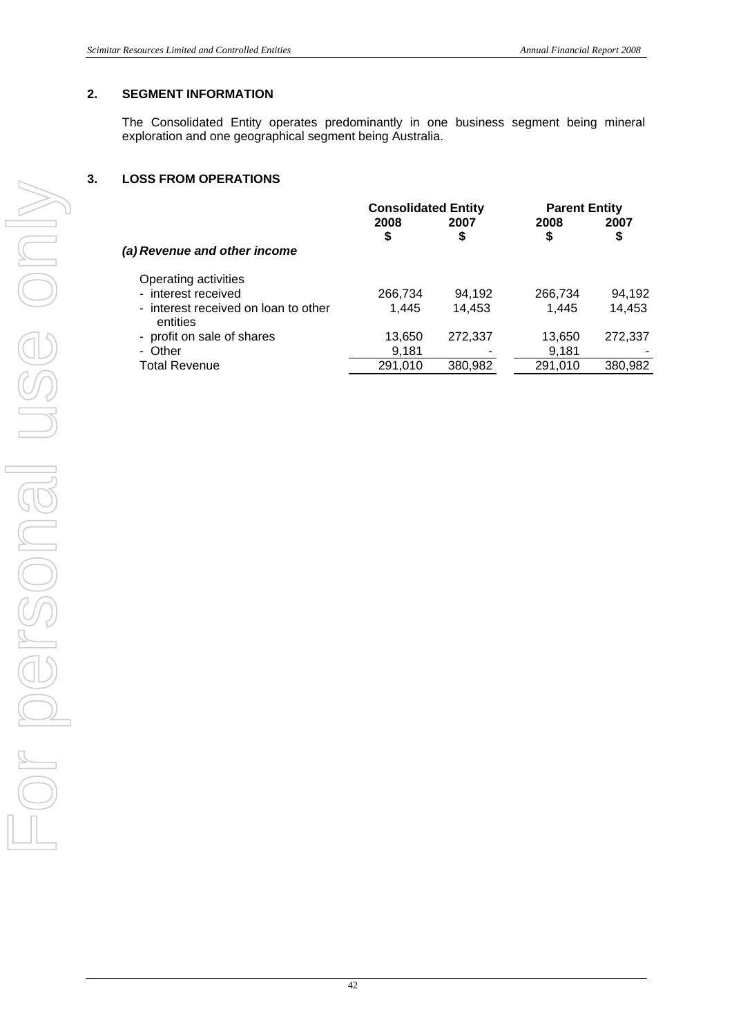## 2. SEGMENT INFORMATION

The Consolidated Entity operates predominantly in one business segment being mineral exploration and one geographical segment being Australia.

## 3. LOSS FROM OPERATIONS

| | Consolidated Entity | | Parent Entity | |
|---|---|---|---|---|
| | 2008 $ | 2007 $ | 2008 $ | 2007 $ |
| ***(a) Revenue and other income*** | | | | |
| Operating activities | | | | |
| - interest received | 266,734 | 94,192 | 266,734 | 94,192 |
| - interest received on loan to other entities | 1,445 | 14,453 | 1,445 | 14,453 |
| - profit on sale of shares | 13,650 | 272,337 | 13,650 | 272,337 |
| - Other | 9,181 | - | 9,181 | - |
| Total Revenue | 291,010 | 380,982 | 291,010 | 380,982 |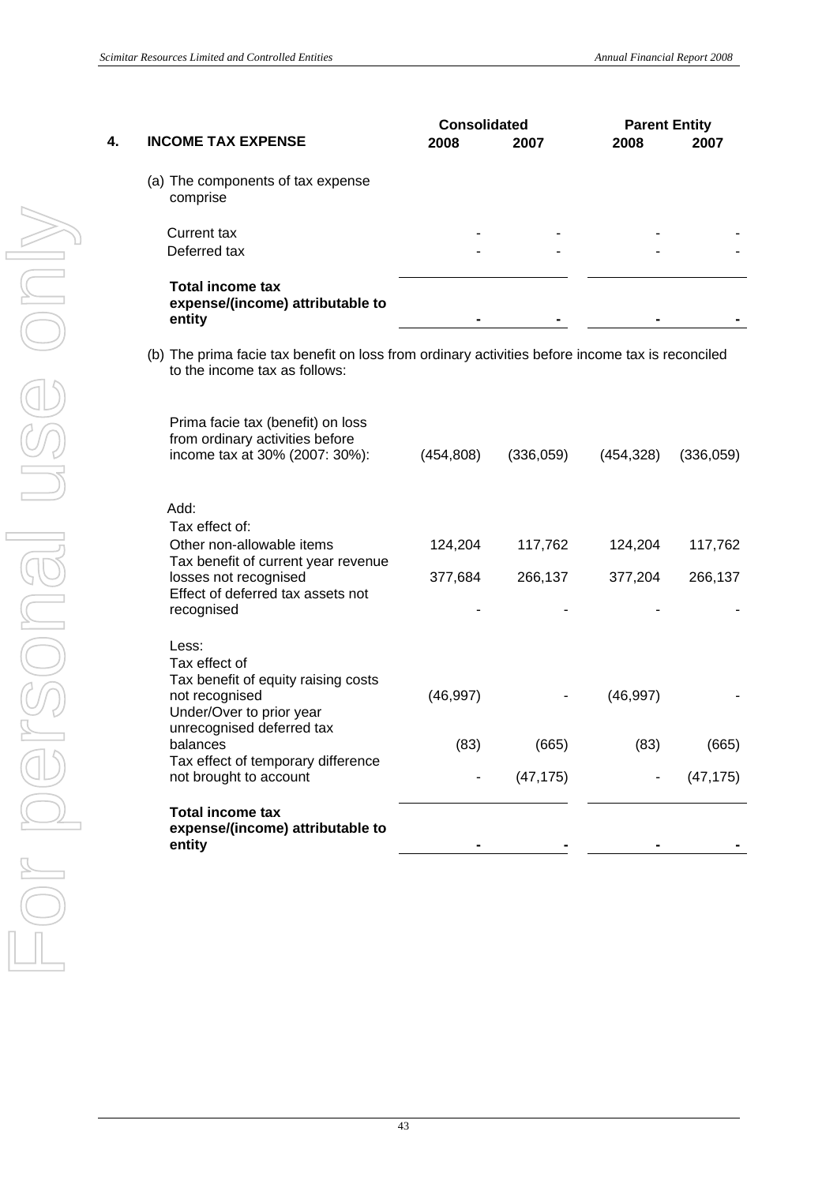## 4. INCOME TAX EXPENSE

| | Consolidated | | Parent Entity | |
|---|---|---|---|---|
| | 2008 | 2007 | 2008 | 2007 |
| (a) The components of tax expense comprise | | | | |
| Current tax | - | - | - | - |
| Deferred tax | - | - | - | - |
| **Total income tax expense/(income) attributable to entity** | **-** | **-** | **-** | **-** |

(b) The prima facie tax benefit on loss from ordinary activities before income tax is reconciled to the income tax as follows:

| | Consolidated | | Parent Entity | |
|---|---|---|---|---|
| | 2008 | 2007 | 2008 | 2007 |
| Prima facie tax (benefit) on loss from ordinary activities before income tax at 30% (2007: 30%): | (454,808) | (336,059) | (454,328) | (336,059) |
| Add: | | | | |
| Tax effect of: | | | | |
| Other non-allowable items | 124,204 | 117,762 | 124,204 | 117,762 |
| Tax benefit of current year revenue losses not recognised | 377,684 | 266,137 | 377,204 | 266,137 |
| Effect of deferred tax assets not recognised | - | - | - | - |
| Less: | | | | |
| Tax effect of | | | | |
| Tax benefit of equity raising costs not recognised | (46,997) | - | (46,997) | - |
| Under/Over to prior year unrecognised deferred tax balances | (83) | (665) | (83) | (665) |
| Tax effect of temporary difference not brought to account | - | (47,175) | - | (47,175) |
| **Total income tax expense/(income) attributable to entity** | **-** | **-** | **-** | **-** |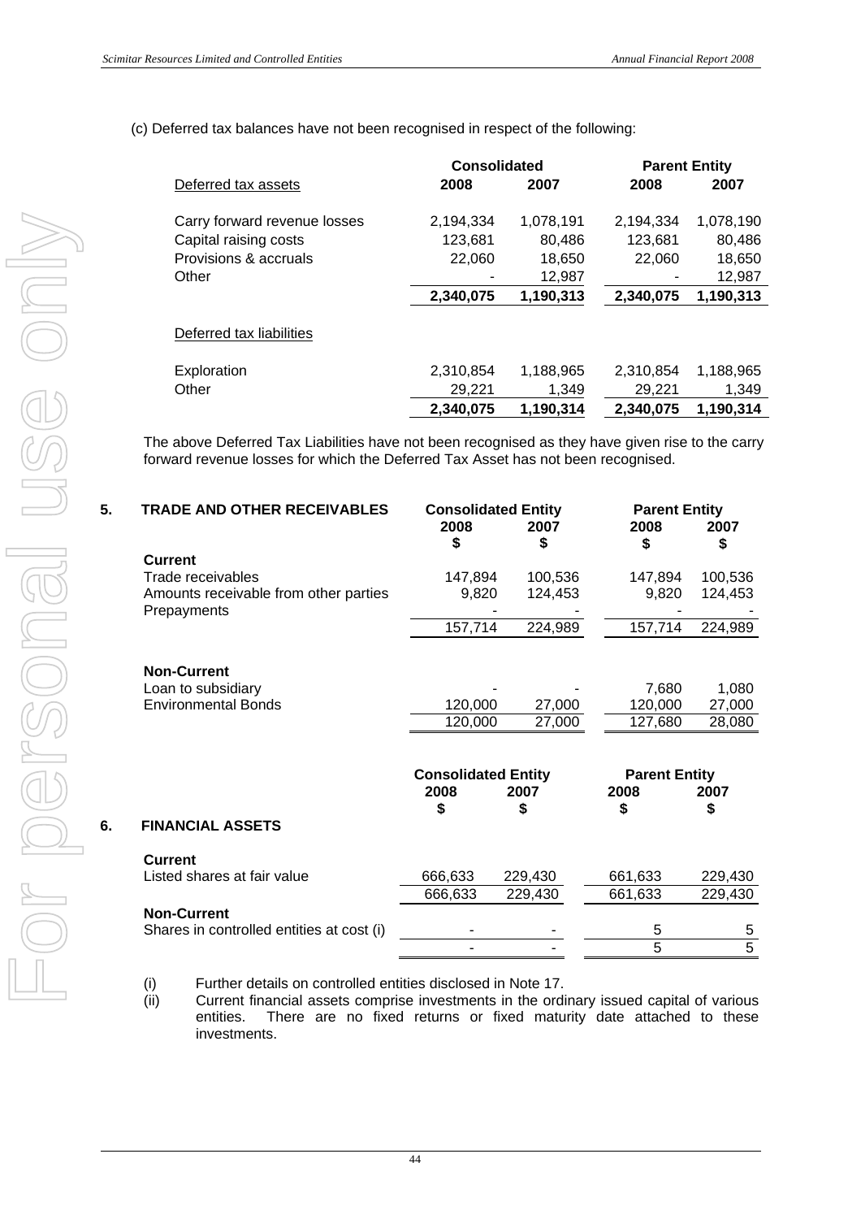(c) Deferred tax balances have not been recognised in respect of the following:

| | Consolidated | | Parent Entity | |
|---|---|---|---|---|
| Deferred tax assets | 2008 | 2007 | 2008 | 2007 |
| Carry forward revenue losses | 2,194,334 | 1,078,191 | 2,194,334 | 1,078,190 |
| Capital raising costs | 123,681 | 80,486 | 123,681 | 80,486 |
| Provisions & accruals | 22,060 | 18,650 | 22,060 | 18,650 |
| Other | - | 12,987 | - | 12,987 |
| | 2,340,075 | 1,190,313 | 2,340,075 | 1,190,313 |
| Deferred tax liabilities | | | | |
| Exploration | 2,310,854 | 1,188,965 | 2,310,854 | 1,188,965 |
| Other | 29,221 | 1,349 | 29,221 | 1,349 |
| | 2,340,075 | 1,190,314 | 2,340,075 | 1,190,314 |

The above Deferred Tax Liabilities have not been recognised as they have given rise to the carry forward revenue losses for which the Deferred Tax Asset has not been recognised.

## 5. TRADE AND OTHER RECEIVABLES

| | Consolidated Entity | | Parent Entity | |
|---|---|---|---|---|
| | 2008 $ | 2007 $ | 2008 $ | 2007 $ |
| **Current** | | | | |
| Trade receivables | 147,894 | 100,536 | 147,894 | 100,536 |
| Amounts receivable from other parties | 9,820 | 124,453 | 9,820 | 124,453 |
| Prepayments | - | - | - | - |
| | 157,714 | 224,989 | 157,714 | 224,989 |
| **Non-Current** | | | | |
| Loan to subsidiary | - | - | 7,680 | 1,080 |
| Environmental Bonds | 120,000 | 27,000 | 120,000 | 27,000 |
| | 120,000 | 27,000 | 127,680 | 28,080 |

## 6. FINANCIAL ASSETS

| | Consolidated Entity | | Parent Entity | |
|---|---|---|---|---|
| | 2008 $ | 2007 $ | 2008 $ | 2007 $ |
| **Current** | | | | |
| Listed shares at fair value | 666,633 | 229,430 | 661,633 | 229,430 |
| | 666,633 | 229,430 | 661,633 | 229,430 |
| **Non-Current** | | | | |
| Shares in controlled entities at cost (i) | - | - | 5 | 5 |
| | - | - | 5 | 5 |

(i) Further details on controlled entities disclosed in Note 17.

(ii) Current financial assets comprise investments in the ordinary issued capital of various entities. There are no fixed returns or fixed maturity date attached to these investments.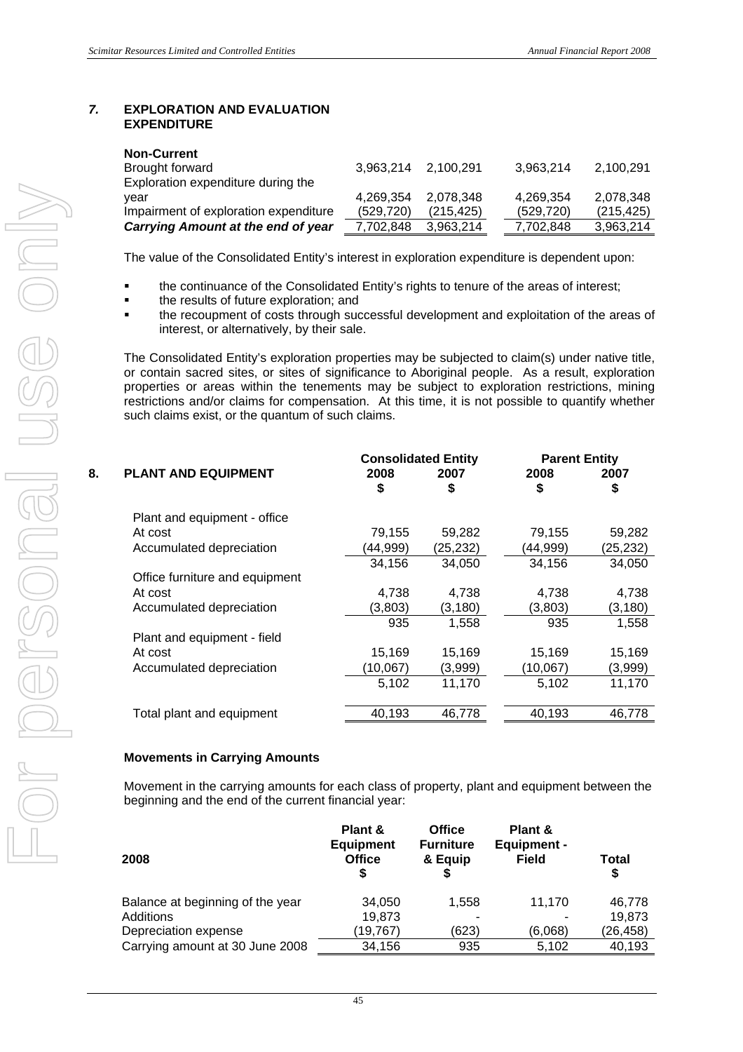## 7. EXPLORATION AND EVALUATION EXPENDITURE

| | | | | |
|---|---|---|---|---|
| **Non-Current** | | | | |
| Brought forward | 3,963,214 | 2,100,291 | 3,963,214 | 2,100,291 |
| Exploration expenditure during the year | 4,269,354 | 2,078,348 | 4,269,354 | 2,078,348 |
| Impairment of exploration expenditure | (529,720) | (215,425) | (529,720) | (215,425) |
| ***Carrying Amount at the end of year*** | 7,702,848 | 3,963,214 | 7,702,848 | 3,963,214 |

The value of the Consolidated Entity's interest in exploration expenditure is dependent upon:

- the continuance of the Consolidated Entity's rights to tenure of the areas of interest;
- the results of future exploration; and
- the recoupment of costs through successful development and exploitation of the areas of interest, or alternatively, by their sale.

The Consolidated Entity's exploration properties may be subjected to claim(s) under native title, or contain sacred sites, or sites of significance to Aboriginal people. As a result, exploration properties or areas within the tenements may be subject to exploration restrictions, mining restrictions and/or claims for compensation. At this time, it is not possible to quantify whether such claims exist, or the quantum of such claims.

## 8. PLANT AND EQUIPMENT

| | Consolidated Entity | | Parent Entity | |
|---|---|---|---|---|
| | 2008 $ | 2007 $ | 2008 $ | 2007 $ |
| Plant and equipment - office | | | | |
| At cost | 79,155 | 59,282 | 79,155 | 59,282 |
| Accumulated depreciation | (44,999) | (25,232) | (44,999) | (25,232) |
| | 34,156 | 34,050 | 34,156 | 34,050 |
| Office furniture and equipment | | | | |
| At cost | 4,738 | 4,738 | 4,738 | 4,738 |
| Accumulated depreciation | (3,803) | (3,180) | (3,803) | (3,180) |
| | 935 | 1,558 | 935 | 1,558 |
| Plant and equipment - field | | | | |
| At cost | 15,169 | 15,169 | 15,169 | 15,169 |
| Accumulated depreciation | (10,067) | (3,999) | (10,067) | (3,999) |
| | 5,102 | 11,170 | 5,102 | 11,170 |
| Total plant and equipment | 40,193 | 46,778 | 40,193 | 46,778 |

### Movements in Carrying Amounts

Movement in the carrying amounts for each class of property, plant and equipment between the beginning and the end of the current financial year:

| 2008 | Plant & Equipment Office $ | Office Furniture & Equip $ | Plant & Equipment - Field | Total $ |
|---|---|---|---|---|
| Balance at beginning of the year | 34,050 | 1,558 | 11,170 | 46,778 |
| Additions | 19,873 | - | - | 19,873 |
| Depreciation expense | (19,767) | (623) | (6,068) | (26,458) |
| Carrying amount at 30 June 2008 | 34,156 | 935 | 5,102 | 40,193 |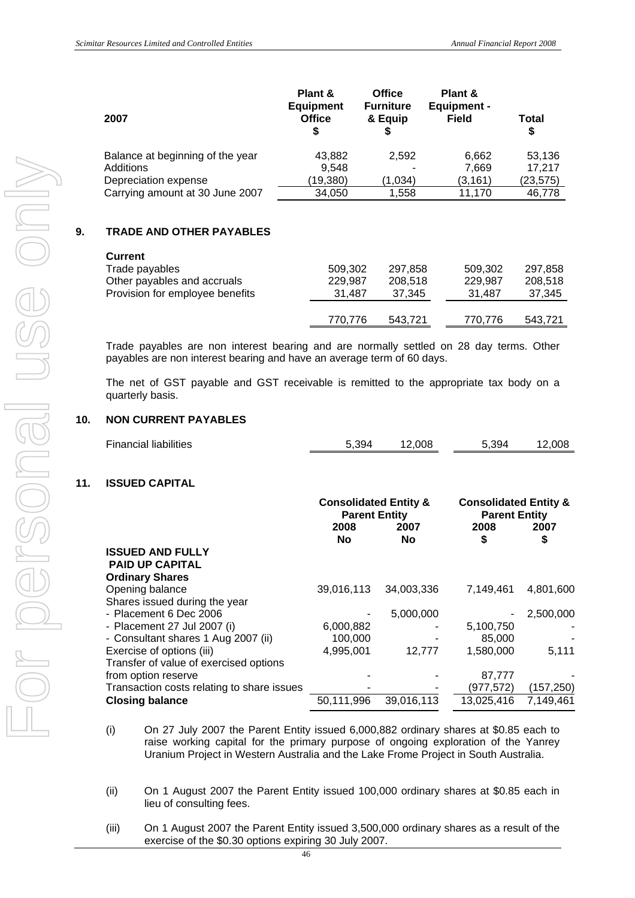| 2007 | Plant & Equipment Office $ | Office Furniture & Equip $ | Plant & Equipment - Field | Total $ |
|---|---|---|---|---|
| Balance at beginning of the year | 43,882 | 2,592 | 6,662 | 53,136 |
| Additions | 9,548 | - | 7,669 | 17,217 |
| Depreciation expense | (19,380) | (1,034) | (3,161) | (23,575) |
| Carrying amount at 30 June 2007 | 34,050 | 1,558 | 11,170 | 46,778 |

## 9. TRADE AND OTHER PAYABLES

| Current | | | | |
|---|---|---|---|---|
| Trade payables | 509,302 | 297,858 | 509,302 | 297,858 |
| Other payables and accruals | 229,987 | 208,518 | 229,987 | 208,518 |
| Provision for employee benefits | 31,487 | 37,345 | 31,487 | 37,345 |
| | 770,776 | 543,721 | 770,776 | 543,721 |

Trade payables are non interest bearing and are normally settled on 28 day terms. Other payables are non interest bearing and have an average term of 60 days.

The net of GST payable and GST receivable is remitted to the appropriate tax body on a quarterly basis.

## 10. NON CURRENT PAYABLES

| | | | | |
|---|---|---|---|---|
| Financial liabilities | 5,394 | 12,008 | 5,394 | 12,008 |

## 11. ISSUED CAPITAL

| | Consolidated Entity & Parent Entity | | Consolidated Entity & Parent Entity | |
|---|---|---|---|---|
| | 2008 No | 2007 No | 2008 $ | 2007 $ |
| **ISSUED AND FULLY PAID UP CAPITAL** | | | | |
| **Ordinary Shares** | | | | |
| Opening balance | 39,016,113 | 34,003,336 | 7,149,461 | 4,801,600 |
| Shares issued during the year | | | | |
| - Placement 6 Dec 2006 | - | 5,000,000 | - | 2,500,000 |
| - Placement 27 Jul 2007 (i) | 6,000,882 | - | 5,100,750 | - |
| - Consultant shares 1 Aug 2007 (ii) | 100,000 | - | 85,000 | - |
| Exercise of options (iii) | 4,995,001 | 12,777 | 1,580,000 | 5,111 |
| Transfer of value of exercised options from option reserve | - | - | 87,777 | - |
| Transaction costs relating to share issues | - | - | (977,572) | (157,250) |
| **Closing balance** | 50,111,996 | 39,016,113 | 13,025,416 | 7,149,461 |

(i) On 27 July 2007 the Parent Entity issued 6,000,882 ordinary shares at $0.85 each to raise working capital for the primary purpose of ongoing exploration of the Yanrey Uranium Project in Western Australia and the Lake Frome Project in South Australia.

(ii) On 1 August 2007 the Parent Entity issued 100,000 ordinary shares at $0.85 each in lieu of consulting fees.

(iii) On 1 August 2007 the Parent Entity issued 3,500,000 ordinary shares as a result of the exercise of the $0.30 options expiring 30 July 2007.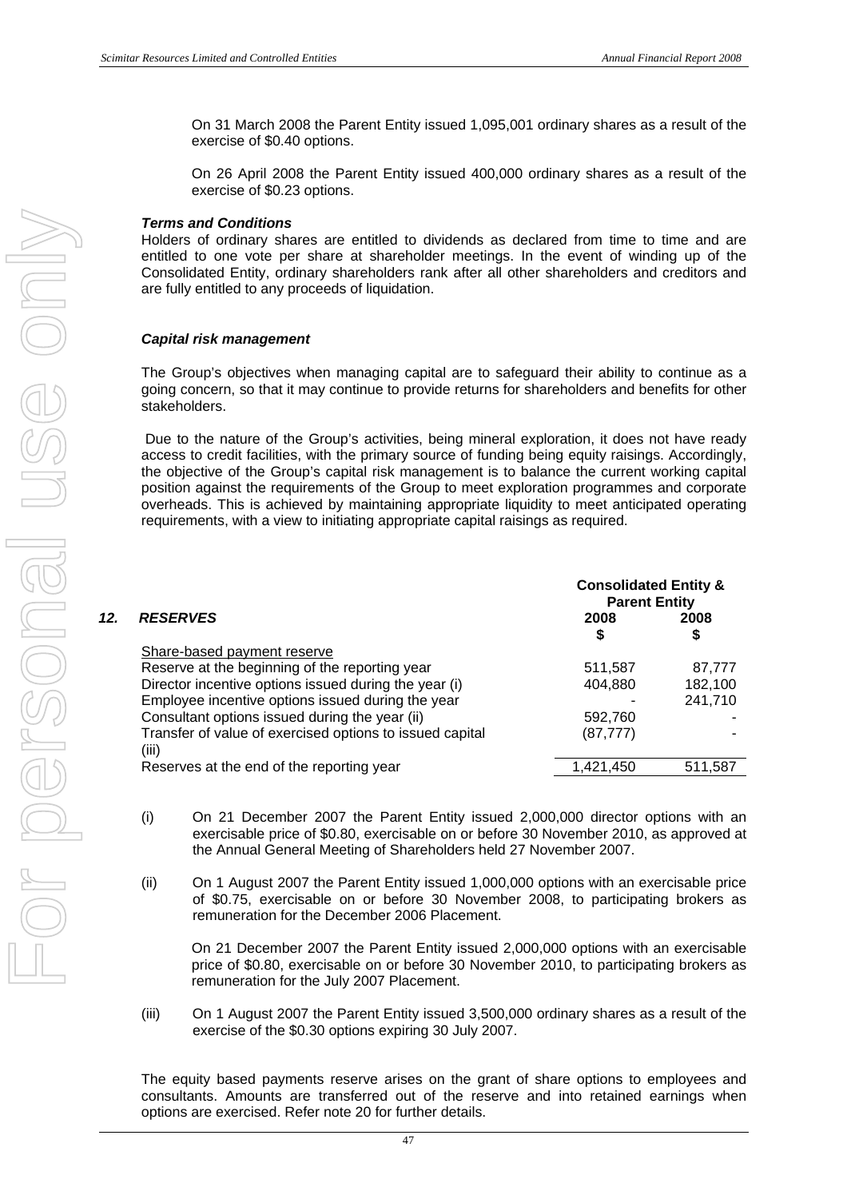On 31 March 2008 the Parent Entity issued 1,095,001 ordinary shares as a result of the exercise of $0.40 options.

On 26 April 2008 the Parent Entity issued 400,000 ordinary shares as a result of the exercise of $0.23 options.

***Terms and Conditions***

Holders of ordinary shares are entitled to dividends as declared from time to time and are entitled to one vote per share at shareholder meetings. In the event of winding up of the Consolidated Entity, ordinary shareholders rank after all other shareholders and creditors and are fully entitled to any proceeds of liquidation.

***Capital risk management***

The Group's objectives when managing capital are to safeguard their ability to continue as a going concern, so that it may continue to provide returns for shareholders and benefits for other stakeholders.

Due to the nature of the Group's activities, being mineral exploration, it does not have ready access to credit facilities, with the primary source of funding being equity raisings. Accordingly, the objective of the Group's capital risk management is to balance the current working capital position against the requirements of the Group to meet exploration programmes and corporate overheads. This is achieved by maintaining appropriate liquidity to meet anticipated operating requirements, with a view to initiating appropriate capital raisings as required.

## 12. *RESERVES*

| | Consolidated Entity & Parent Entity | |
|---|---|---|
| | **2008** | **2008** |
| | **$** | **$** |
| Share-based payment reserve | | |
| Reserve at the beginning of the reporting year | 511,587 | 87,777 |
| Director incentive options issued during the year (i) | 404,880 | 182,100 |
| Employee incentive options issued during the year | - | 241,710 |
| Consultant options issued during the year (ii) | 592,760 | - |
| Transfer of value of exercised options to issued capital (iii) | (87,777) | - |
| Reserves at the end of the reporting year | 1,421,450 | 511,587 |

(i) On 21 December 2007 the Parent Entity issued 2,000,000 director options with an exercisable price of $0.80, exercisable on or before 30 November 2010, as approved at the Annual General Meeting of Shareholders held 27 November 2007.

(ii) On 1 August 2007 the Parent Entity issued 1,000,000 options with an exercisable price of $0.75, exercisable on or before 30 November 2008, to participating brokers as remuneration for the December 2006 Placement.

On 21 December 2007 the Parent Entity issued 2,000,000 options with an exercisable price of $0.80, exercisable on or before 30 November 2010, to participating brokers as remuneration for the July 2007 Placement.

(iii) On 1 August 2007 the Parent Entity issued 3,500,000 ordinary shares as a result of the exercise of the $0.30 options expiring 30 July 2007.

The equity based payments reserve arises on the grant of share options to employees and consultants. Amounts are transferred out of the reserve and into retained earnings when options are exercised. Refer note 20 for further details.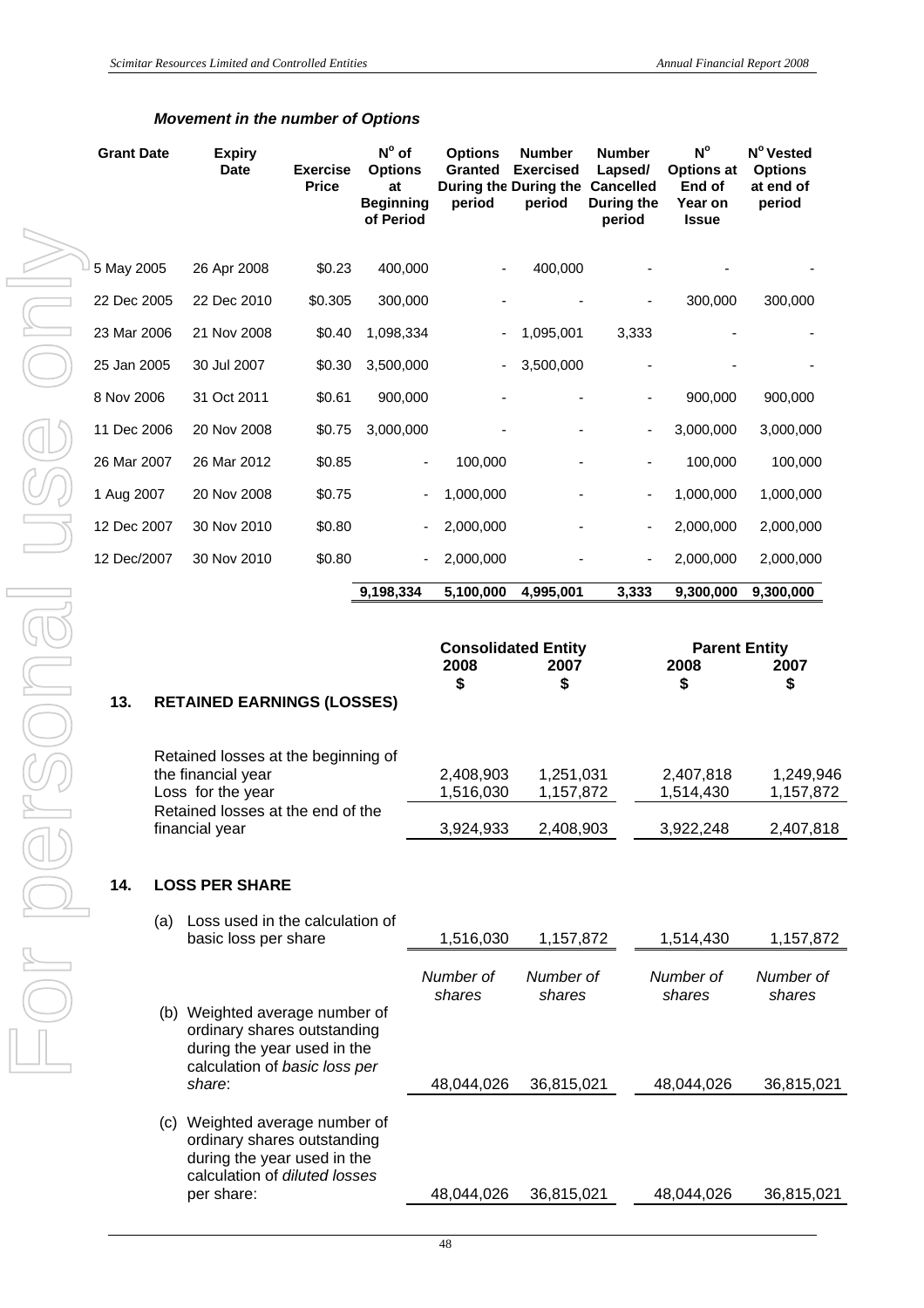### *Movement in the number of Options*

| Grant Date | Expiry Date | Exercise Price | N° of Options at Beginning of Period | Options Granted During the period | Number Exercised During the period | Number Lapsed/ Cancelled During the period | N° Options at End of Year on Issue | N° Vested Options at end of period |
|---|---|---|---|---|---|---|---|---|
| 5 May 2005 | 26 Apr 2008 | $0.23 | 400,000 | - | 400,000 | - | - | - |
| 22 Dec 2005 | 22 Dec 2010 | $0.305 | 300,000 | - | - | - | 300,000 | 300,000 |
| 23 Mar 2006 | 21 Nov 2008 | $0.40 | 1,098,334 | - | 1,095,001 | 3,333 | - | - |
| 25 Jan 2005 | 30 Jul 2007 | $0.30 | 3,500,000 | - | 3,500,000 | - | - | - |
| 8 Nov 2006 | 31 Oct 2011 | $0.61 | 900,000 | - | - | - | 900,000 | 900,000 |
| 11 Dec 2006 | 20 Nov 2008 | $0.75 | 3,000,000 | - | - | - | 3,000,000 | 3,000,000 |
| 26 Mar 2007 | 26 Mar 2012 | $0.85 | - | 100,000 | - | - | 100,000 | 100,000 |
| 1 Aug 2007 | 20 Nov 2008 | $0.75 | - | 1,000,000 | - | - | 1,000,000 | 1,000,000 |
| 12 Dec 2007 | 30 Nov 2010 | $0.80 | - | 2,000,000 | - | - | 2,000,000 | 2,000,000 |
| 12 Dec/2007 | 30 Nov 2010 | $0.80 | - | 2,000,000 | - | - | 2,000,000 | 2,000,000 |
| | | | 9,198,334 | 5,100,000 | 4,995,001 | 3,333 | 9,300,000 | 9,300,000 |

| | Consolidated Entity | | Parent Entity | |
|---|---|---|---|---|
| | 2008 | 2007 | 2008 | 2007 |
| | $ | $ | $ | $ |
| **13. RETAINED EARNINGS (LOSSES)** | | | | |
| Retained losses at the beginning of the financial year | 2,408,903 | 1,251,031 | 2,407,818 | 1,249,946 |
| Loss for the year | 1,516,030 | 1,157,872 | 1,514,430 | 1,157,872 |
| Retained losses at the end of the financial year | 3,924,933 | 2,408,903 | 3,922,248 | 2,407,818 |

## 14. LOSS PER SHARE

| | Consolidated Entity 2008 | Consolidated Entity 2007 | Parent Entity 2008 | Parent Entity 2007 |
|---|---|---|---|---|
| (a) Loss used in the calculation of basic loss per share | 1,516,030 | 1,157,872 | 1,514,430 | 1,157,872 |
| | *Number of shares* | *Number of shares* | *Number of shares* | *Number of shares* |
| (b) Weighted average number of ordinary shares outstanding during the year used in the calculation of *basic loss per share*: | 48,044,026 | 36,815,021 | 48,044,026 | 36,815,021 |
| (c) Weighted average number of ordinary shares outstanding during the year used in the calculation of *diluted losses* per share: | 48,044,026 | 36,815,021 | 48,044,026 | 36,815,021 |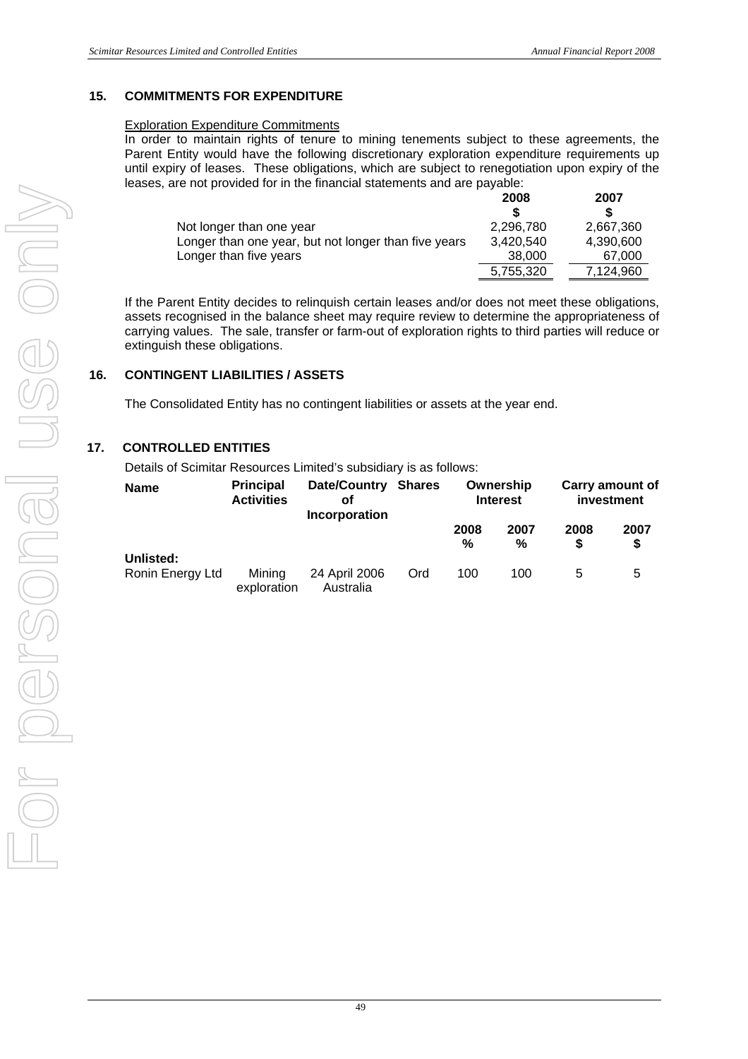## 15. COMMITMENTS FOR EXPENDITURE

Exploration Expenditure Commitments

In order to maintain rights of tenure to mining tenements subject to these agreements, the Parent Entity would have the following discretionary exploration expenditure requirements up until expiry of leases. These obligations, which are subject to renegotiation upon expiry of the leases, are not provided for in the financial statements and are payable:

| | 2008 $ | 2007 $ |
|---|---|---|
| Not longer than one year | 2,296,780 | 2,667,360 |
| Longer than one year, but not longer than five years | 3,420,540 | 4,390,600 |
| Longer than five years | 38,000 | 67,000 |
| | 5,755,320 | 7,124,960 |

If the Parent Entity decides to relinquish certain leases and/or does not meet these obligations, assets recognised in the balance sheet may require review to determine the appropriateness of carrying values. The sale, transfer or farm-out of exploration rights to third parties will reduce or extinguish these obligations.

## 16. CONTINGENT LIABILITIES / ASSETS

The Consolidated Entity has no contingent liabilities or assets at the year end.

## 17. CONTROLLED ENTITIES

Details of Scimitar Resources Limited's subsidiary is as follows:

| Name | Principal Activities | Date/Country of Incorporation | Shares | Ownership Interest | | Carry amount of investment | |
|---|---|---|---|---|---|---|---|
| | | | | 2008 % | 2007 % | 2008 $ | 2007 $ |
| **Unlisted:** | | | | | | | |
| Ronin Energy Ltd | Mining exploration | 24 April 2006 Australia | Ord | 100 | 100 | 5 | 5 |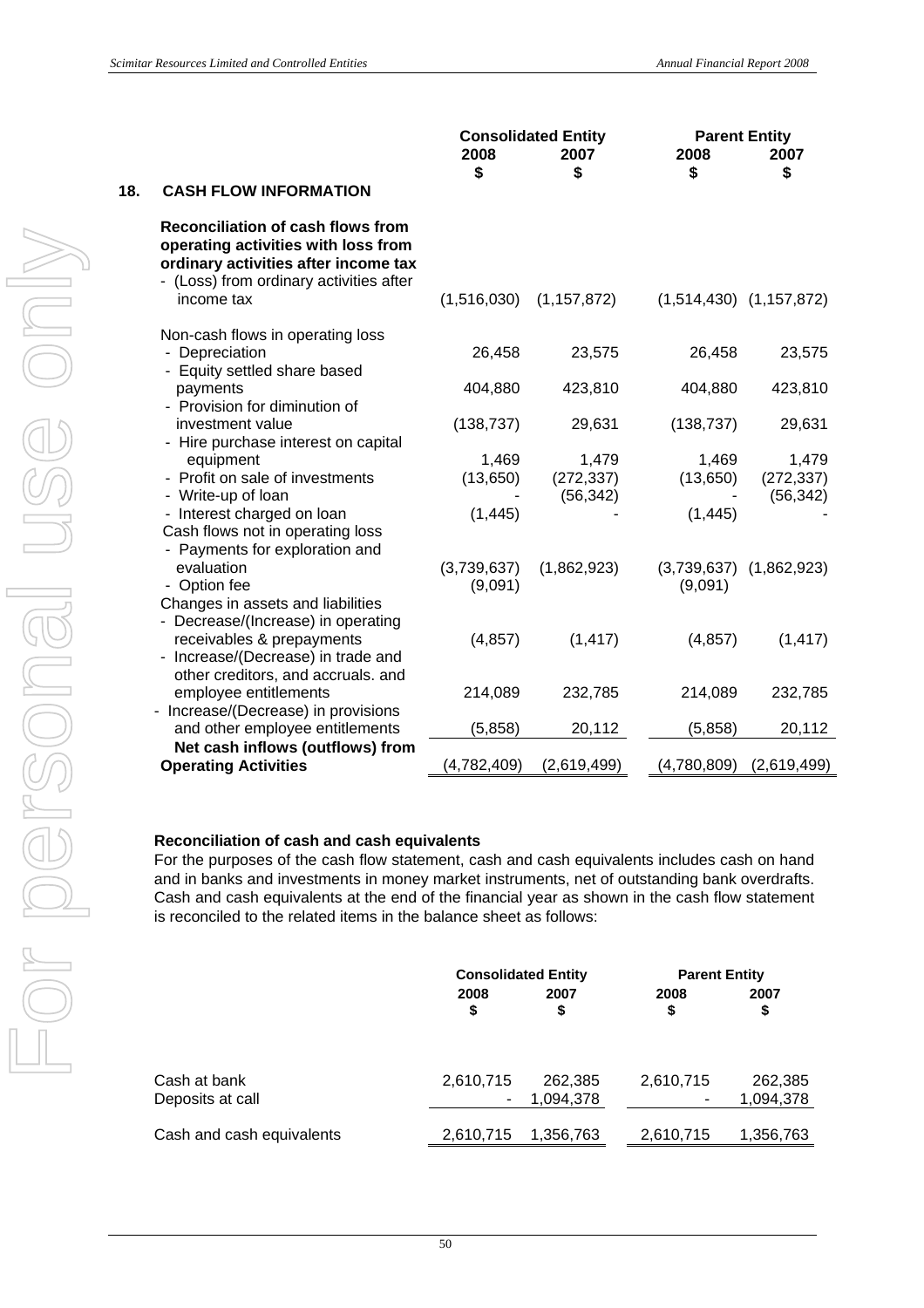## 18. CASH FLOW INFORMATION

| | Consolidated Entity | | Parent Entity | |
|---|---|---|---|---|
| | 2008 $ | 2007 $ | 2008 $ | 2007 $ |
| **Reconciliation of cash flows from operating activities with loss from ordinary activities after income tax** | | | | |
| - (Loss) from ordinary activities after income tax | (1,516,030) | (1,157,872) | (1,514,430) | (1,157,872) |
| Non-cash flows in operating loss | | | | |
| - Depreciation | 26,458 | 23,575 | 26,458 | 23,575 |
| - Equity settled share based payments | 404,880 | 423,810 | 404,880 | 423,810 |
| - Provision for diminution of investment value | (138,737) | 29,631 | (138,737) | 29,631 |
| - Hire purchase interest on capital equipment | 1,469 | 1,479 | 1,469 | 1,479 |
| - Profit on sale of investments | (13,650) | (272,337) | (13,650) | (272,337) |
| - Write-up of loan | - | (56,342) | - | (56,342) |
| - Interest charged on loan | (1,445) | - | (1,445) | - |
| Cash flows not in operating loss | | | | |
| - Payments for exploration and evaluation | (3,739,637) | (1,862,923) | (3,739,637) | (1,862,923) |
| - Option fee | (9,091) | | (9,091) | |
| Changes in assets and liabilities | | | | |
| - Decrease/(Increase) in operating receivables & prepayments | (4,857) | (1,417) | (4,857) | (1,417) |
| - Increase/(Decrease) in trade and other creditors, and accruals. and employee entitlements | 214,089 | 232,785 | 214,089 | 232,785 |
| - Increase/(Decrease) in provisions and other employee entitlements | (5,858) | 20,112 | (5,858) | 20,112 |
| **Net cash inflows (outflows) from Operating Activities** | (4,782,409) | (2,619,499) | (4,780,809) | (2,619,499) |

**Reconciliation of cash and cash equivalents**

For the purposes of the cash flow statement, cash and cash equivalents includes cash on hand and in banks and investments in money market instruments, net of outstanding bank overdrafts. Cash and cash equivalents at the end of the financial year as shown in the cash flow statement is reconciled to the related items in the balance sheet as follows:

| | Consolidated Entity | | Parent Entity | |
|---|---|---|---|---|
| | 2008 $ | 2007 $ | 2008 $ | 2007 $ |
| Cash at bank | 2,610,715 | 262,385 | 2,610,715 | 262,385 |
| Deposits at call | - | 1,094,378 | - | 1,094,378 |
| Cash and cash equivalents | 2,610,715 | 1,356,763 | 2,610,715 | 1,356,763 |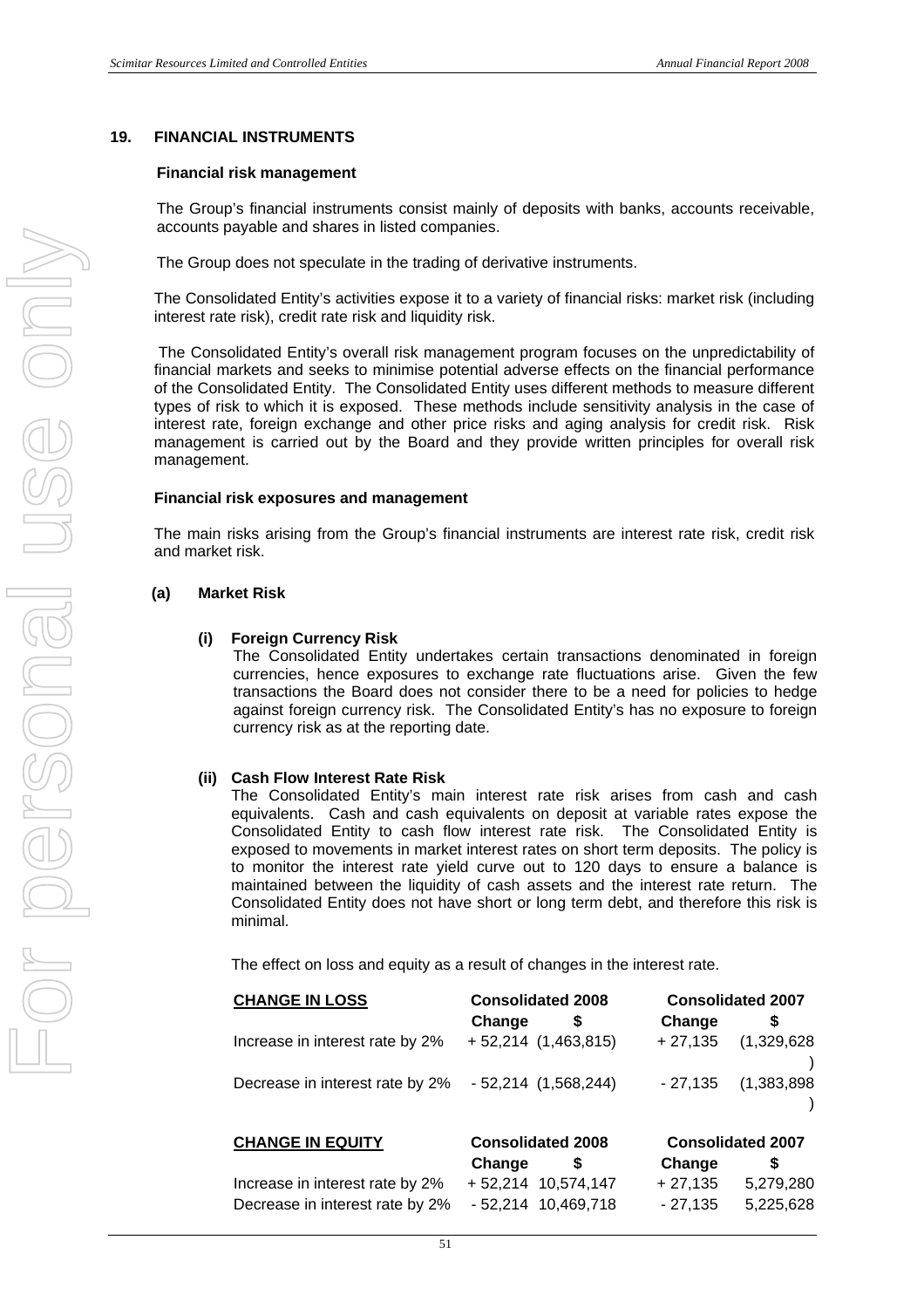## 19. FINANCIAL INSTRUMENTS

**Financial risk management**

The Group's financial instruments consist mainly of deposits with banks, accounts receivable, accounts payable and shares in listed companies.

The Group does not speculate in the trading of derivative instruments.

The Consolidated Entity's activities expose it to a variety of financial risks: market risk (including interest rate risk), credit rate risk and liquidity risk.

The Consolidated Entity's overall risk management program focuses on the unpredictability of financial markets and seeks to minimise potential adverse effects on the financial performance of the Consolidated Entity. The Consolidated Entity uses different methods to measure different types of risk to which it is exposed. These methods include sensitivity analysis in the case of interest rate, foreign exchange and other price risks and aging analysis for credit risk. Risk management is carried out by the Board and they provide written principles for overall risk management.

**Financial risk exposures and management**

The main risks arising from the Group's financial instruments are interest rate risk, credit risk and market risk.

### (a) Market Risk

**(i) Foreign Currency Risk**

The Consolidated Entity undertakes certain transactions denominated in foreign currencies, hence exposures to exchange rate fluctuations arise. Given the few transactions the Board does not consider there to be a need for policies to hedge against foreign currency risk. The Consolidated Entity's has no exposure to foreign currency risk as at the reporting date.

**(ii) Cash Flow Interest Rate Risk**

The Consolidated Entity's main interest rate risk arises from cash and cash equivalents. Cash and cash equivalents on deposit at variable rates expose the Consolidated Entity to cash flow interest rate risk. The Consolidated Entity is exposed to movements in market interest rates on short term deposits. The policy is to monitor the interest rate yield curve out to 120 days to ensure a balance is maintained between the liquidity of cash assets and the interest rate return. The Consolidated Entity does not have short or long term debt, and therefore this risk is minimal.

The effect on loss and equity as a result of changes in the interest rate.

| **CHANGE IN LOSS** | **Consolidated 2008** | | **Consolidated 2007** | |
|---|---|---|---|---|
| | **Change** | **$** | **Change** | **$** |
| Increase in interest rate by 2% | + 52,214 | (1,463,815) | + 27,135 | (1,329,628) |
| Decrease in interest rate by 2% | - 52,214 | (1,568,244) | - 27,135 | (1,383,898) |

| **CHANGE IN EQUITY** | **Consolidated 2008** | | **Consolidated 2007** | |
|---|---|---|---|---|
| | **Change** | **$** | **Change** | **$** |
| Increase in interest rate by 2% | + 52,214 | 10,574,147 | + 27,135 | 5,279,280 |
| Decrease in interest rate by 2% | - 52,214 | 10,469,718 | - 27,135 | 5,225,628 |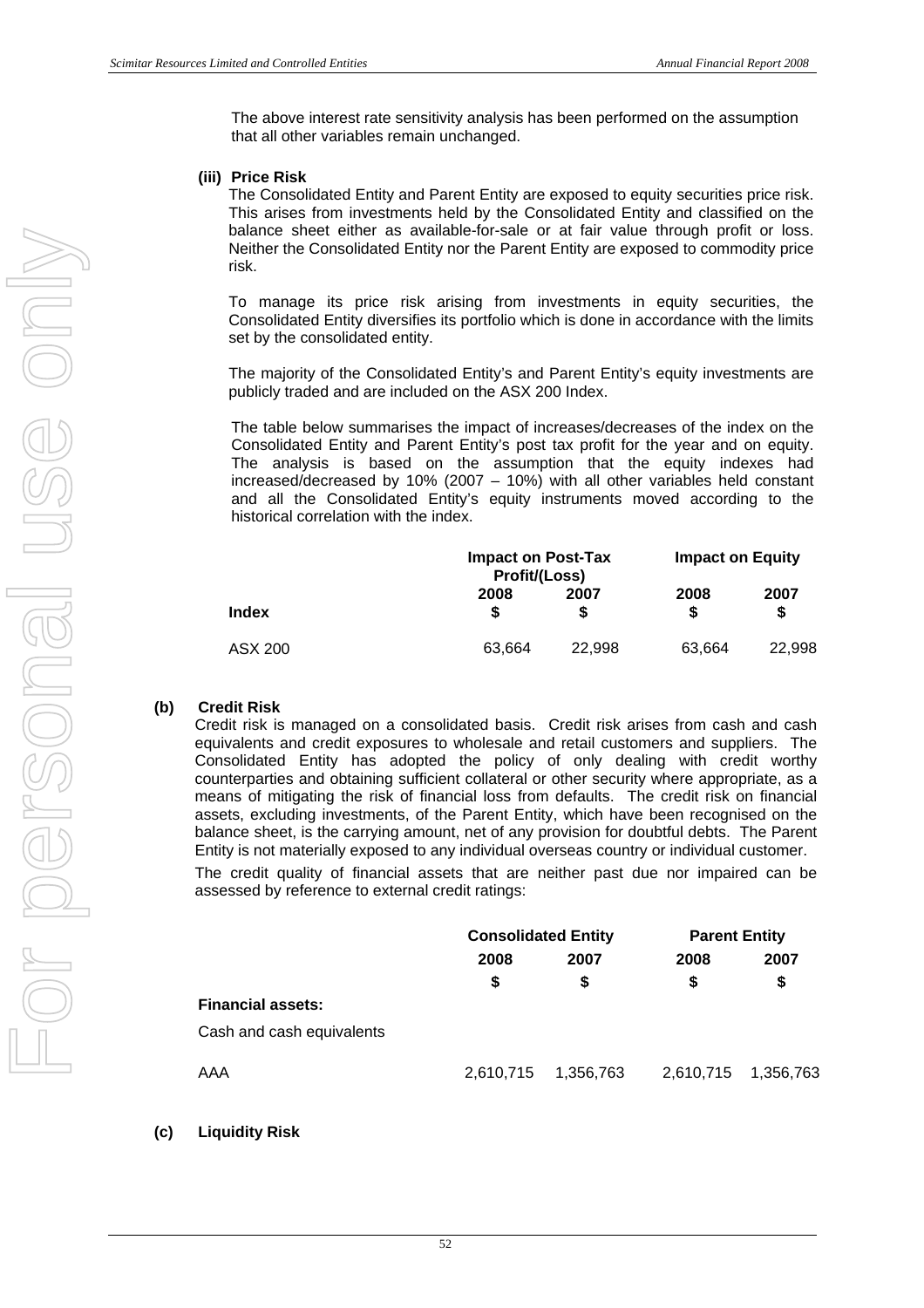The above interest rate sensitivity analysis has been performed on the assumption that all other variables remain unchanged.

**(iii) Price Risk**

The Consolidated Entity and Parent Entity are exposed to equity securities price risk. This arises from investments held by the Consolidated Entity and classified on the balance sheet either as available-for-sale or at fair value through profit or loss. Neither the Consolidated Entity nor the Parent Entity are exposed to commodity price risk.

To manage its price risk arising from investments in equity securities, the Consolidated Entity diversifies its portfolio which is done in accordance with the limits set by the consolidated entity.

The majority of the Consolidated Entity's and Parent Entity's equity investments are publicly traded and are included on the ASX 200 Index.

The table below summarises the impact of increases/decreases of the index on the Consolidated Entity and Parent Entity's post tax profit for the year and on equity. The analysis is based on the assumption that the equity indexes had increased/decreased by 10% (2007 – 10%) with all other variables held constant and all the Consolidated Entity's equity instruments moved according to the historical correlation with the index.

| | Impact on Post-Tax Profit/(Loss) | | Impact on Equity | |
|---|---|---|---|---|
| **Index** | **2008 $** | **2007 $** | **2008 $** | **2007 $** |
| ASX 200 | 63,664 | 22,998 | 63,664 | 22,998 |

**(b) Credit Risk**

Credit risk is managed on a consolidated basis. Credit risk arises from cash and cash equivalents and credit exposures to wholesale and retail customers and suppliers. The Consolidated Entity has adopted the policy of only dealing with credit worthy counterparties and obtaining sufficient collateral or other security where appropriate, as a means of mitigating the risk of financial loss from defaults. The credit risk on financial assets, excluding investments, of the Parent Entity, which have been recognised on the balance sheet, is the carrying amount, net of any provision for doubtful debts. The Parent Entity is not materially exposed to any individual overseas country or individual customer.

The credit quality of financial assets that are neither past due nor impaired can be assessed by reference to external credit ratings:

| | Consolidated Entity | | Parent Entity | |
|---|---|---|---|---|
| | **2008** | **2007** | **2008** | **2007** |
| | **$** | **$** | **$** | **$** |
| **Financial assets:** | | | | |
| Cash and cash equivalents | | | | |
| AAA | 2,610,715 | 1,356,763 | 2,610,715 | 1,356,763 |

**(c) Liquidity Risk**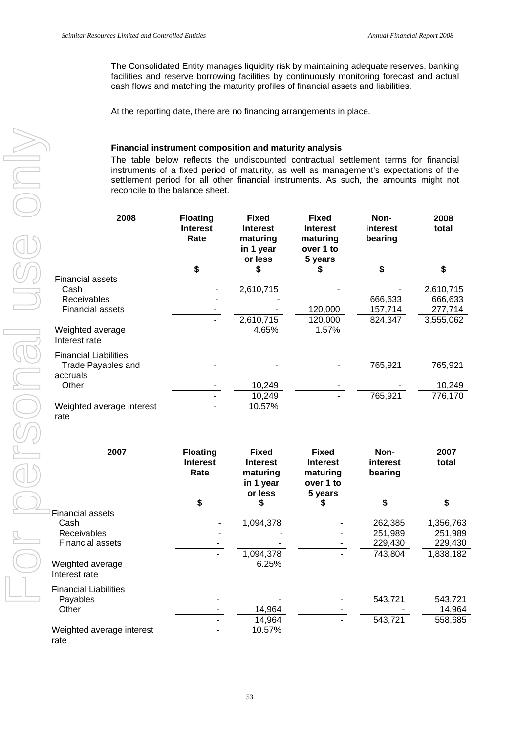The Consolidated Entity manages liquidity risk by maintaining adequate reserves, banking facilities and reserve borrowing facilities by continuously monitoring forecast and actual cash flows and matching the maturity profiles of financial assets and liabilities.

At the reporting date, there are no financing arrangements in place.

**Financial instrument composition and maturity analysis**

The table below reflects the undiscounted contractual settlement terms for financial instruments of a fixed period of maturity, as well as management's expectations of the settlement period for all other financial instruments. As such, the amounts might not reconcile to the balance sheet.

| 2008 | Floating Interest Rate | Fixed Interest maturing in 1 year or less | Fixed Interest maturing over 1 to 5 years | Non-interest bearing | 2008 total |
|---|---|---|---|---|---|
| | $ | $ | $ | $ | $ |
| Financial assets | | | | | |
| Cash | - | 2,610,715 | - | - | 2,610,715 |
| Receivables | - | - | | 666,633 | 666,633 |
| Financial assets | - | - | 120,000 | 157,714 | 277,714 |
| | - | 2,610,715 | 120,000 | 824,347 | 3,555,062 |
| Weighted average Interest rate | | 4.65% | 1.57% | | |
| Financial Liabilities | | | | | |
| Trade Payables and accruals | - | - | - | 765,921 | 765,921 |
| Other | - | 10,249 | - | - | 10,249 |
| | - | 10,249 | - | 765,921 | 776,170 |
| Weighted average interest rate | - | 10.57% | | | |

| 2007 | Floating Interest Rate | Fixed Interest maturing in 1 year or less | Fixed Interest maturing over 1 to 5 years | Non-interest bearing | 2007 total |
|---|---|---|---|---|---|
| | $ | $ | $ | $ | $ |
| Financial assets | | | | | |
| Cash | - | 1,094,378 | - | 262,385 | 1,356,763 |
| Receivables | - | - | - | 251,989 | 251,989 |
| Financial assets | - | - | - | 229,430 | 229,430 |
| | - | 1,094,378 | - | 743,804 | 1,838,182 |
| Weighted average Interest rate | | 6.25% | | | |
| Financial Liabilities | | | | | |
| Payables | - | - | - | 543,721 | 543,721 |
| Other | - | 14,964 | - | - | 14,964 |
| | - | 14,964 | - | 543,721 | 558,685 |
| Weighted average interest rate | - | 10.57% | | | |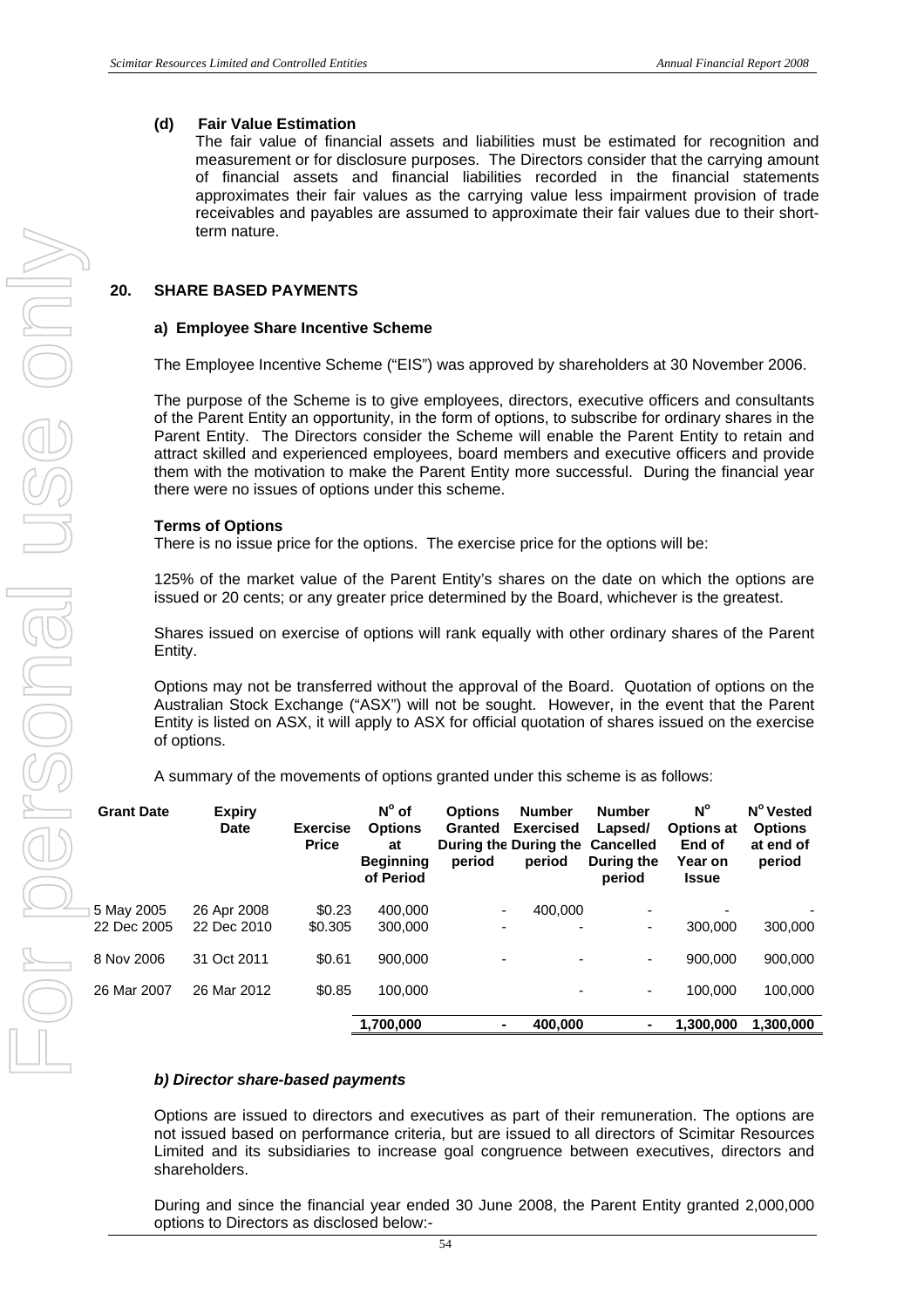**(d) Fair Value Estimation**

The fair value of financial assets and liabilities must be estimated for recognition and measurement or for disclosure purposes. The Directors consider that the carrying amount of financial assets and financial liabilities recorded in the financial statements approximates their fair values as the carrying value less impairment provision of trade receivables and payables are assumed to approximate their fair values due to their short-term nature.

## 20. SHARE BASED PAYMENTS

### a) Employee Share Incentive Scheme

The Employee Incentive Scheme ("EIS") was approved by shareholders at 30 November 2006.

The purpose of the Scheme is to give employees, directors, executive officers and consultants of the Parent Entity an opportunity, in the form of options, to subscribe for ordinary shares in the Parent Entity. The Directors consider the Scheme will enable the Parent Entity to retain and attract skilled and experienced employees, board members and executive officers and provide them with the motivation to make the Parent Entity more successful. During the financial year there were no issues of options under this scheme.

**Terms of Options**

There is no issue price for the options. The exercise price for the options will be:

125% of the market value of the Parent Entity's shares on the date on which the options are issued or 20 cents; or any greater price determined by the Board, whichever is the greatest.

Shares issued on exercise of options will rank equally with other ordinary shares of the Parent Entity.

Options may not be transferred without the approval of the Board. Quotation of options on the Australian Stock Exchange ("ASX") will not be sought. However, in the event that the Parent Entity is listed on ASX, it will apply to ASX for official quotation of shares issued on the exercise of options.

A summary of the movements of options granted under this scheme is as follows:

| Grant Date | Expiry Date | Exercise Price | N^o of Options at Beginning of Period | Options Granted During the period | Number Exercised During the period | Number Lapsed/ Cancelled During the period | N^o Options at End of Year on Issue | N^o Vested Options at end of period |
|---|---|---|---|---|---|---|---|---|
| 5 May 2005 | 26 Apr 2008 | $0.23 | 400,000 | - | 400,000 | - | - | - |
| 22 Dec 2005 | 22 Dec 2010 | $0.305 | 300,000 | - | - | - | 300,000 | 300,000 |
| 8 Nov 2006 | 31 Oct 2011 | $0.61 | 900,000 | - | - | - | 900,000 | 900,000 |
| 26 Mar 2007 | 26 Mar 2012 | $0.85 | 100,000 | | - | - | 100,000 | 100,000 |
| | | | **1,700,000** | **-** | **400,000** | **-** | **1,300,000** | **1,300,000** |

### *b) Director share-based payments*

Options are issued to directors and executives as part of their remuneration. The options are not issued based on performance criteria, but are issued to all directors of Scimitar Resources Limited and its subsidiaries to increase goal congruence between executives, directors and shareholders.

During and since the financial year ended 30 June 2008, the Parent Entity granted 2,000,000 options to Directors as disclosed below:-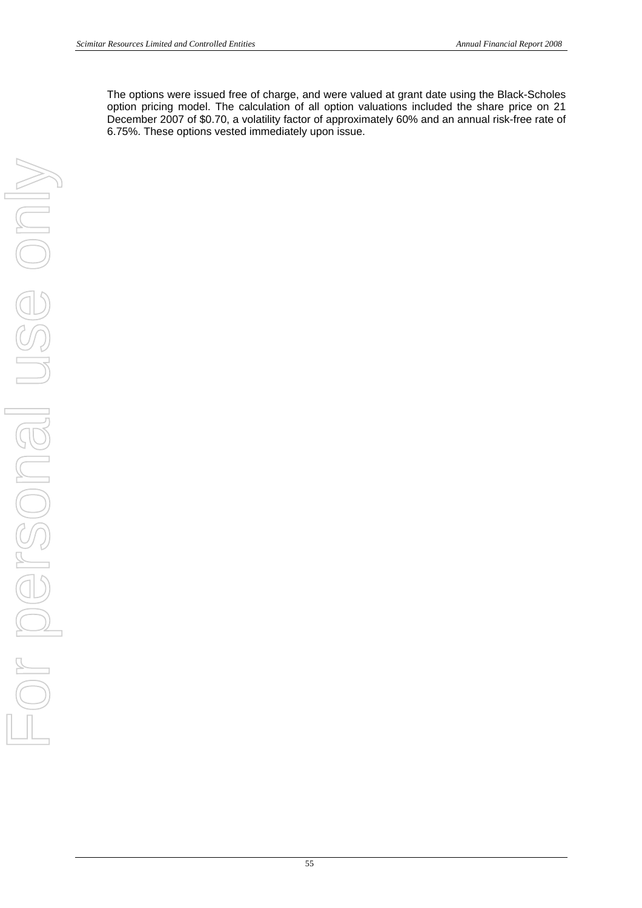The options were issued free of charge, and were valued at grant date using the Black-Scholes option pricing model. The calculation of all option valuations included the share price on 21 December 2007 of $0.70, a volatility factor of approximately 60% and an annual risk-free rate of 6.75%. These options vested immediately upon issue.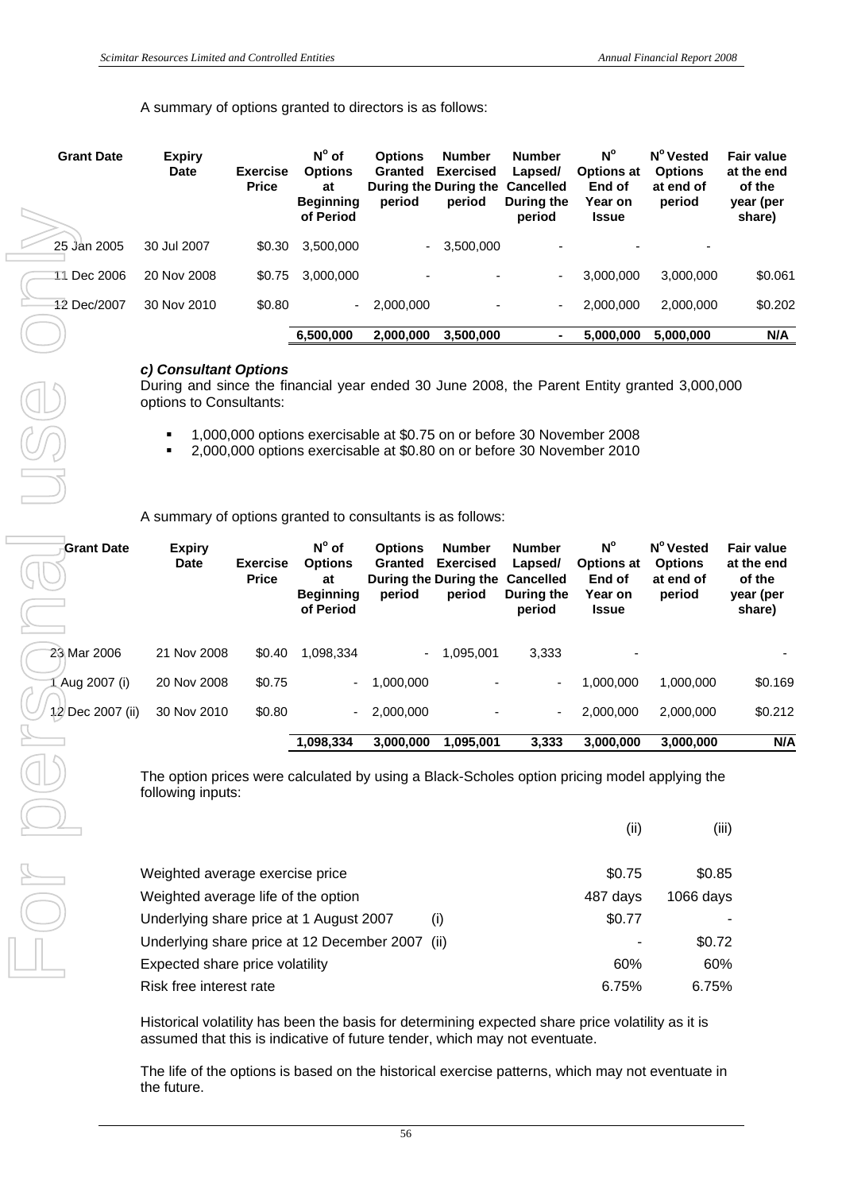A summary of options granted to directors is as follows:

| Grant Date | Expiry Date | Exercise Price | N° of Options at Beginning of Period | Options Granted During the period | Number Exercised During the period | Number Lapsed/ Cancelled During the period | N° Options at End of Year on Issue | N° Vested Options at end of period | Fair value at the end of the year (per share) |
|---|---|---|---|---|---|---|---|---|---|
| 25 Jan 2005 | 30 Jul 2007 | $0.30 | 3,500,000 | - | 3,500,000 | - | - | - | |
| 11 Dec 2006 | 20 Nov 2008 | $0.75 | 3,000,000 | - | - | - | 3,000,000 | 3,000,000 | $0.061 |
| 12 Dec/2007 | 30 Nov 2010 | $0.80 | - | 2,000,000 | - | - | 2,000,000 | 2,000,000 | $0.202 |
| | | | **6,500,000** | **2,000,000** | **3,500,000** | **-** | **5,000,000** | **5,000,000** | **N/A** |

### *c) Consultant Options*

During and since the financial year ended 30 June 2008, the Parent Entity granted 3,000,000 options to Consultants:

- 1,000,000 options exercisable at $0.75 on or before 30 November 2008
- 2,000,000 options exercisable at $0.80 on or before 30 November 2010

A summary of options granted to consultants is as follows:

| Grant Date | Expiry Date | Exercise Price | N° of Options at Beginning of Period | Options Granted During the period | Number Exercised During the period | Number Lapsed/ Cancelled During the period | N° Options at End of Year on Issue | N° Vested Options at end of period | Fair value at the end of the year (per share) |
|---|---|---|---|---|---|---|---|---|---|
| 23 Mar 2006 | 21 Nov 2008 | $0.40 | 1,098,334 | - | 1,095,001 | 3,333 | - | | - |
| 1 Aug 2007 (i) | 20 Nov 2008 | $0.75 | - | 1,000,000 | - | - | 1,000,000 | 1,000,000 | $0.169 |
| 12 Dec 2007 (ii) | 30 Nov 2010 | $0.80 | - | 2,000,000 | - | - | 2,000,000 | 2,000,000 | $0.212 |
| | | | **1,098,334** | **3,000,000** | **1,095,001** | **3,333** | **3,000,000** | **3,000,000** | **N/A** |

The option prices were calculated by using a Black-Scholes option pricing model applying the following inputs:

| | | (ii) | (iii) |
|---|---|---|---|
| Weighted average exercise price | | $0.75 | $0.85 |
| Weighted average life of the option | | 487 days | 1066 days |
| Underlying share price at 1 August 2007 | (i) | $0.77 | - |
| Underlying share price at 12 December 2007 | (ii) | - | $0.72 |
| Expected share price volatility | | 60% | 60% |
| Risk free interest rate | | 6.75% | 6.75% |

Historical volatility has been the basis for determining expected share price volatility as it is assumed that this is indicative of future tender, which may not eventuate.

The life of the options is based on the historical exercise patterns, which may not eventuate in the future.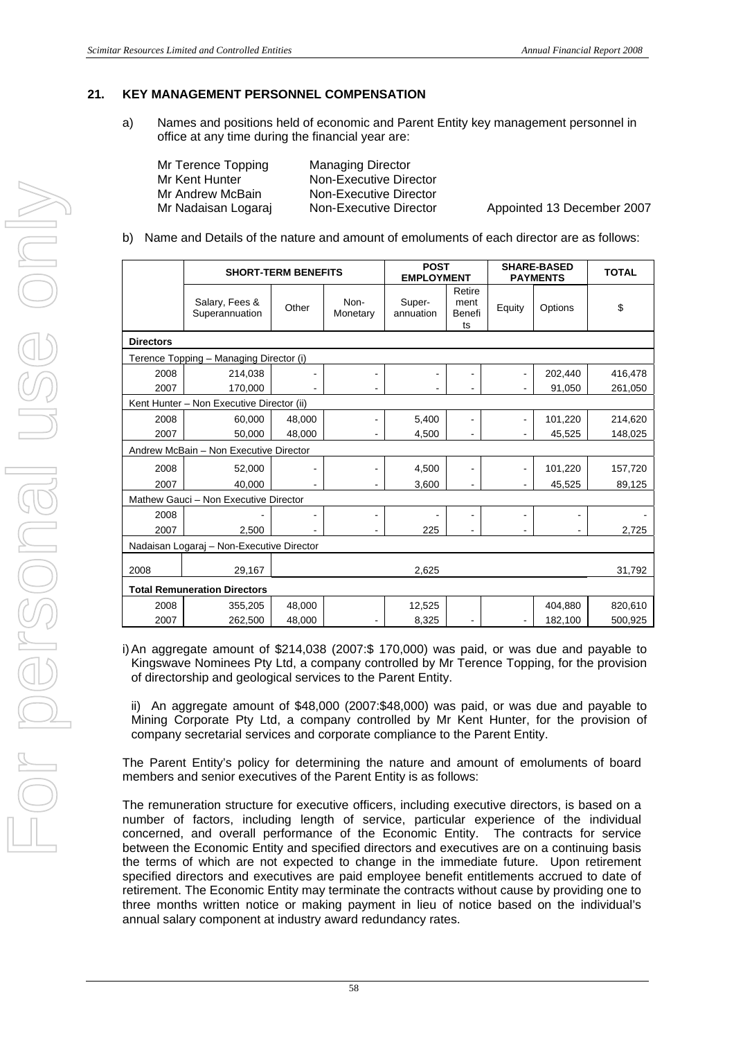## 21. KEY MANAGEMENT PERSONNEL COMPENSATION

a) Names and positions held of economic and Parent Entity key management personnel in office at any time during the financial year are:

| | | |
|---|---|---|
| Mr Terence Topping | Managing Director | |
| Mr Kent Hunter | Non-Executive Director | |
| Mr Andrew McBain | Non-Executive Director | |
| Mr Nadaisan Logaraj | Non-Executive Director | Appointed 13 December 2007 |

b) Name and Details of the nature and amount of emoluments of each director are as follows:

| | SHORT-TERM BENEFITS | | | POST EMPLOYMENT | | SHARE-BASED PAYMENTS | | TOTAL |
|---|---|---|---|---|---|---|---|---|
| | Salary, Fees & Superannuation | Other | Non-Monetary | Super-annuation | Retirement Benefits | Equity | Options | $ |
| **Directors** | | | | | | | | |
| Terence Topping – Managing Director (i) | | | | | | | | |
| 2008 | 214,038 | - | - | - | - | - | 202,440 | 416,478 |
| 2007 | 170,000 | - | - | - | - | - | 91,050 | 261,050 |
| Kent Hunter – Non Executive Director (ii) | | | | | | | | |
| 2008 | 60,000 | 48,000 | - | 5,400 | - | - | 101,220 | 214,620 |
| 2007 | 50,000 | 48,000 | - | 4,500 | - | - | 45,525 | 148,025 |
| Andrew McBain – Non Executive Director | | | | | | | | |
| 2008 | 52,000 | - | - | 4,500 | - | - | 101,220 | 157,720 |
| 2007 | 40,000 | - | - | 3,600 | - | - | 45,525 | 89,125 |
| Mathew Gauci – Non Executive Director | | | | | | | | |
| 2008 | - | - | - | - | - | - | - | - |
| 2007 | 2,500 | - | - | 225 | - | - | - | 2,725 |
| Nadaisan Logaraj – Non-Executive Director | | | | | | | | |
| 2008 | 29,167 | | | 2,625 | | | | 31,792 |
| **Total Remuneration Directors** | | | | | | | | |
| 2008 | 355,205 | 48,000 | | 12,525 | | | 404,880 | 820,610 |
| 2007 | 262,500 | 48,000 | - | 8,325 | - | - | 182,100 | 500,925 |

i) An aggregate amount of $214,038 (2007:$ 170,000) was paid, or was due and payable to Kingswave Nominees Pty Ltd, a company controlled by Mr Terence Topping, for the provision of directorship and geological services to the Parent Entity.

ii) An aggregate amount of $48,000 (2007:$48,000) was paid, or was due and payable to Mining Corporate Pty Ltd, a company controlled by Mr Kent Hunter, for the provision of company secretarial services and corporate compliance to the Parent Entity.

The Parent Entity's policy for determining the nature and amount of emoluments of board members and senior executives of the Parent Entity is as follows:

The remuneration structure for executive officers, including executive directors, is based on a number of factors, including length of service, particular experience of the individual concerned, and overall performance of the Economic Entity. The contracts for service between the Economic Entity and specified directors and executives are on a continuing basis the terms of which are not expected to change in the immediate future. Upon retirement specified directors and executives are paid employee benefit entitlements accrued to date of retirement. The Economic Entity may terminate the contracts without cause by providing one to three months written notice or making payment in lieu of notice based on the individual's annual salary component at industry award redundancy rates.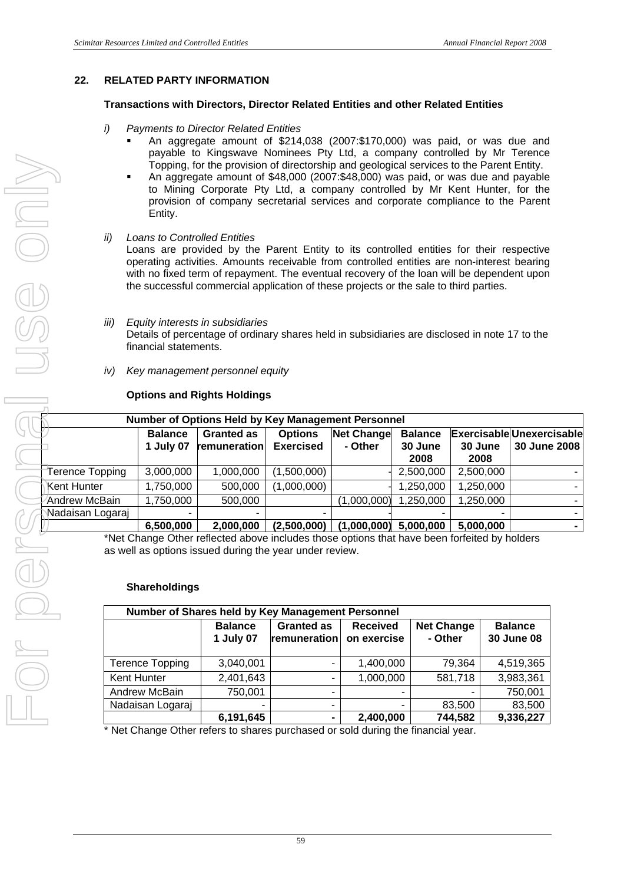## 22. RELATED PARTY INFORMATION

### Transactions with Directors, Director Related Entities and other Related Entities

*i) Payments to Director Related Entities*

- An aggregate amount of $214,038 (2007:$170,000) was paid, or was due and payable to Kingswave Nominees Pty Ltd, a company controlled by Mr Terence Topping, for the provision of directorship and geological services to the Parent Entity.
- An aggregate amount of $48,000 (2007:$48,000) was paid, or was due and payable to Mining Corporate Pty Ltd, a company controlled by Mr Kent Hunter, for the provision of company secretarial services and corporate compliance to the Parent Entity.

*ii) Loans to Controlled Entities*

Loans are provided by the Parent Entity to its controlled entities for their respective operating activities. Amounts receivable from controlled entities are non-interest bearing with no fixed term of repayment. The eventual recovery of the loan will be dependent upon the successful commercial application of these projects or the sale to third parties.

*iii) Equity interests in subsidiaries*

Details of percentage of ordinary shares held in subsidiaries are disclosed in note 17 to the financial statements.

*iv) Key management personnel equity*

**Options and Rights Holdings**

| Number of Options Held by Key Management Personnel | | | | | | | |
|---|---|---|---|---|---|---|---|
| | **Balance 1 July 07** | **Granted as remuneration** | **Options Exercised** | **Net Change - Other** | **Balance 30 June 2008** | **Exercisable 30 June 2008** | **Unexercisable 30 June 2008** |
| Terence Topping | 3,000,000 | 1,000,000 | (1,500,000) | - | 2,500,000 | 2,500,000 | - |
| Kent Hunter | 1,750,000 | 500,000 | (1,000,000) | - | 1,250,000 | 1,250,000 | - |
| Andrew McBain | 1,750,000 | 500,000 | | (1,000,000) | 1,250,000 | 1,250,000 | - |
| Nadaisan Logaraj | - | - | - | - | - | - | - |
| | **6,500,000** | **2,000,000** | **(2,500,000)** | **(1,000,000)** | **5,000,000** | **5,000,000** | **-** |

*Net Change Other reflected above includes those options that have been forfeited by holders as well as options issued during the year under review.

**Shareholdings**

| Number of Shares held by Key Management Personnel | | | | | |
|---|---|---|---|---|---|
| | **Balance 1 July 07** | **Granted as remuneration** | **Received on exercise** | **Net Change - Other** | **Balance 30 June 08** |
| Terence Topping | 3,040,001 | - | 1,400,000 | 79,364 | 4,519,365 |
| Kent Hunter | 2,401,643 | - | 1,000,000 | 581,718 | 3,983,361 |
| Andrew McBain | 750,001 | - | - | - | 750,001 |
| Nadaisan Logaraj | - | - | - | 83,500 | 83,500 |
| | **6,191,645** | **-** | **2,400,000** | **744,582** | **9,336,227** |

* Net Change Other refers to shares purchased or sold during the financial year.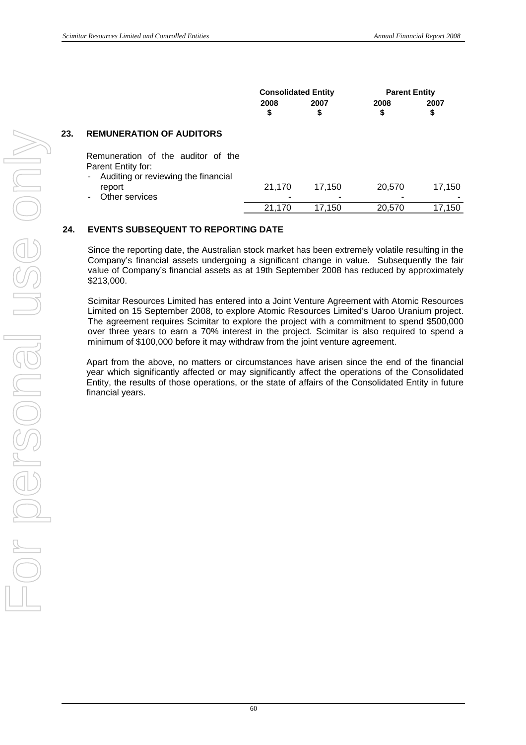## 23. REMUNERATION OF AUDITORS

| | Consolidated Entity | | Parent Entity | |
|---|---|---|---|---|
| | 2008<br>$ | 2007<br>$ | 2008<br>$ | 2007<br>$ |
| Remuneration of the auditor of the Parent Entity for: | | | | |
| - Auditing or reviewing the financial report | 21,170 | 17,150 | 20,570 | 17,150 |
| - Other services | - | - | - | - |
| | 21,170 | 17,150 | 20,570 | 17,150 |

## 24. EVENTS SUBSEQUENT TO REPORTING DATE

Since the reporting date, the Australian stock market has been extremely volatile resulting in the Company's financial assets undergoing a significant change in value. Subsequently the fair value of Company's financial assets as at 19th September 2008 has reduced by approximately $213,000.

Scimitar Resources Limited has entered into a Joint Venture Agreement with Atomic Resources Limited on 15 September 2008, to explore Atomic Resources Limited's Uaroo Uranium project. The agreement requires Scimitar to explore the project with a commitment to spend $500,000 over three years to earn a 70% interest in the project. Scimitar is also required to spend a minimum of $100,000 before it may withdraw from the joint venture agreement.

Apart from the above, no matters or circumstances have arisen since the end of the financial year which significantly affected or may significantly affect the operations of the Consolidated Entity, the results of those operations, or the state of affairs of the Consolidated Entity in future financial years.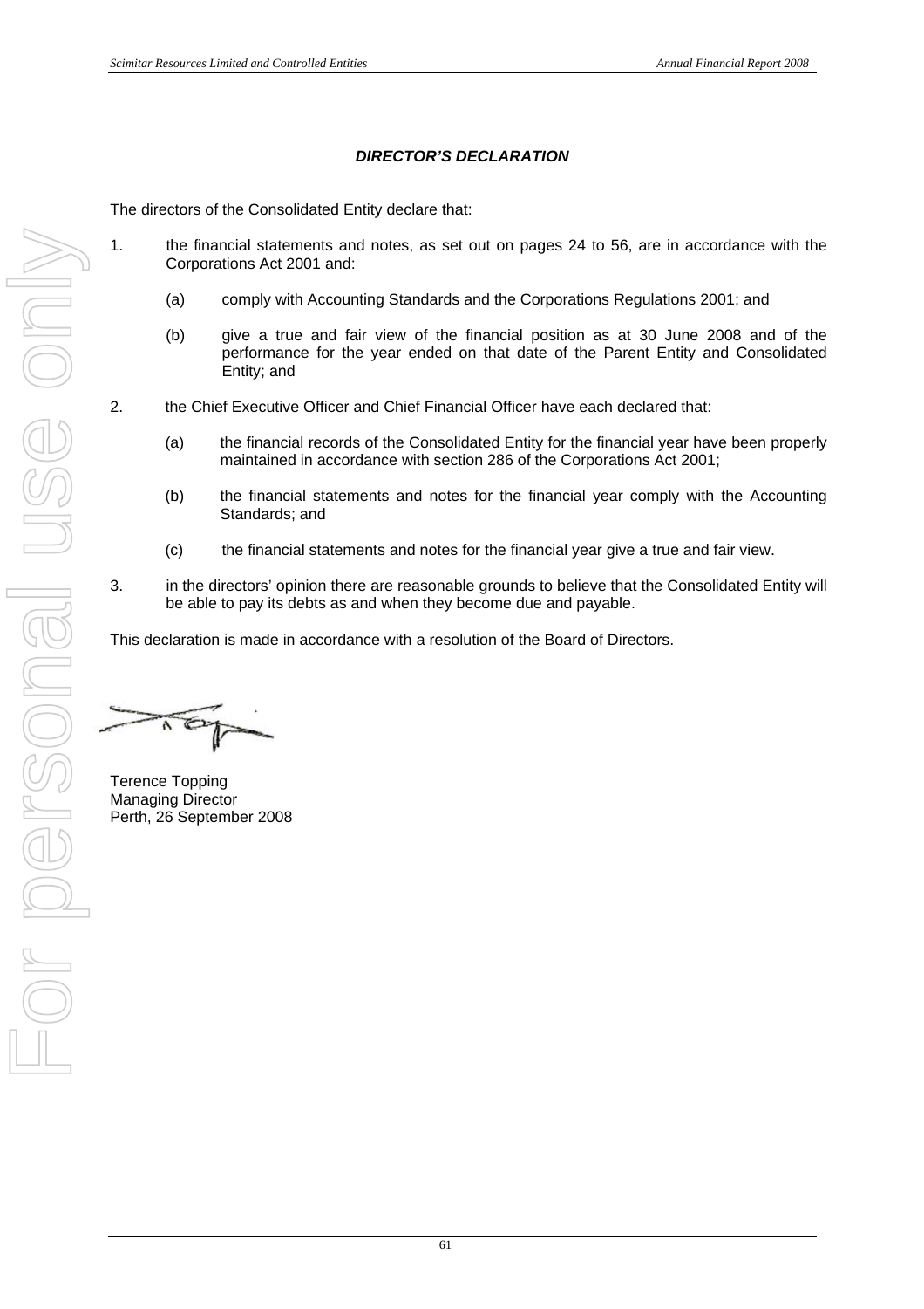## *DIRECTOR'S DECLARATION*

The directors of the Consolidated Entity declare that:

1. the financial statements and notes, as set out on pages 24 to 56, are in accordance with the Corporations Act 2001 and:

    (a) comply with Accounting Standards and the Corporations Regulations 2001; and

    (b) give a true and fair view of the financial position as at 30 June 2008 and of the performance for the year ended on that date of the Parent Entity and Consolidated Entity; and

2. the Chief Executive Officer and Chief Financial Officer have each declared that:

    (a) the financial records of the Consolidated Entity for the financial year have been properly maintained in accordance with section 286 of the Corporations Act 2001;

    (b) the financial statements and notes for the financial year comply with the Accounting Standards; and

    (c) the financial statements and notes for the financial year give a true and fair view.

3. in the directors' opinion there are reasonable grounds to believe that the Consolidated Entity will be able to pay its debts as and when they become due and payable.

This declaration is made in accordance with a resolution of the Board of Directors.

Terence Topping
Managing Director
Perth, 26 September 2008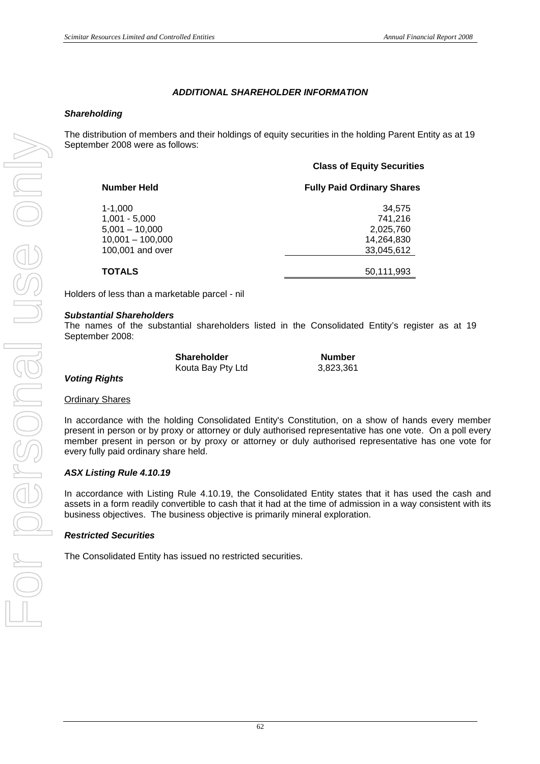## *ADDITIONAL SHAREHOLDER INFORMATION*

### *Shareholding*

The distribution of members and their holdings of equity securities in the holding Parent Entity as at 19 September 2008 were as follows:

| | **Class of Equity Securities** |
|---|---|
| **Number Held** | **Fully Paid Ordinary Shares** |
| 1-1,000 | 34,575 |
| 1,001 - 5,000 | 741,216 |
| 5,001 – 10,000 | 2,025,760 |
| 10,001 – 100,000 | 14,264,830 |
| 100,001 and over | 33,045,612 |
| **TOTALS** | 50,111,993 |

Holders of less than a marketable parcel - nil

### *Substantial Shareholders*

The names of the substantial shareholders listed in the Consolidated Entity's register as at 19 September 2008:

| **Shareholder** | **Number** |
|---|---|
| Kouta Bay Pty Ltd | 3,823,361 |

### *Voting Rights*

Ordinary Shares

In accordance with the holding Consolidated Entity's Constitution, on a show of hands every member present in person or by proxy or attorney or duly authorised representative has one vote. On a poll every member present in person or by proxy or attorney or duly authorised representative has one vote for every fully paid ordinary share held.

### *ASX Listing Rule 4.10.19*

In accordance with Listing Rule 4.10.19, the Consolidated Entity states that it has used the cash and assets in a form readily convertible to cash that it had at the time of admission in a way consistent with its business objectives. The business objective is primarily mineral exploration.

### *Restricted Securities*

The Consolidated Entity has issued no restricted securities.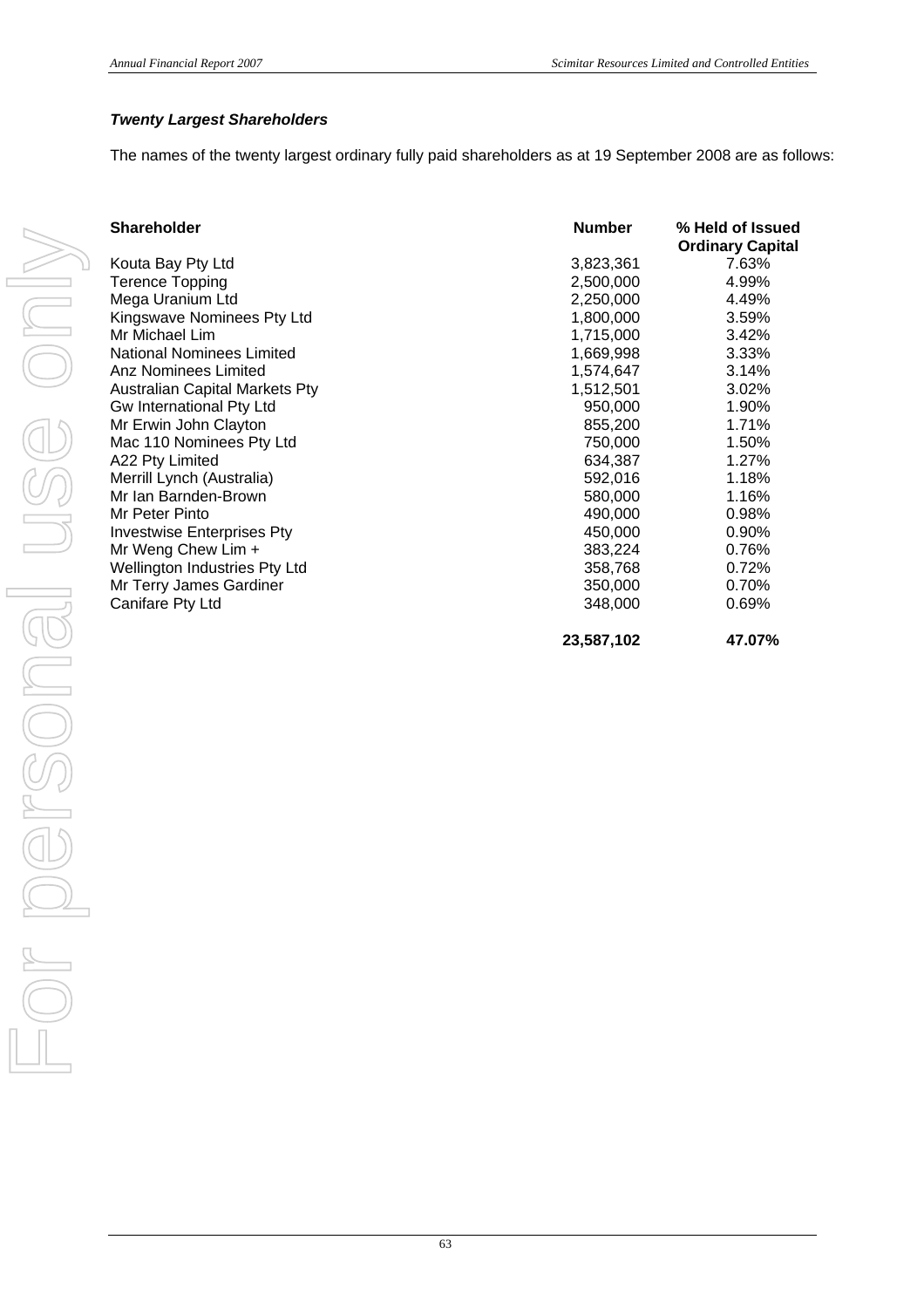### *Twenty Largest Shareholders*

The names of the twenty largest ordinary fully paid shareholders as at 19 September 2008 are as follows:

| Shareholder | Number | % Held of Issued Ordinary Capital |
|---|---|---|
| Kouta Bay Pty Ltd | 3,823,361 | 7.63% |
| Terence Topping | 2,500,000 | 4.99% |
| Mega Uranium Ltd | 2,250,000 | 4.49% |
| Kingswave Nominees Pty Ltd | 1,800,000 | 3.59% |
| Mr Michael Lim | 1,715,000 | 3.42% |
| National Nominees Limited | 1,669,998 | 3.33% |
| Anz Nominees Limited | 1,574,647 | 3.14% |
| Australian Capital Markets Pty | 1,512,501 | 3.02% |
| Gw International Pty Ltd | 950,000 | 1.90% |
| Mr Erwin John Clayton | 855,200 | 1.71% |
| Mac 110 Nominees Pty Ltd | 750,000 | 1.50% |
| A22 Pty Limited | 634,387 | 1.27% |
| Merrill Lynch (Australia) | 592,016 | 1.18% |
| Mr Ian Barnden-Brown | 580,000 | 1.16% |
| Mr Peter Pinto | 490,000 | 0.98% |
| Investwise Enterprises Pty | 450,000 | 0.90% |
| Mr Weng Chew Lim + | 383,224 | 0.76% |
| Wellington Industries Pty Ltd | 358,768 | 0.72% |
| Mr Terry James Gardiner | 350,000 | 0.70% |
| Canifare Pty Ltd | 348,000 | 0.69% |
| | **23,587,102** | **47.07%** |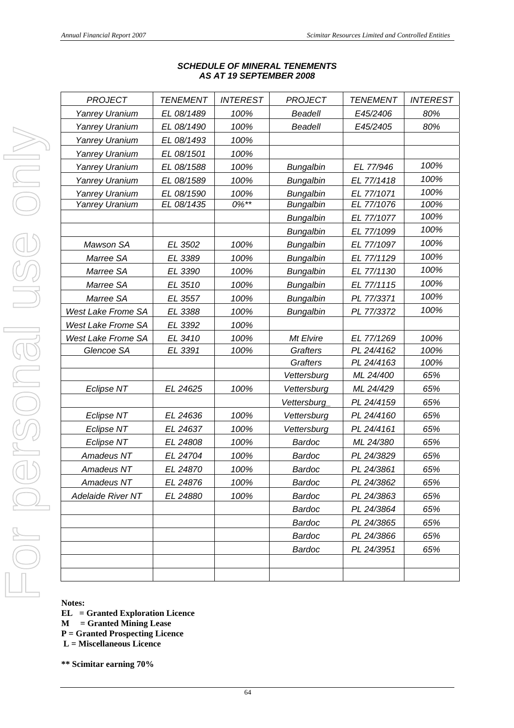### SCHEDULE OF MINERAL TENEMENTS
### AS AT 19 SEPTEMBER 2008

| PROJECT | TENEMENT | INTEREST | PROJECT | TENEMENT | INTEREST |
|---|---|---|---|---|---|
| Yanrey Uranium | EL 08/1489 | 100% | Beadell | E45/2406 | 80% |
| Yanrey Uranium | EL 08/1490 | 100% | Beadell | E45/2405 | 80% |
| Yanrey Uranium | EL 08/1493 | 100% | | | |
| Yanrey Uranium | EL 08/1501 | 100% | | | |
| Yanrey Uranium | EL 08/1588 | 100% | Bungalbin | EL 77/946 | 100% |
| Yanrey Uranium | EL 08/1589 | 100% | Bungalbin | EL 77/1418 | 100% |
| Yanrey Uranium | EL 08/1590 | 100% | Bungalbin | EL 77/1071 | 100% |
| Yanrey Uranium | EL 08/1435 | 0%** | Bungalbin | EL 77/1076 | 100% |
| | | | Bungalbin | EL 77/1077 | 100% |
| | | | Bungalbin | EL 77/1099 | 100% |
| Mawson SA | EL 3502 | 100% | Bungalbin | EL 77/1097 | 100% |
| Marree SA | EL 3389 | 100% | Bungalbin | EL 77/1129 | 100% |
| Marree SA | EL 3390 | 100% | Bungalbin | EL 77/1130 | 100% |
| Marree SA | EL 3510 | 100% | Bungalbin | EL 77/1115 | 100% |
| Marree SA | EL 3557 | 100% | Bungalbin | PL 77/3371 | 100% |
| West Lake Frome SA | EL 3388 | 100% | Bungalbin | PL 77/3372 | 100% |
| West Lake Frome SA | EL 3392 | 100% | | | |
| West Lake Frome SA | EL 3410 | 100% | Mt Elvire | EL 77/1269 | 100% |
| Glencoe SA | EL 3391 | 100% | Grafters | PL 24/4162 | 100% |
| | | | Grafters | PL 24/4163 | 100% |
| | | | Vettersburg | ML 24/400 | 65% |
| Eclipse NT | EL 24625 | 100% | Vettersburg | ML 24/429 | 65% |
| | | | Vettersburg_ | PL 24/4159 | 65% |
| Eclipse NT | EL 24636 | 100% | Vettersburg | PL 24/4160 | 65% |
| Eclipse NT | EL 24637 | 100% | Vettersburg | PL 24/4161 | 65% |
| Eclipse NT | EL 24808 | 100% | Bardoc | ML 24/380 | 65% |
| Amadeus NT | EL 24704 | 100% | Bardoc | PL 24/3829 | 65% |
| Amadeus NT | EL 24870 | 100% | Bardoc | PL 24/3861 | 65% |
| Amadeus NT | EL 24876 | 100% | Bardoc | PL 24/3862 | 65% |
| Adelaide River NT | EL 24880 | 100% | Bardoc | PL 24/3863 | 65% |
| | | | Bardoc | PL 24/3864 | 65% |
| | | | Bardoc | PL 24/3865 | 65% |
| | | | Bardoc | PL 24/3866 | 65% |
| | | | Bardoc | PL 24/3951 | 65% |
| | | | | | |
| | | | | | |

**Notes:**
**EL = Granted Exploration Licence**
**M = Granted Mining Lease**
**P = Granted Prospecting Licence**
**L = Miscellaneous Licence**

**\*\* Scimitar earning 70%**